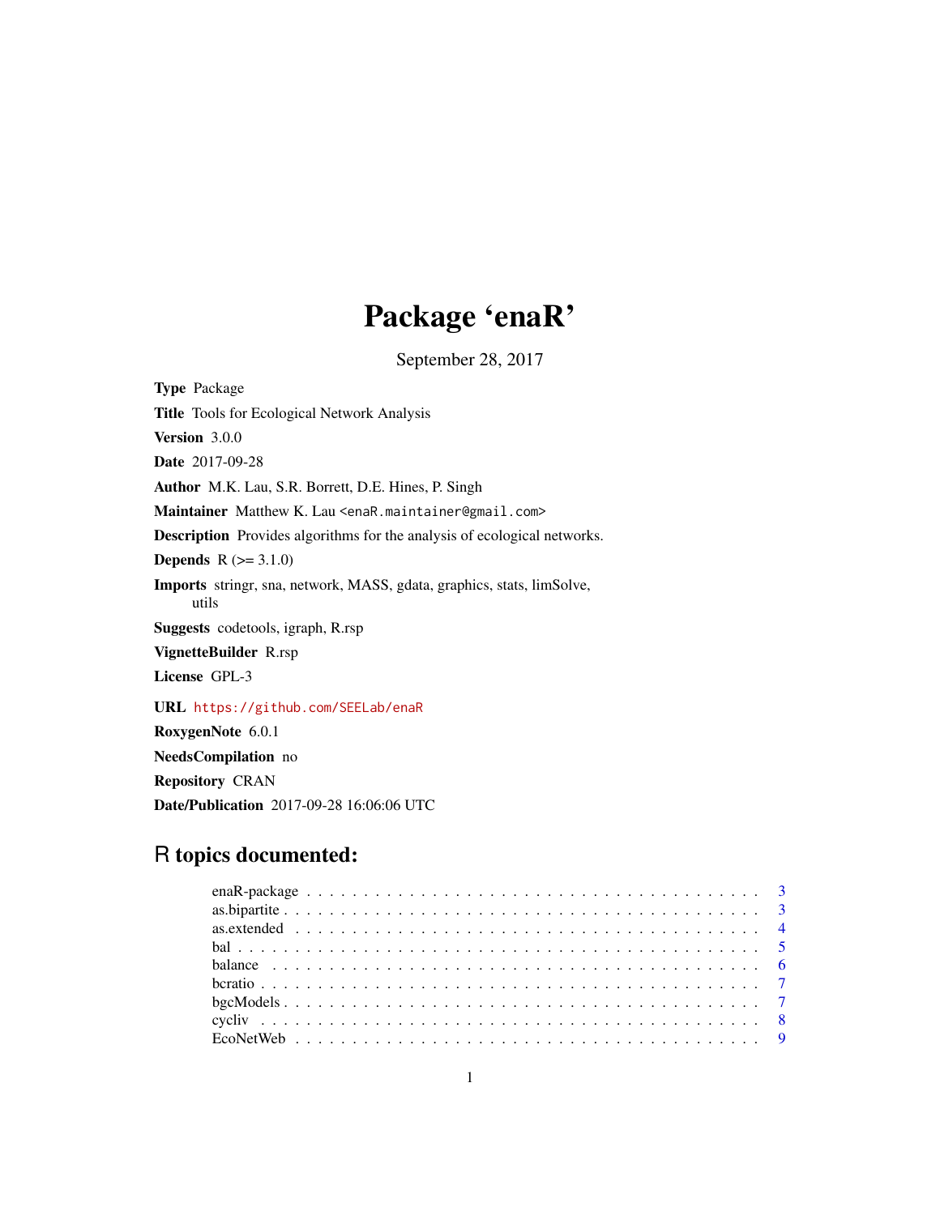# Package 'enaR'

September 28, 2017

**Type** Package

**Title** Tools for Ecological Network Analysis

**Version** 3.0.0

**Date** 2017-09-28

**Author** M.K. Lau, S.R. Borrett, D.E. Hines, P. Singh

**Maintainer** Matthew K. Lau <enaR.maintainer@gmail.com>

**Description** Provides algorithms for the analysis of ecological networks.

**Depends** R (>= 3.1.0)

**Imports** stringr, sna, network, MASS, gdata, graphics, stats, limSolve, utils

**Suggests** codetools, igraph, R.rsp

**VignetteBuilder** R.rsp

**License** GPL-3

**URL** https://github.com/SEELab/enaR

**RoxygenNote** 6.0.1

**NeedsCompilation** no

**Repository** CRAN

**Date/Publication** 2017-09-28 16:06:06 UTC

## R topics documented:

- enaR-package . . . . . . . . . . 3
- as.bipartite . . . . . . . . . . 3
- as.extended . . . . . . . . . . 4
- bal . . . . . . . . . . 5
- balance . . . . . . . . . . 6
- bcratio . . . . . . . . . . 7
- bgcModels . . . . . . . . . . 7
- cycliv . . . . . . . . . . 8
- EcoNetWeb . . . . . . . . . . 9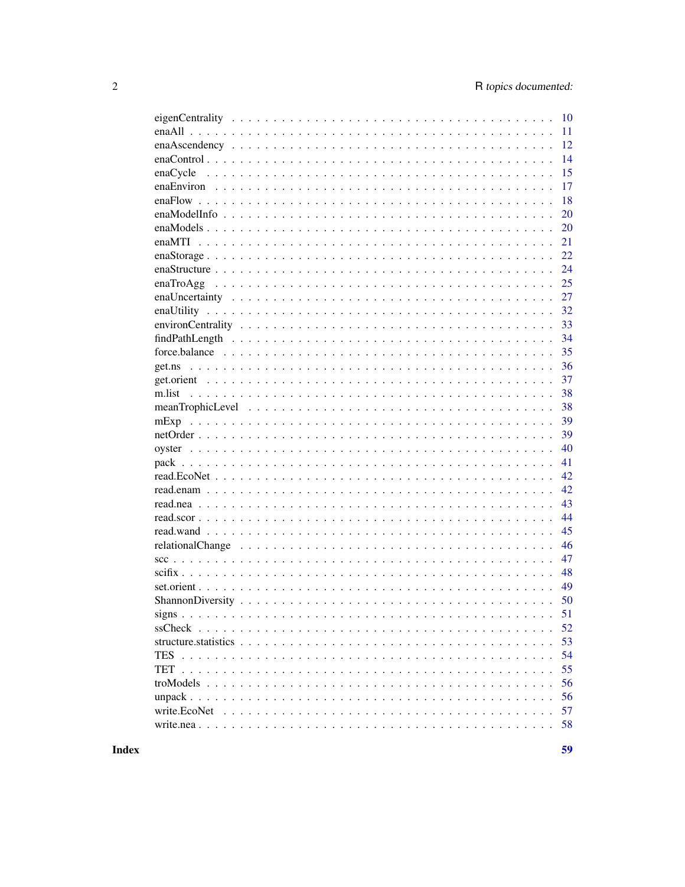| | |
|---|---|
| eigenCentrality | 10 |
| enaAll | 11 |
| enaAscendency | 12 |
| enaControl | 14 |
| enaCycle | 15 |
| enaEnviron | 17 |
| enaFlow | 18 |
| enaModelInfo | 20 |
| enaModels | 20 |
| enaMTI | 21 |
| enaStorage | 22 |
| enaStructure | 24 |
| enaTroAgg | 25 |
| enaUncertainty | 27 |
| enaUtility | 32 |
| environCentrality | 33 |
| findPathLength | 34 |
| force.balance | 35 |
| get.ns | 36 |
| get.orient | 37 |
| m.list | 38 |
| meanTrophicLevel | 38 |
| mExp | 39 |
| netOrder | 39 |
| oyster | 40 |
| pack | 41 |
| read.EcoNet | 42 |
| read.enam | 42 |
| read.nea | 43 |
| read.scor | 44 |
| read.wand | 45 |
| relationalChange | 46 |
| scc | 47 |
| scifix | 48 |
| set.orient | 49 |
| ShannonDiversity | 50 |
| signs | 51 |
| ssCheck | 52 |
| structure.statistics | 53 |
| TES | 54 |
| TET | 55 |
| troModels | 56 |
| unpack | 56 |
| write.EcoNet | 57 |
| write.nea | 58 |

**Index** **59**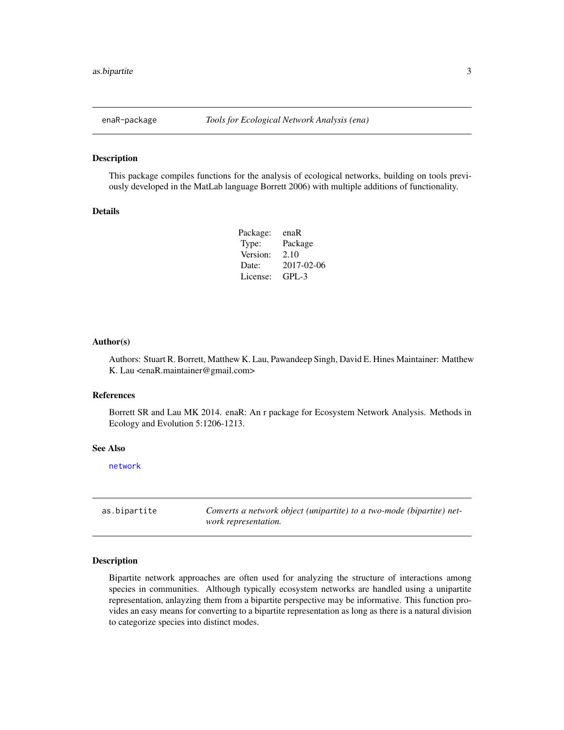## enaR-package — *Tools for Ecological Network Analysis (ena)*

### Description

This package compiles functions for the analysis of ecological networks, building on tools previously developed in the MatLab language Borrett 2006) with multiple additions of functionality.

### Details

| | |
|---|---|
| Package: | enaR |
| Type: | Package |
| Version: | 2.10 |
| Date: | 2017-02-06 |
| License: | GPL-3 |

### Author(s)

Authors: Stuart R. Borrett, Matthew K. Lau, Pawandeep Singh, David E. Hines Maintainer: Matthew K. Lau <enaR.maintainer@gmail.com>

### References

Borrett SR and Lau MK 2014. enaR: An r package for Ecosystem Network Analysis. Methods in Ecology and Evolution 5:1206-1213.

### See Also

`network`

## as.bipartite — *Converts a network object (unipartite) to a two-mode (bipartite) network representation.*

### Description

Bipartite network approaches are often used for analyzing the structure of interactions among species in communities. Although typically ecosystem networks are handled using a unipartite representation, anlayzing them from a bipartite perspective may be informative. This function provides an easy means for converting to a bipartite representation as long as there is a natural division to categorize species into distinct modes.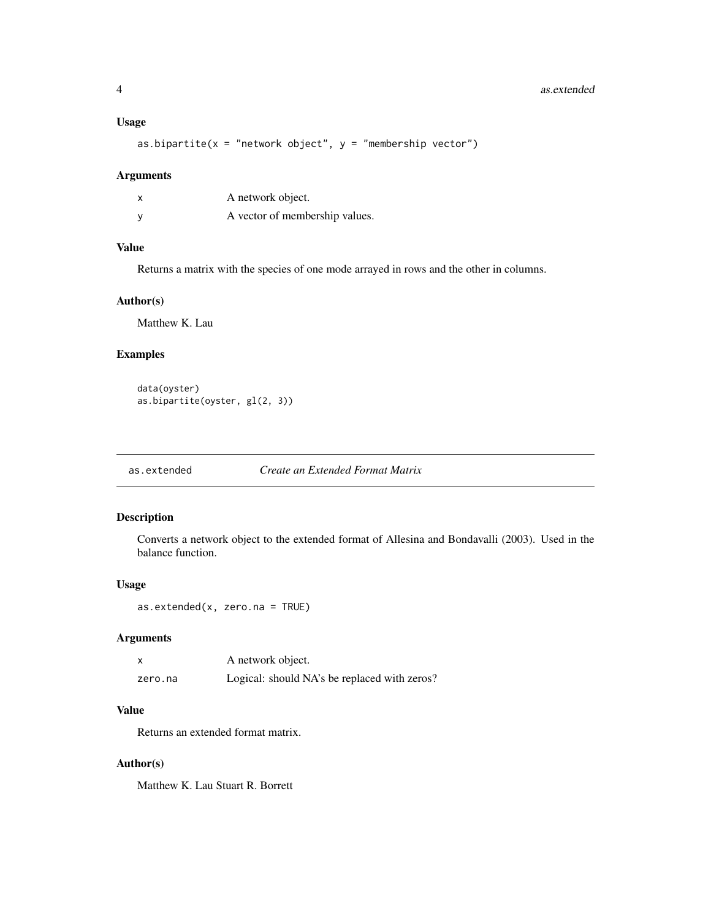### Usage

```
as.bipartite(x = "network object", y = "membership vector")
```

### Arguments

| | |
|---|---|
| x | A network object. |
| y | A vector of membership values. |

### Value

Returns a matrix with the species of one mode arrayed in rows and the other in columns.

### Author(s)

Matthew K. Lau

### Examples

```
data(oyster)
as.bipartite(oyster, gl(2, 3))
```

---

## as.extended *Create an Extended Format Matrix*

---

### Description

Converts a network object to the extended format of Allesina and Bondavalli (2003). Used in the balance function.

### Usage

```
as.extended(x, zero.na = TRUE)
```

### Arguments

| | |
|---|---|
| x | A network object. |
| zero.na | Logical: should NA's be replaced with zeros? |

### Value

Returns an extended format matrix.

### Author(s)

Matthew K. Lau Stuart R. Borrett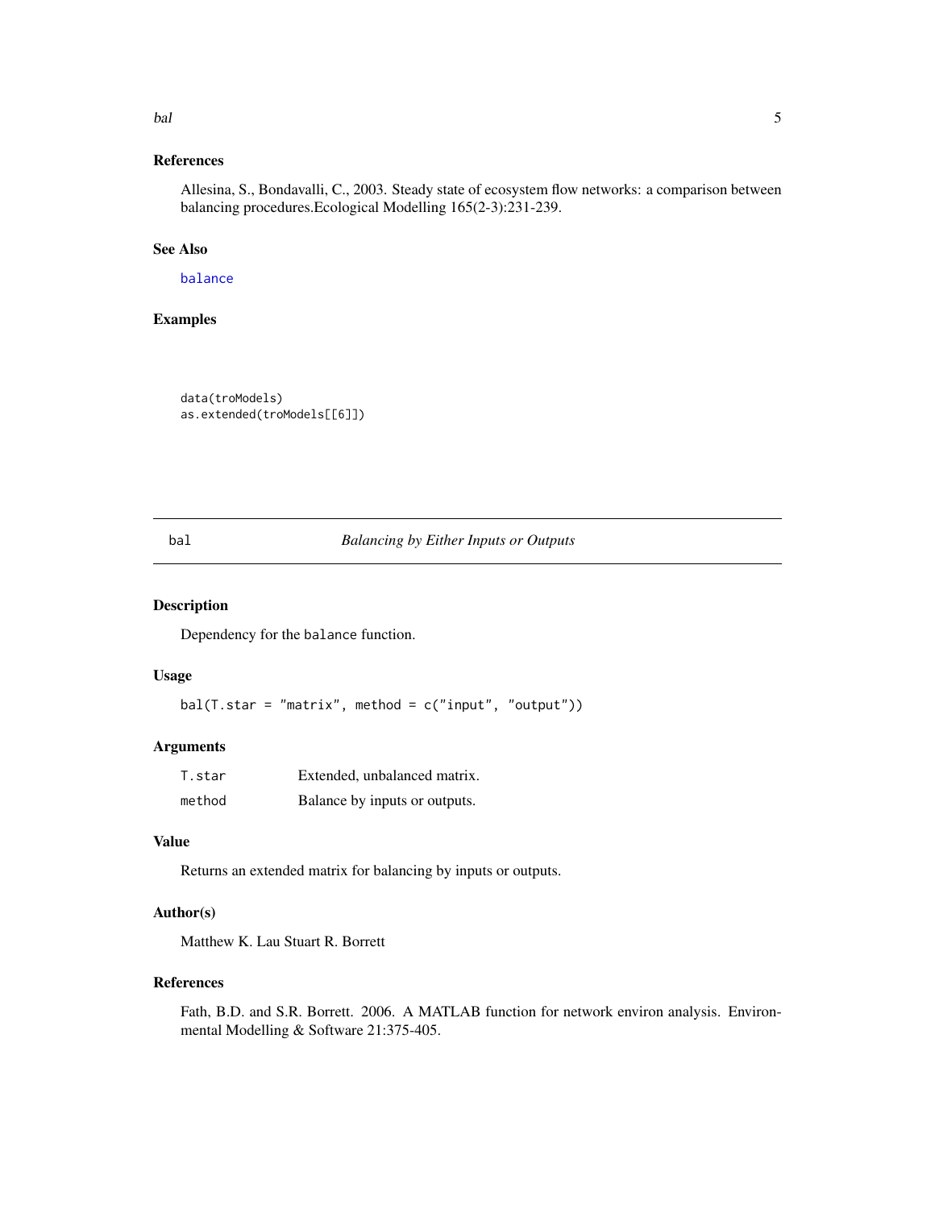### References

Allesina, S., Bondavalli, C., 2003. Steady state of ecosystem flow networks: a comparison between balancing procedures.Ecological Modelling 165(2-3):231-239.

### See Also

balance

### Examples

```
data(troModels)
as.extended(troModels[[6]])
```

---

## bal — *Balancing by Either Inputs or Outputs*

### Description

Dependency for the balance function.

### Usage

```
bal(T.star = "matrix", method = c("input", "output"))
```

### Arguments

| | |
|---|---|
| T.star | Extended, unbalanced matrix. |
| method | Balance by inputs or outputs. |

### Value

Returns an extended matrix for balancing by inputs or outputs.

### Author(s)

Matthew K. Lau Stuart R. Borrett

### References

Fath, B.D. and S.R. Borrett. 2006. A MATLAB function for network environ analysis. Environmental Modelling & Software 21:375-405.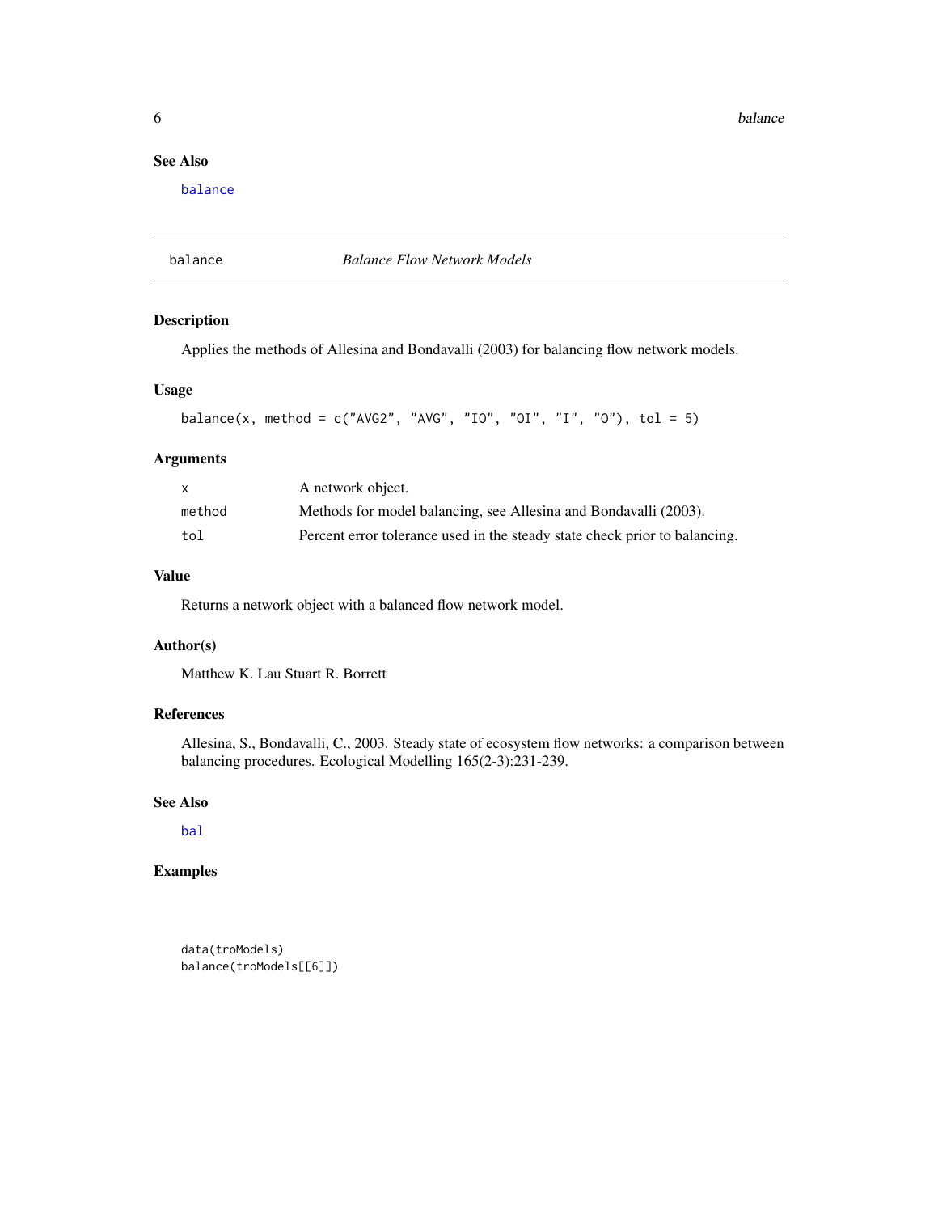### See Also

balance

---

## balance *Balance Flow Network Models*

### Description

Applies the methods of Allesina and Bondavalli (2003) for balancing flow network models.

### Usage

```
balance(x, method = c("AVG2", "AVG", "IO", "OI", "I", "O"), tol = 5)
```

### Arguments

| | |
|---|---|
| x | A network object. |
| method | Methods for model balancing, see Allesina and Bondavalli (2003). |
| tol | Percent error tolerance used in the steady state check prior to balancing. |

### Value

Returns a network object with a balanced flow network model.

### Author(s)

Matthew K. Lau Stuart R. Borrett

### References

Allesina, S., Bondavalli, C., 2003. Steady state of ecosystem flow networks: a comparison between balancing procedures. Ecological Modelling 165(2-3):231-239.

### See Also

bal

### Examples

```
data(troModels)
balance(troModels[[6]])
```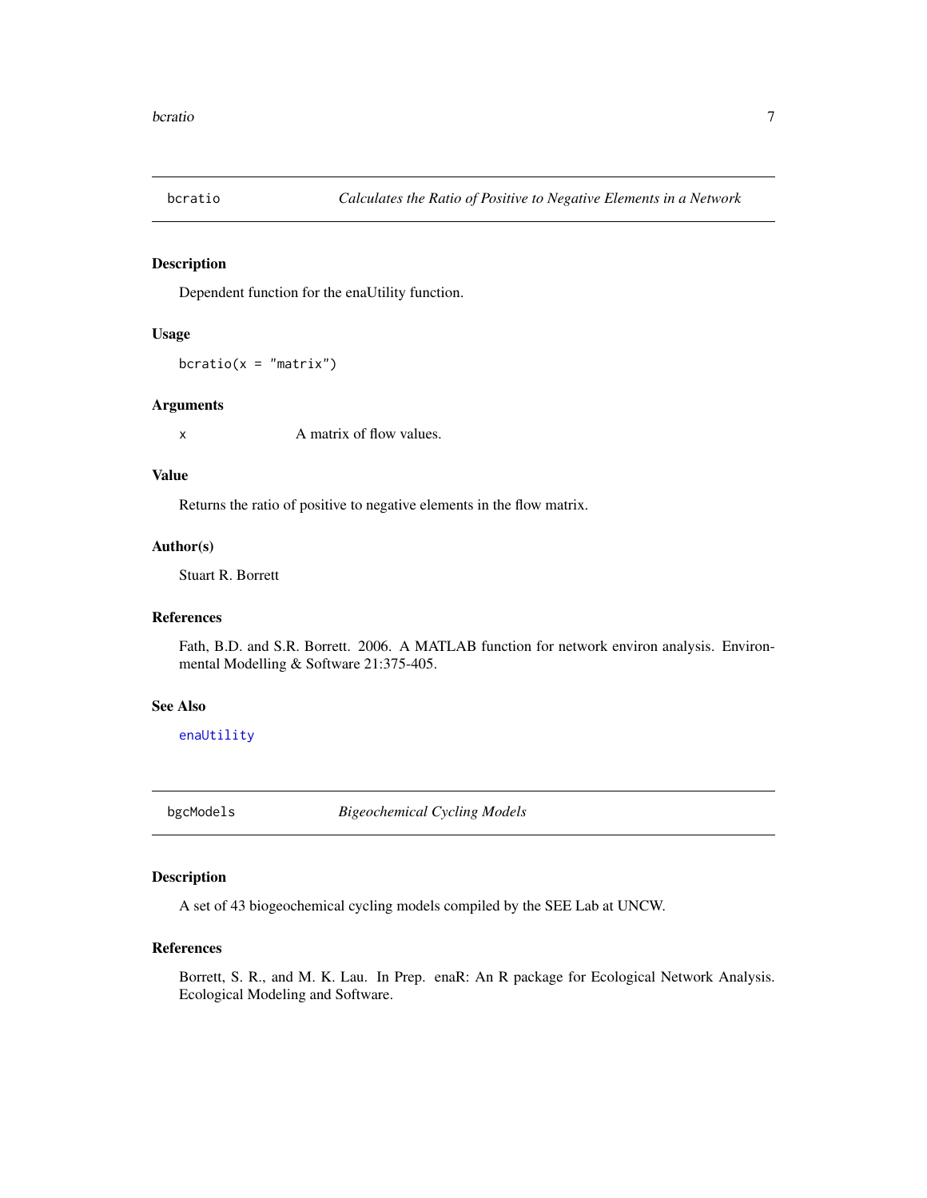## bcratio — *Calculates the Ratio of Positive to Negative Elements in a Network*

### Description

Dependent function for the enaUtility function.

### Usage

```
bcratio(x = "matrix")
```

### Arguments

| | |
|---|---|
| x | A matrix of flow values. |

### Value

Returns the ratio of positive to negative elements in the flow matrix.

### Author(s)

Stuart R. Borrett

### References

Fath, B.D. and S.R. Borrett. 2006. A MATLAB function for network environ analysis. Environmental Modelling & Software 21:375-405.

### See Also

enaUtility

## bgcModels — *Bigeochemical Cycling Models*

### Description

A set of 43 biogeochemical cycling models compiled by the SEE Lab at UNCW.

### References

Borrett, S. R., and M. K. Lau. In Prep. enaR: An R package for Ecological Network Analysis. Ecological Modeling and Software.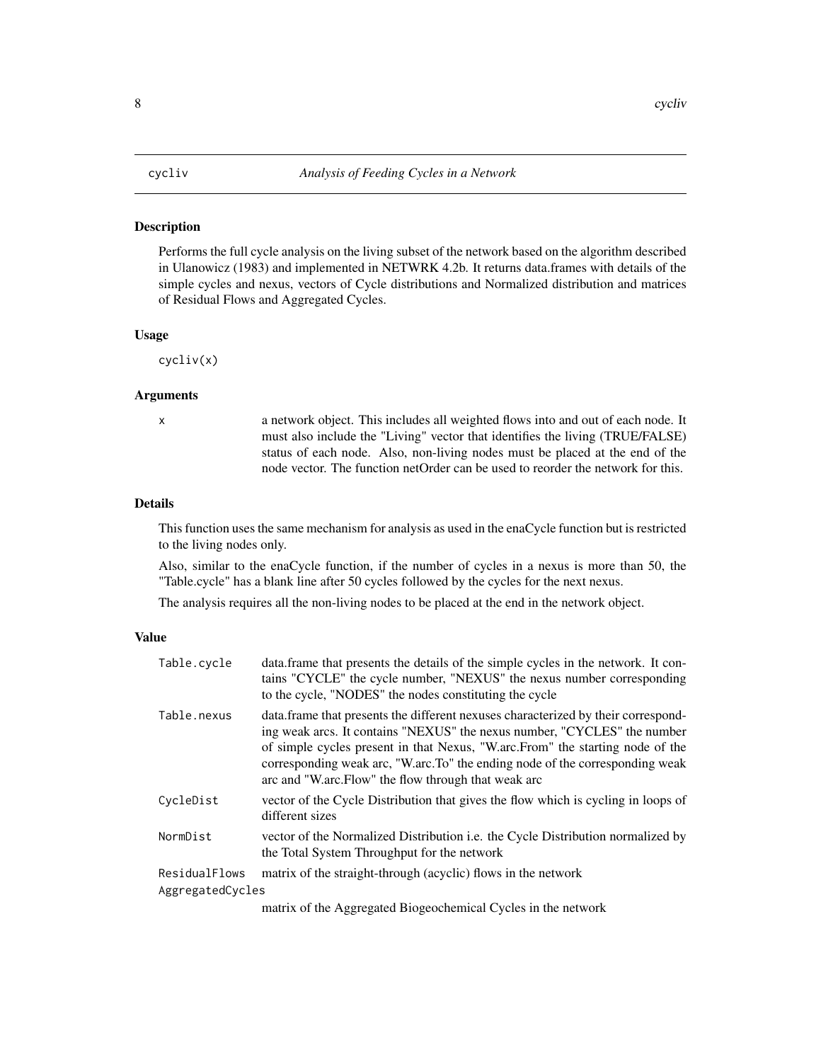# cycliv — *Analysis of Feeding Cycles in a Network*

## Description

Performs the full cycle analysis on the living subset of the network based on the algorithm described in Ulanowicz (1983) and implemented in NETWRK 4.2b. It returns data.frames with details of the simple cycles and nexus, vectors of Cycle distributions and Normalized distribution and matrices of Residual Flows and Aggregated Cycles.

## Usage

```
cycliv(x)
```

## Arguments

| | |
|---|---|
| x | a network object. This includes all weighted flows into and out of each node. It must also include the "Living" vector that identifies the living (TRUE/FALSE) status of each node. Also, non-living nodes must be placed at the end of the node vector. The function netOrder can be used to reorder the network for this. |

## Details

This function uses the same mechanism for analysis as used in the enaCycle function but is restricted to the living nodes only.

Also, similar to the enaCycle function, if the number of cycles in a nexus is more than 50, the "Table.cycle" has a blank line after 50 cycles followed by the cycles for the next nexus.

The analysis requires all the non-living nodes to be placed at the end in the network object.

## Value

| | |
|---|---|
| Table.cycle | data.frame that presents the details of the simple cycles in the network. It contains "CYCLE" the cycle number, "NEXUS" the nexus number corresponding to the cycle, "NODES" the nodes constituting the cycle |
| Table.nexus | data.frame that presents the different nexuses characterized by their corresponding weak arcs. It contains "NEXUS" the nexus number, "CYCLES" the number of simple cycles present in that Nexus, "W.arc.From" the starting node of the corresponding weak arc, "W.arc.To" the ending node of the corresponding weak arc and "W.arc.Flow" the flow through that weak arc |
| CycleDist | vector of the Cycle Distribution that gives the flow which is cycling in loops of different sizes |
| NormDist | vector of the Normalized Distribution i.e. the Cycle Distribution normalized by the Total System Throughput for the network |
| ResidualFlows | matrix of the straight-through (acyclic) flows in the network |
| AggregatedCycles | matrix of the Aggregated Biogeochemical Cycles in the network |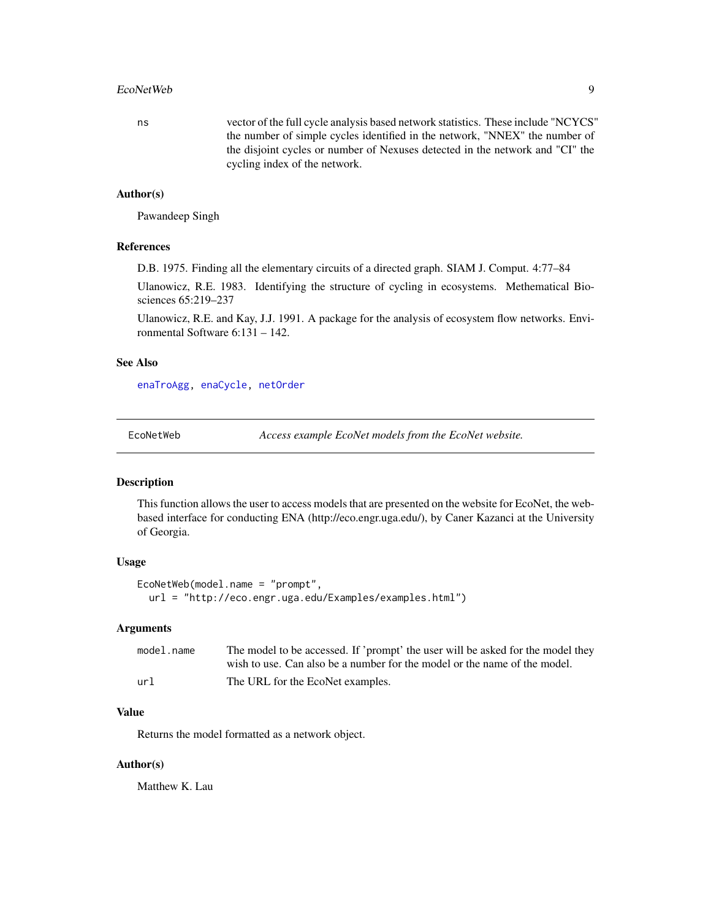ns — vector of the full cycle analysis based network statistics. These include "NCYCS" the number of simple cycles identified in the network, "NNEX" the number of the disjoint cycles or number of Nexuses detected in the network and "CI" the cycling index of the network.

### Author(s)

Pawandeep Singh

### References

D.B. 1975. Finding all the elementary circuits of a directed graph. SIAM J. Comput. 4:77–84

Ulanowicz, R.E. 1983. Identifying the structure of cycling in ecosystems. Methematical Biosciences 65:219–237

Ulanowicz, R.E. and Kay, J.J. 1991. A package for the analysis of ecosystem flow networks. Environmental Software 6:131 – 142.

### See Also

enaTroAgg, enaCycle, netOrder

---

## EcoNetWeb — *Access example EcoNet models from the EcoNet website.*

### Description

This function allows the user to access models that are presented on the website for EcoNet, the web-based interface for conducting ENA (http://eco.engr.uga.edu/), by Caner Kazanci at the University of Georgia.

### Usage

```
EcoNetWeb(model.name = "prompt",
  url = "http://eco.engr.uga.edu/Examples/examples.html")
```

### Arguments

| | |
|---|---|
| model.name | The model to be accessed. If 'prompt' the user will be asked for the model they wish to use. Can also be a number for the model or the name of the model. |
| url | The URL for the EcoNet examples. |

### Value

Returns the model formatted as a network object.

### Author(s)

Matthew K. Lau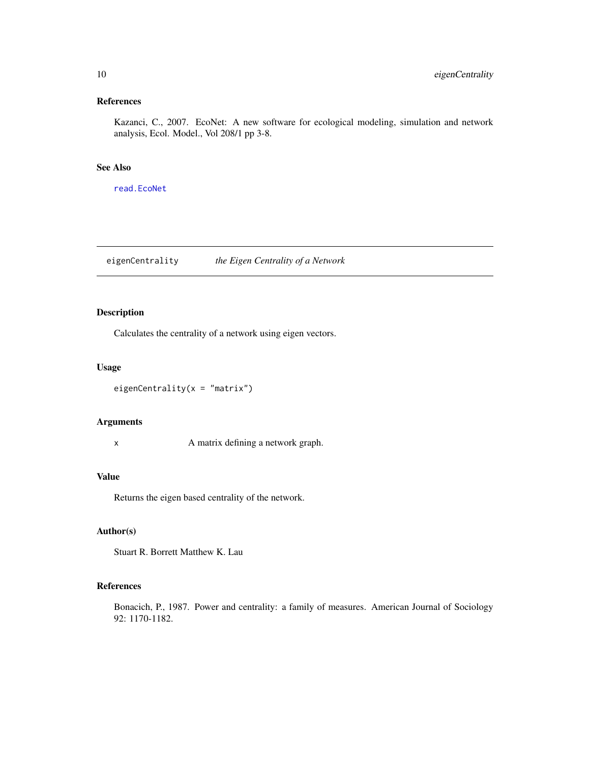### References

Kazanci, C., 2007. EcoNet: A new software for ecological modeling, simulation and network analysis, Ecol. Model., Vol 208/1 pp 3-8.

### See Also

`read.EcoNet`

---

## eigenCentrality    *the Eigen Centrality of a Network*

---

### Description

Calculates the centrality of a network using eigen vectors.

### Usage

```
eigenCentrality(x = "matrix")
```

### Arguments

| | |
|---|---|
| x | A matrix defining a network graph. |

### Value

Returns the eigen based centrality of the network.

### Author(s)

Stuart R. Borrett Matthew K. Lau

### References

Bonacich, P., 1987. Power and centrality: a family of measures. American Journal of Sociology 92: 1170-1182.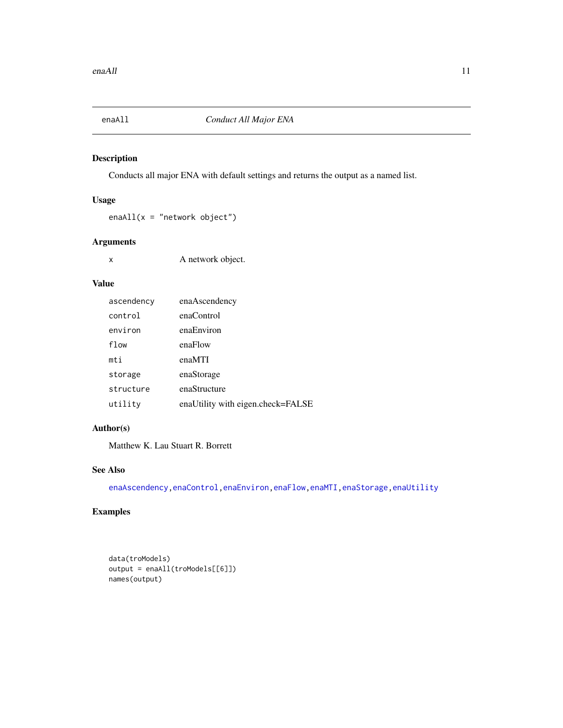# enaAll *Conduct All Major ENA*

## Description

Conducts all major ENA with default settings and returns the output as a named list.

## Usage

```
enaAll(x = "network object")
```

## Arguments

| | |
|---|---|
| x | A network object. |

## Value

| | |
|---|---|
| ascendency | enaAscendency |
| control | enaControl |
| environ | enaEnviron |
| flow | enaFlow |
| mti | enaMTI |
| storage | enaStorage |
| structure | enaStructure |
| utility | enaUtility with eigen.check=FALSE |

## Author(s)

Matthew K. Lau Stuart R. Borrett

## See Also

enaAscendency, enaControl, enaEnviron, enaFlow, enaMTI, enaStorage, enaUtility

## Examples

```
data(troModels)
output = enaAll(troModels[[6]])
names(output)
```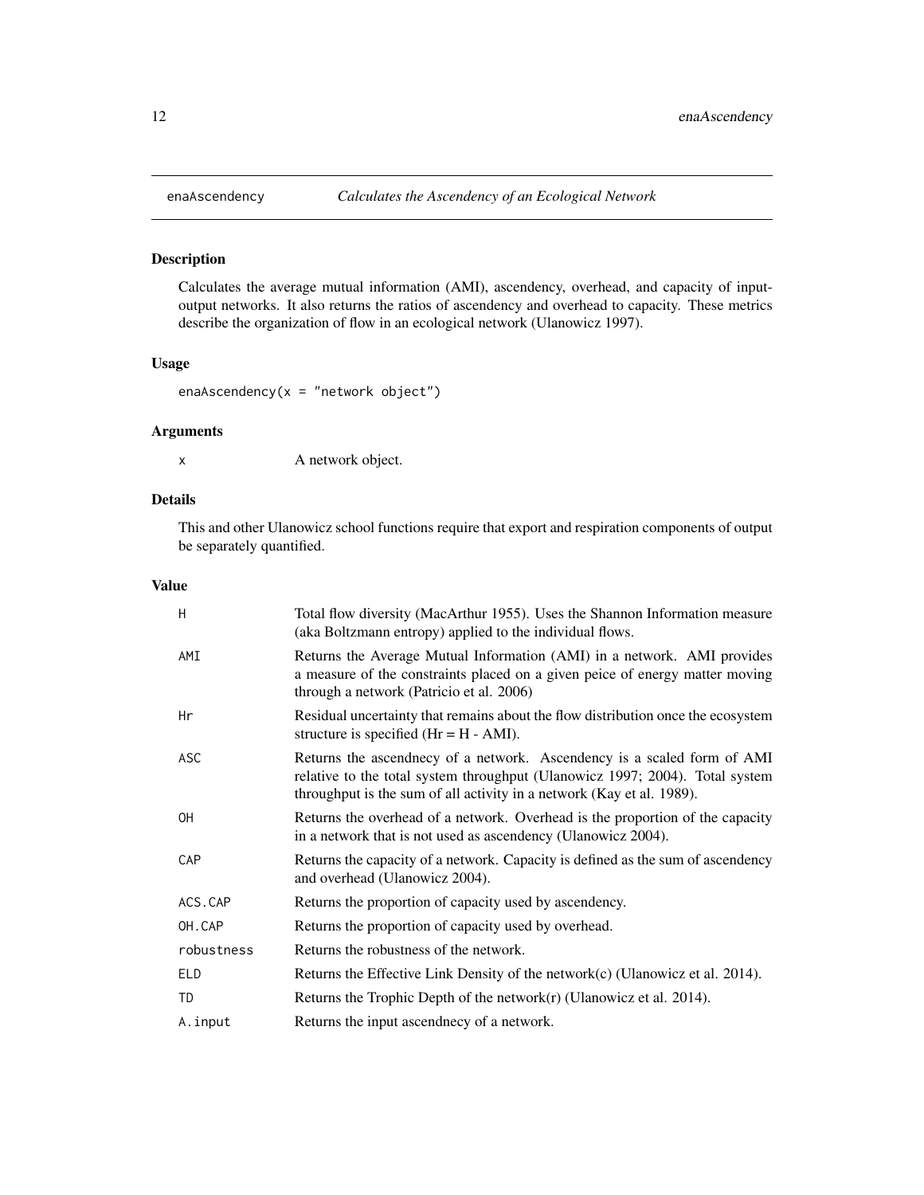## enaAscendency — *Calculates the Ascendency of an Ecological Network*

### Description

Calculates the average mutual information (AMI), ascendency, overhead, and capacity of input-output networks. It also returns the ratios of ascendency and overhead to capacity. These metrics describe the organization of flow in an ecological network (Ulanowicz 1997).

### Usage

```
enaAscendency(x = "network object")
```

### Arguments

| | |
|---|---|
| x | A network object. |

### Details

This and other Ulanowicz school functions require that export and respiration components of output be separately quantified.

### Value

| | |
|---|---|
| H | Total flow diversity (MacArthur 1955). Uses the Shannon Information measure (aka Boltzmann entropy) applied to the individual flows. |
| AMI | Returns the Average Mutual Information (AMI) in a network. AMI provides a measure of the constraints placed on a given peice of energy matter moving through a network (Patricio et al. 2006) |
| Hr | Residual uncertainty that remains about the flow distribution once the ecosystem structure is specified (Hr = H - AMI). |
| ASC | Returns the ascendnecy of a network. Ascendency is a scaled form of AMI relative to the total system throughput (Ulanowicz 1997; 2004). Total system throughput is the sum of all activity in a network (Kay et al. 1989). |
| OH | Returns the overhead of a network. Overhead is the proportion of the capacity in a network that is not used as ascendency (Ulanowicz 2004). |
| CAP | Returns the capacity of a network. Capacity is defined as the sum of ascendency and overhead (Ulanowicz 2004). |
| ACS.CAP | Returns the proportion of capacity used by ascendency. |
| OH.CAP | Returns the proportion of capacity used by overhead. |
| robustness | Returns the robustness of the network. |
| ELD | Returns the Effective Link Density of the network(c) (Ulanowicz et al. 2014). |
| TD | Returns the Trophic Depth of the network(r) (Ulanowicz et al. 2014). |
| A.input | Returns the input ascendnecy of a network. |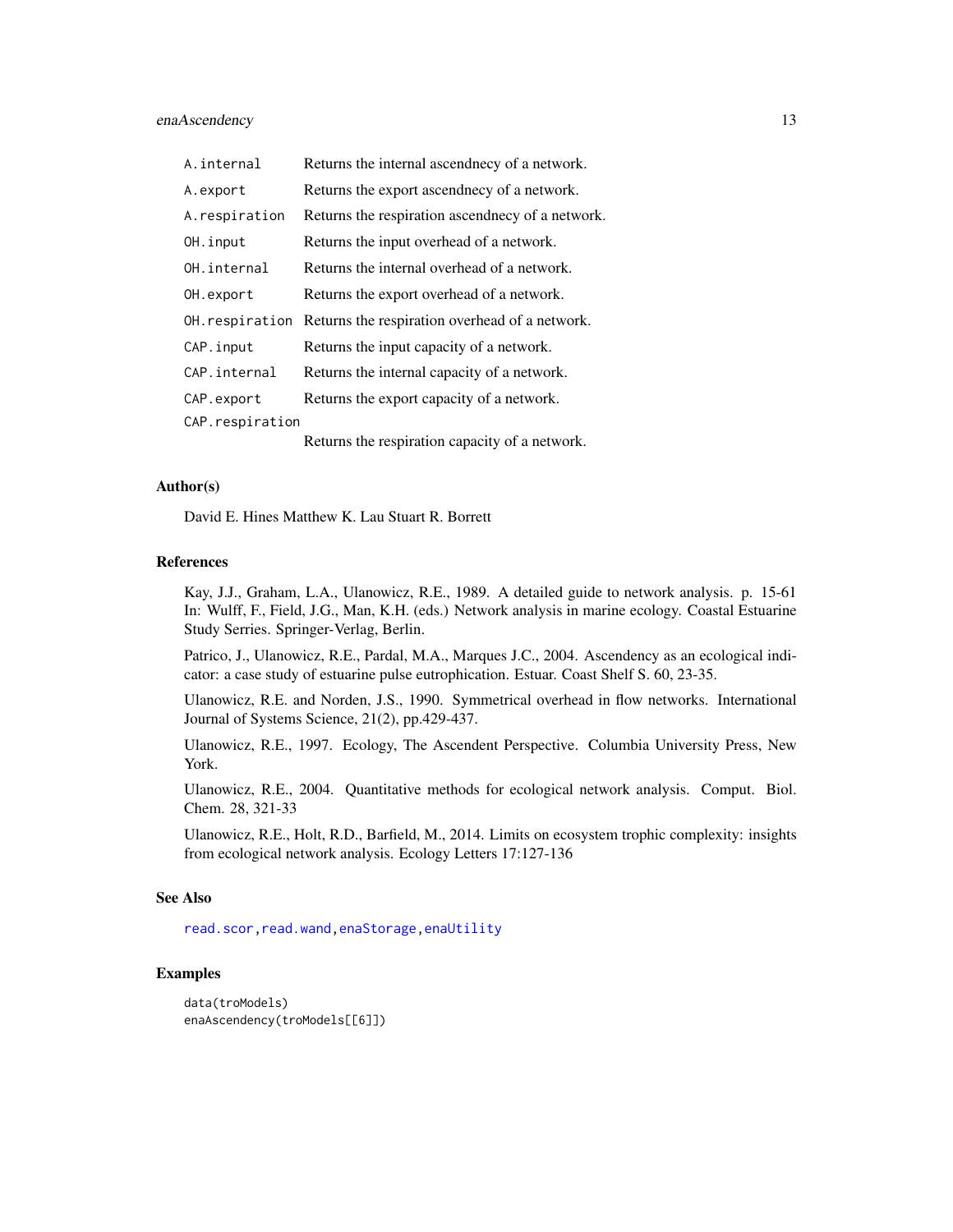| | |
|---|---|
| `A.internal` | Returns the internal ascendnecy of a network. |
| `A.export` | Returns the export ascendnecy of a network. |
| `A.respiration` | Returns the respiration ascendnecy of a network. |
| `OH.input` | Returns the input overhead of a network. |
| `OH.internal` | Returns the internal overhead of a network. |
| `OH.export` | Returns the export overhead of a network. |
| `OH.respiration` | Returns the respiration overhead of a network. |
| `CAP.input` | Returns the input capacity of a network. |
| `CAP.internal` | Returns the internal capacity of a network. |
| `CAP.export` | Returns the export capacity of a network. |
| `CAP.respiration` | Returns the respiration capacity of a network. |

## Author(s)

David E. Hines Matthew K. Lau Stuart R. Borrett

## References

Kay, J.J., Graham, L.A., Ulanowicz, R.E., 1989. A detailed guide to network analysis. p. 15-61 In: Wulff, F., Field, J.G., Man, K.H. (eds.) Network analysis in marine ecology. Coastal Estuarine Study Serries. Springer-Verlag, Berlin.

Patrico, J., Ulanowicz, R.E., Pardal, M.A., Marques J.C., 2004. Ascendency as an ecological indicator: a case study of estuarine pulse eutrophication. Estuar. Coast Shelf S. 60, 23-35.

Ulanowicz, R.E. and Norden, J.S., 1990. Symmetrical overhead in flow networks. International Journal of Systems Science, 21(2), pp.429-437.

Ulanowicz, R.E., 1997. Ecology, The Ascendent Perspective. Columbia University Press, New York.

Ulanowicz, R.E., 2004. Quantitative methods for ecological network analysis. Comput. Biol. Chem. 28, 321-33

Ulanowicz, R.E., Holt, R.D., Barfield, M., 2014. Limits on ecosystem trophic complexity: insights from ecological network analysis. Ecology Letters 17:127-136

## See Also

read.scor, read.wand, enaStorage, enaUtility

## Examples

```
data(troModels)
enaAscendency(troModels[[6]])
```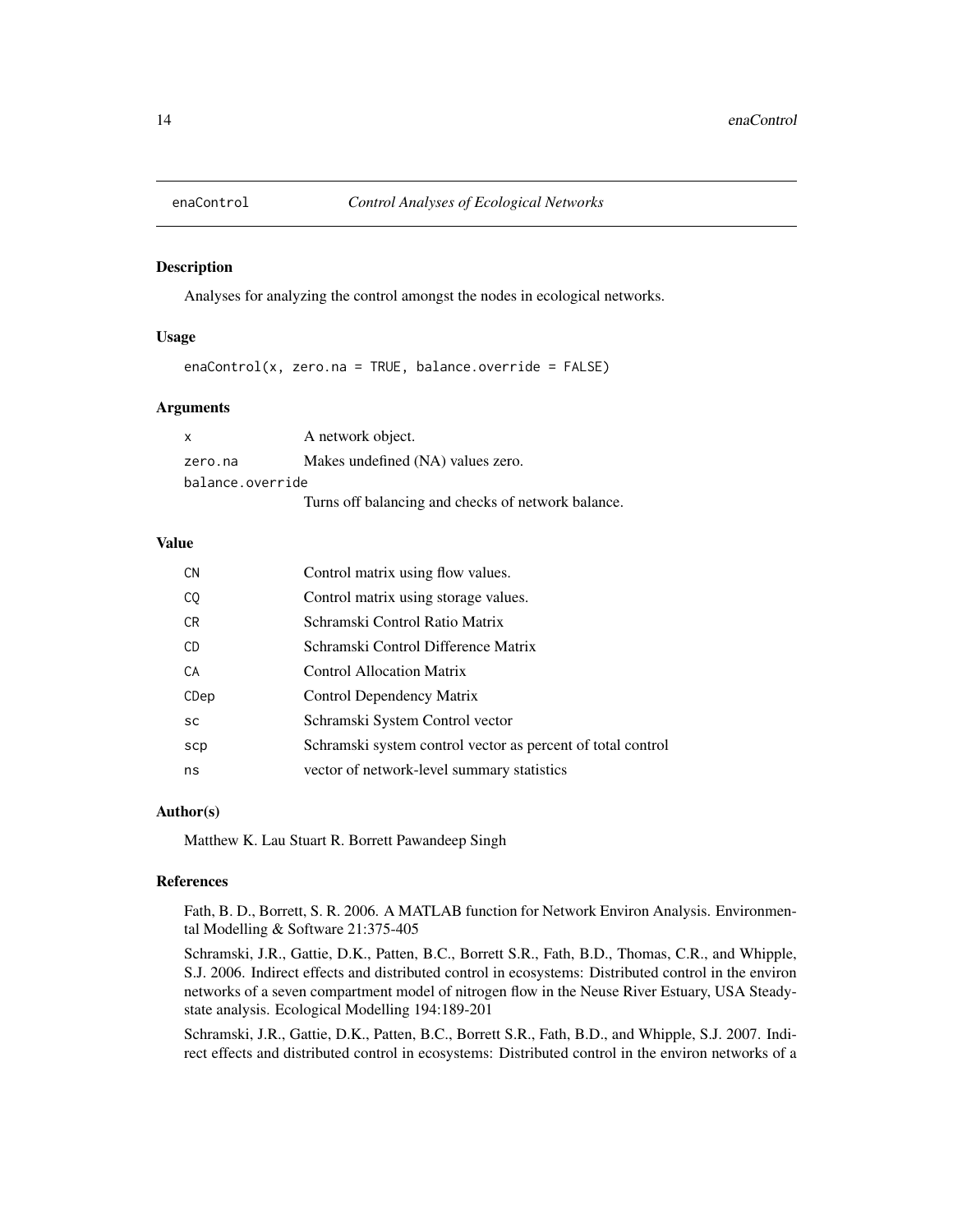enaControl    *Control Analyses of Ecological Networks*

## Description

Analyses for analyzing the control amongst the nodes in ecological networks.

## Usage

```
enaControl(x, zero.na = TRUE, balance.override = FALSE)
```

## Arguments

| | |
|---|---|
| `x` | A network object. |
| `zero.na` | Makes undefined (NA) values zero. |
| `balance.override` | Turns off balancing and checks of network balance. |

## Value

| | |
|---|---|
| `CN` | Control matrix using flow values. |
| `CQ` | Control matrix using storage values. |
| `CR` | Schramski Control Ratio Matrix |
| `CD` | Schramski Control Difference Matrix |
| `CA` | Control Allocation Matrix |
| `CDep` | Control Dependency Matrix |
| `sc` | Schramski System Control vector |
| `scp` | Schramski system control vector as percent of total control |
| `ns` | vector of network-level summary statistics |

## Author(s)

Matthew K. Lau Stuart R. Borrett Pawandeep Singh

## References

Fath, B. D., Borrett, S. R. 2006. A MATLAB function for Network Environ Analysis. Environmental Modelling & Software 21:375-405

Schramski, J.R., Gattie, D.K., Patten, B.C., Borrett S.R., Fath, B.D., Thomas, C.R., and Whipple, S.J. 2006. Indirect effects and distributed control in ecosystems: Distributed control in the environ networks of a seven compartment model of nitrogen flow in the Neuse River Estuary, USA Steady-state analysis. Ecological Modelling 194:189-201

Schramski, J.R., Gattie, D.K., Patten, B.C., Borrett S.R., Fath, B.D., and Whipple, S.J. 2007. Indirect effects and distributed control in ecosystems: Distributed control in the environ networks of a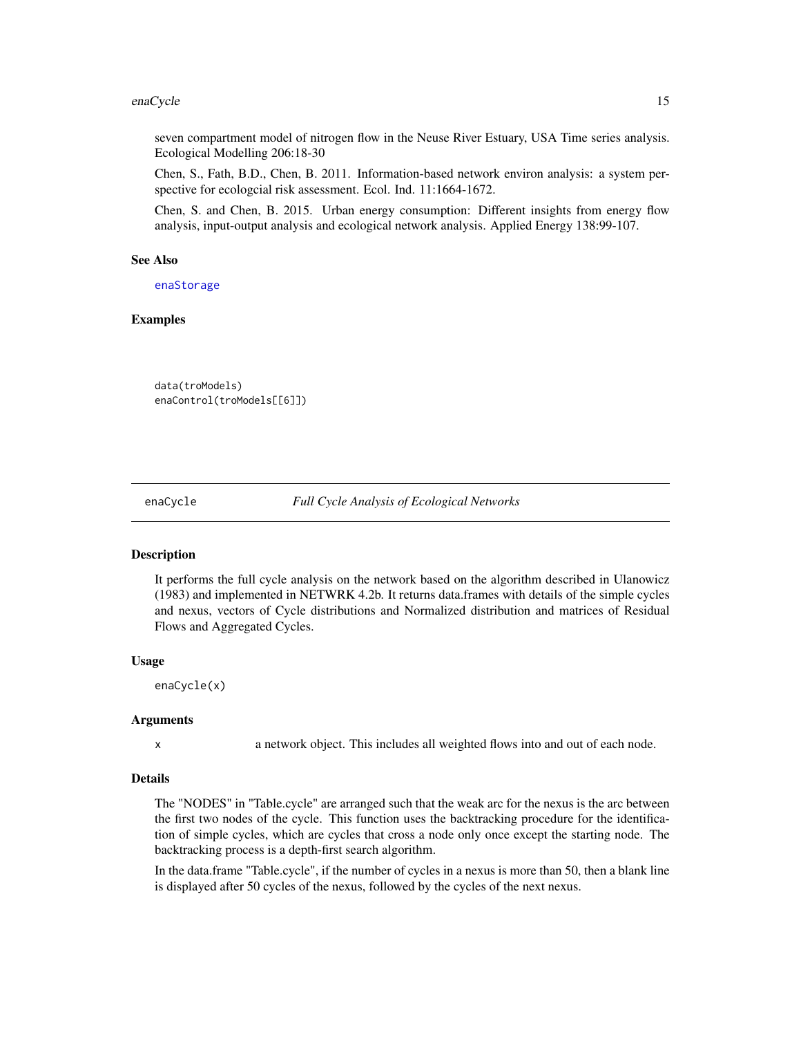seven compartment model of nitrogen flow in the Neuse River Estuary, USA Time series analysis. Ecological Modelling 206:18-30

Chen, S., Fath, B.D., Chen, B. 2011. Information-based network environ analysis: a system perspective for ecologcial risk assessment. Ecol. Ind. 11:1664-1672.

Chen, S. and Chen, B. 2015. Urban energy consumption: Different insights from energy flow analysis, input-output analysis and ecological network analysis. Applied Energy 138:99-107.

### See Also

enaStorage

### Examples

```
data(troModels)
enaControl(troModels[[6]])
```

---

## enaCycle — *Full Cycle Analysis of Ecological Networks*

### Description

It performs the full cycle analysis on the network based on the algorithm described in Ulanowicz (1983) and implemented in NETWRK 4.2b. It returns data.frames with details of the simple cycles and nexus, vectors of Cycle distributions and Normalized distribution and matrices of Residual Flows and Aggregated Cycles.

### Usage

```
enaCycle(x)
```

### Arguments

| | |
|---|---|
| x | a network object. This includes all weighted flows into and out of each node. |

### Details

The "NODES" in "Table.cycle" are arranged such that the weak arc for the nexus is the arc between the first two nodes of the cycle. This function uses the backtracking procedure for the identification of simple cycles, which are cycles that cross a node only once except the starting node. The backtracking process is a depth-first search algorithm.

In the data.frame "Table.cycle", if the number of cycles in a nexus is more than 50, then a blank line is displayed after 50 cycles of the nexus, followed by the cycles of the next nexus.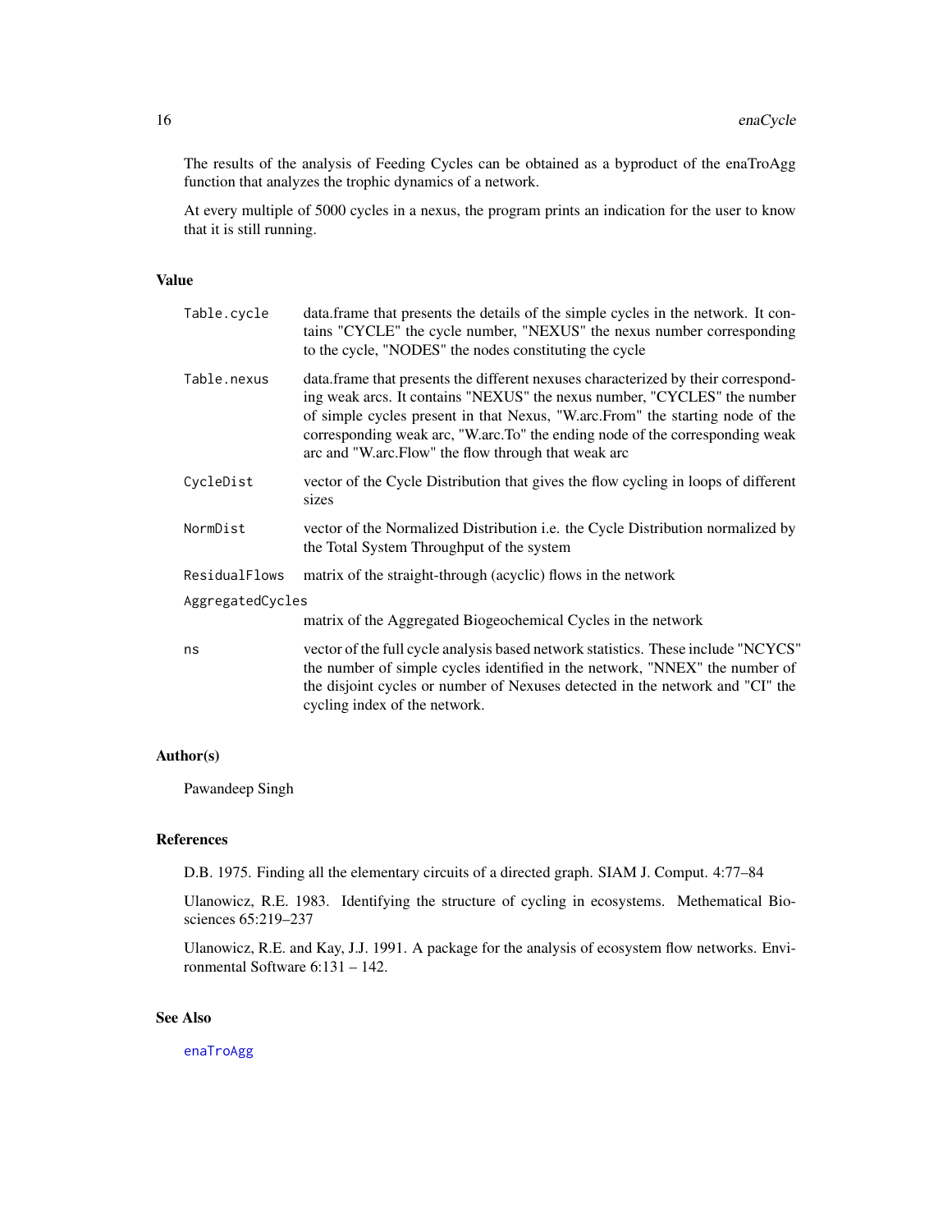The results of the analysis of Feeding Cycles can be obtained as a byproduct of the enaTroAgg function that analyzes the trophic dynamics of a network.

At every multiple of 5000 cycles in a nexus, the program prints an indication for the user to know that it is still running.

## Value

| | |
|---|---|
| Table.cycle | data.frame that presents the details of the simple cycles in the network. It contains "CYCLE" the cycle number, "NEXUS" the nexus number corresponding to the cycle, "NODES" the nodes constituting the cycle |
| Table.nexus | data.frame that presents the different nexuses characterized by their corresponding weak arcs. It contains "NEXUS" the nexus number, "CYCLES" the number of simple cycles present in that Nexus, "W.arc.From" the starting node of the corresponding weak arc, "W.arc.To" the ending node of the corresponding weak arc and "W.arc.Flow" the flow through that weak arc |
| CycleDist | vector of the Cycle Distribution that gives the flow cycling in loops of different sizes |
| NormDist | vector of the Normalized Distribution i.e. the Cycle Distribution normalized by the Total System Throughput of the system |
| ResidualFlows | matrix of the straight-through (acyclic) flows in the network |
| AggregatedCycles | matrix of the Aggregated Biogeochemical Cycles in the network |
| ns | vector of the full cycle analysis based network statistics. These include "NCYCS" the number of simple cycles identified in the network, "NNEX" the number of the disjoint cycles or number of Nexuses detected in the network and "CI" the cycling index of the network. |

## Author(s)

Pawandeep Singh

## References

D.B. 1975. Finding all the elementary circuits of a directed graph. SIAM J. Comput. 4:77–84

Ulanowicz, R.E. 1983. Identifying the structure of cycling in ecosystems. Methematical Biosciences 65:219–237

Ulanowicz, R.E. and Kay, J.J. 1991. A package for the analysis of ecosystem flow networks. Environmental Software 6:131 – 142.

## See Also

enaTroAgg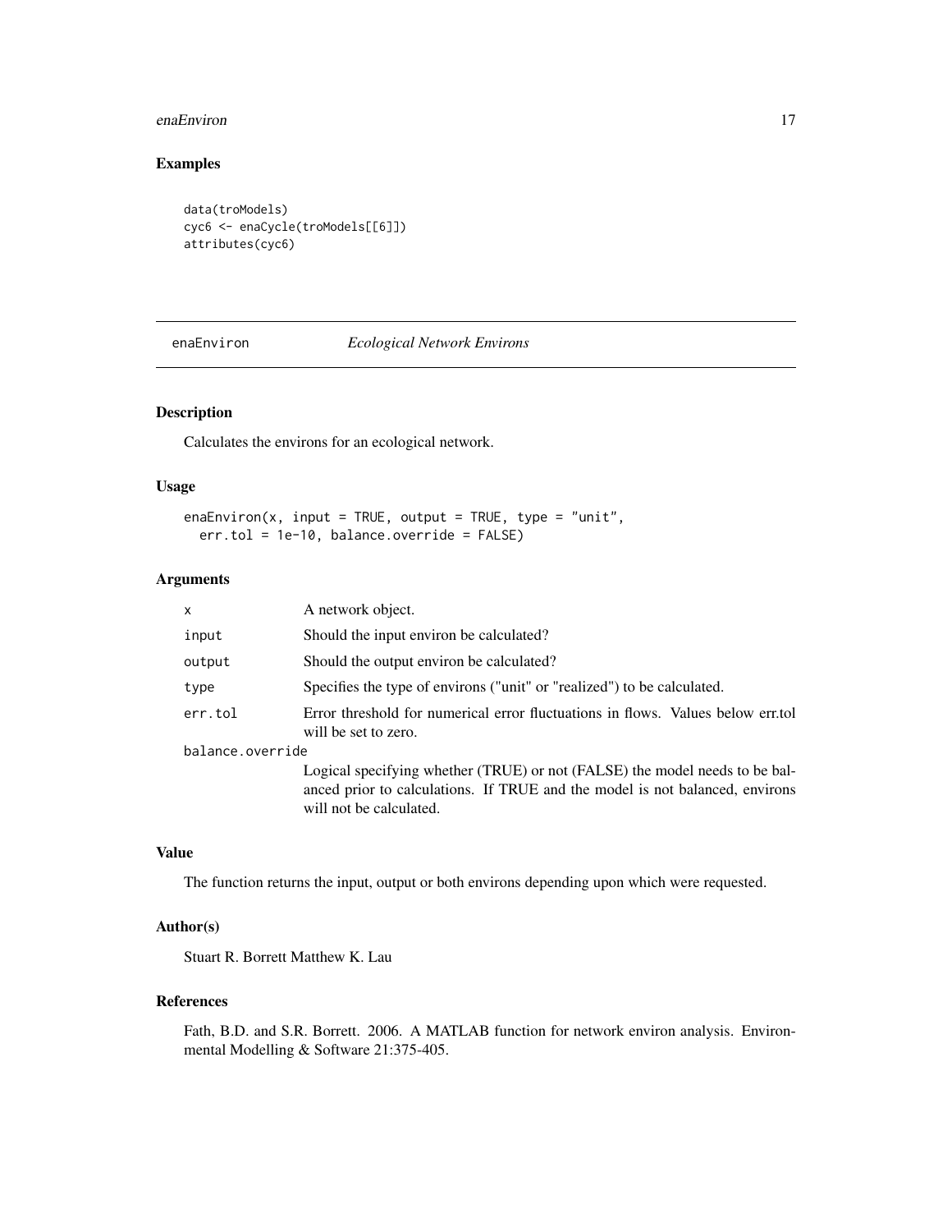## Examples

```
data(troModels)
cyc6 <- enaCycle(troModels[[6]])
attributes(cyc6)
```

---

# enaEnviron *Ecological Network Environs*

---

## Description

Calculates the environs for an ecological network.

## Usage

```
enaEnviron(x, input = TRUE, output = TRUE, type = "unit",
  err.tol = 1e-10, balance.override = FALSE)
```

## Arguments

| | |
|---|---|
| x | A network object. |
| input | Should the input environ be calculated? |
| output | Should the output environ be calculated? |
| type | Specifies the type of environs ("unit" or "realized") to be calculated. |
| err.tol | Error threshold for numerical error fluctuations in flows. Values below err.tol will be set to zero. |
| balance.override | Logical specifying whether (TRUE) or not (FALSE) the model needs to be balanced prior to calculations. If TRUE and the model is not balanced, environs will not be calculated. |

## Value

The function returns the input, output or both environs depending upon which were requested.

## Author(s)

Stuart R. Borrett Matthew K. Lau

## References

Fath, B.D. and S.R. Borrett. 2006. A MATLAB function for network environ analysis. Environmental Modelling & Software 21:375-405.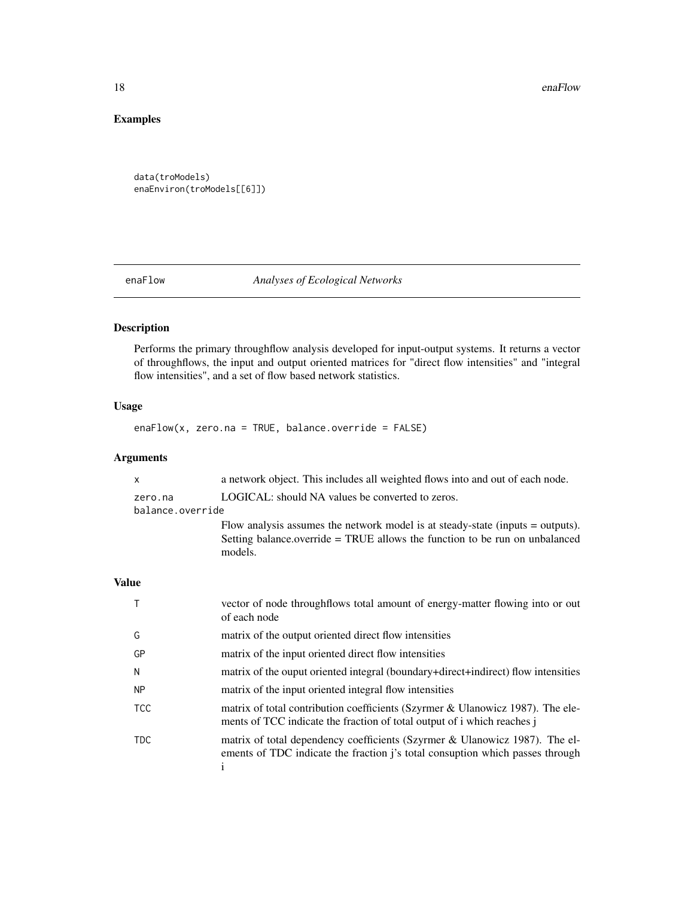## Examples

```
data(troModels)
enaEnviron(troModels[[6]])
```

---

# enaFlow *Analyses of Ecological Networks*

## Description

Performs the primary throughflow analysis developed for input-output systems. It returns a vector of throughflows, the input and output oriented matrices for "direct flow intensities" and "integral flow intensities", and a set of flow based network statistics.

## Usage

```
enaFlow(x, zero.na = TRUE, balance.override = FALSE)
```

## Arguments

| | |
|---|---|
| x | a network object. This includes all weighted flows into and out of each node. |
| zero.na | LOGICAL: should NA values be converted to zeros. |
| balance.override | Flow analysis assumes the network model is at steady-state (inputs = outputs). Setting balance.override = TRUE allows the function to be run on unbalanced models. |

## Value

| | |
|---|---|
| T | vector of node throughflows total amount of energy-matter flowing into or out of each node |
| G | matrix of the output oriented direct flow intensities |
| GP | matrix of the input oriented direct flow intensities |
| N | matrix of the ouput oriented integral (boundary+direct+indirect) flow intensities |
| NP | matrix of the input oriented integral flow intensities |
| TCC | matrix of total contribution coefficients (Szyrmer & Ulanowicz 1987). The elements of TCC indicate the fraction of total output of i which reaches j |
| TDC | matrix of total dependency coefficients (Szyrmer & Ulanowicz 1987). The elements of TDC indicate the fraction j's total consuption which passes through i |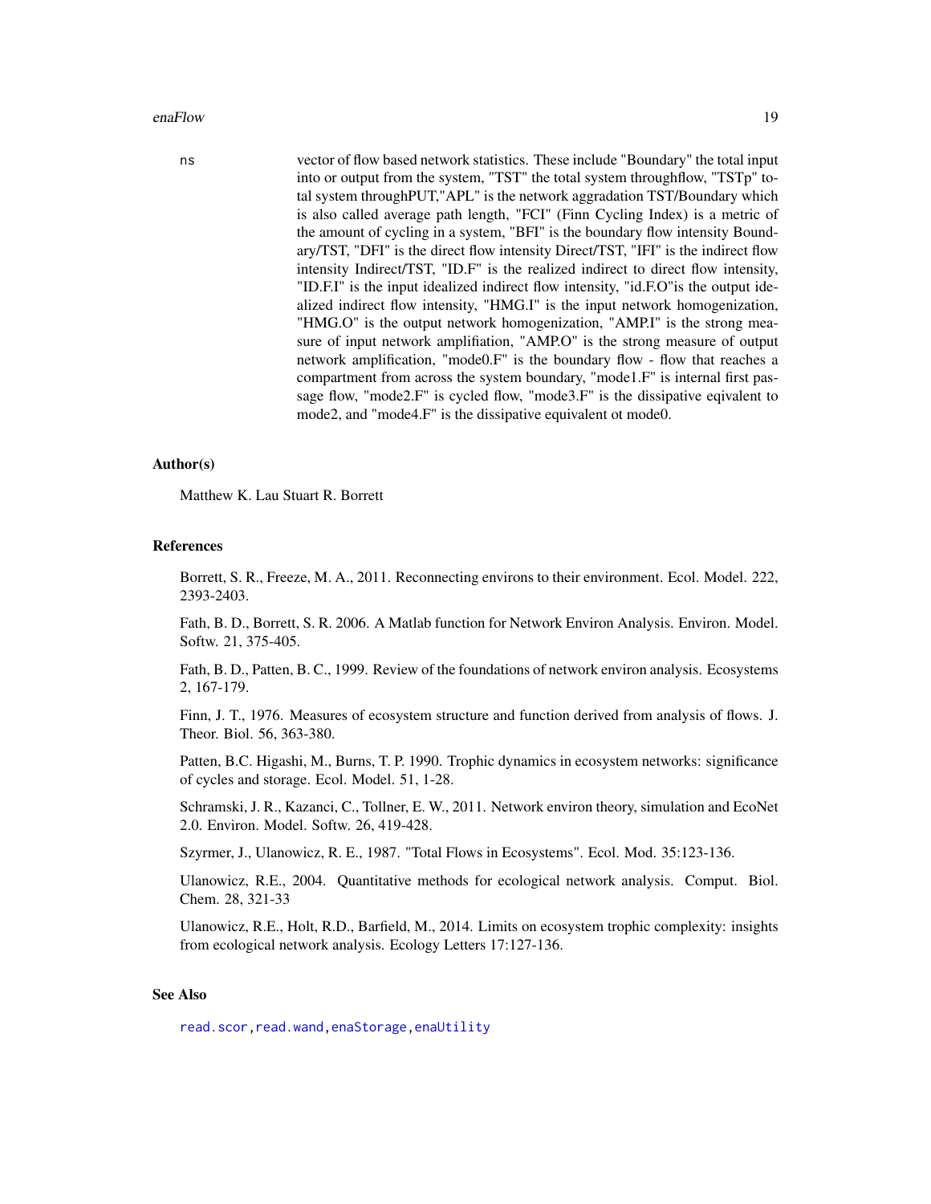ns vector of flow based network statistics. These include "Boundary" the total input into or output from the system, "TST" the total system throughflow, "TSTp" total system throughPUT,"APL" is the network aggradation TST/Boundary which is also called average path length, "FCI" (Finn Cycling Index) is a metric of the amount of cycling in a system, "BFI" is the boundary flow intensity Boundary/TST, "DFI" is the direct flow intensity Direct/TST, "IFI" is the indirect flow intensity Indirect/TST, "ID.F" is the realized indirect to direct flow intensity, "ID.F.I" is the input idealized indirect flow intensity, "id.F.O"is the output idealized indirect flow intensity, "HMG.I" is the input network homogenization, "HMG.O" is the output network homogenization, "AMP.I" is the strong measure of input network amplifiation, "AMP.O" is the strong measure of output network amplification, "mode0.F" is the boundary flow - flow that reaches a compartment from across the system boundary, "mode1.F" is internal first passage flow, "mode2.F" is cycled flow, "mode3.F" is the dissipative eqivalent to mode2, and "mode4.F" is the dissipative equivalent ot mode0.

## Author(s)

Matthew K. Lau Stuart R. Borrett

## References

Borrett, S. R., Freeze, M. A., 2011. Reconnecting environs to their environment. Ecol. Model. 222, 2393-2403.

Fath, B. D., Borrett, S. R. 2006. A Matlab function for Network Environ Analysis. Environ. Model. Softw. 21, 375-405.

Fath, B. D., Patten, B. C., 1999. Review of the foundations of network environ analysis. Ecosystems 2, 167-179.

Finn, J. T., 1976. Measures of ecosystem structure and function derived from analysis of flows. J. Theor. Biol. 56, 363-380.

Patten, B.C. Higashi, M., Burns, T. P. 1990. Trophic dynamics in ecosystem networks: significance of cycles and storage. Ecol. Model. 51, 1-28.

Schramski, J. R., Kazanci, C., Tollner, E. W., 2011. Network environ theory, simulation and EcoNet 2.0. Environ. Model. Softw. 26, 419-428.

Szyrmer, J., Ulanowicz, R. E., 1987. "Total Flows in Ecosystems". Ecol. Mod. 35:123-136.

Ulanowicz, R.E., 2004. Quantitative methods for ecological network analysis. Comput. Biol. Chem. 28, 321-33

Ulanowicz, R.E., Holt, R.D., Barfield, M., 2014. Limits on ecosystem trophic complexity: insights from ecological network analysis. Ecology Letters 17:127-136.

## See Also

read.scor, read.wand, enaStorage, enaUtility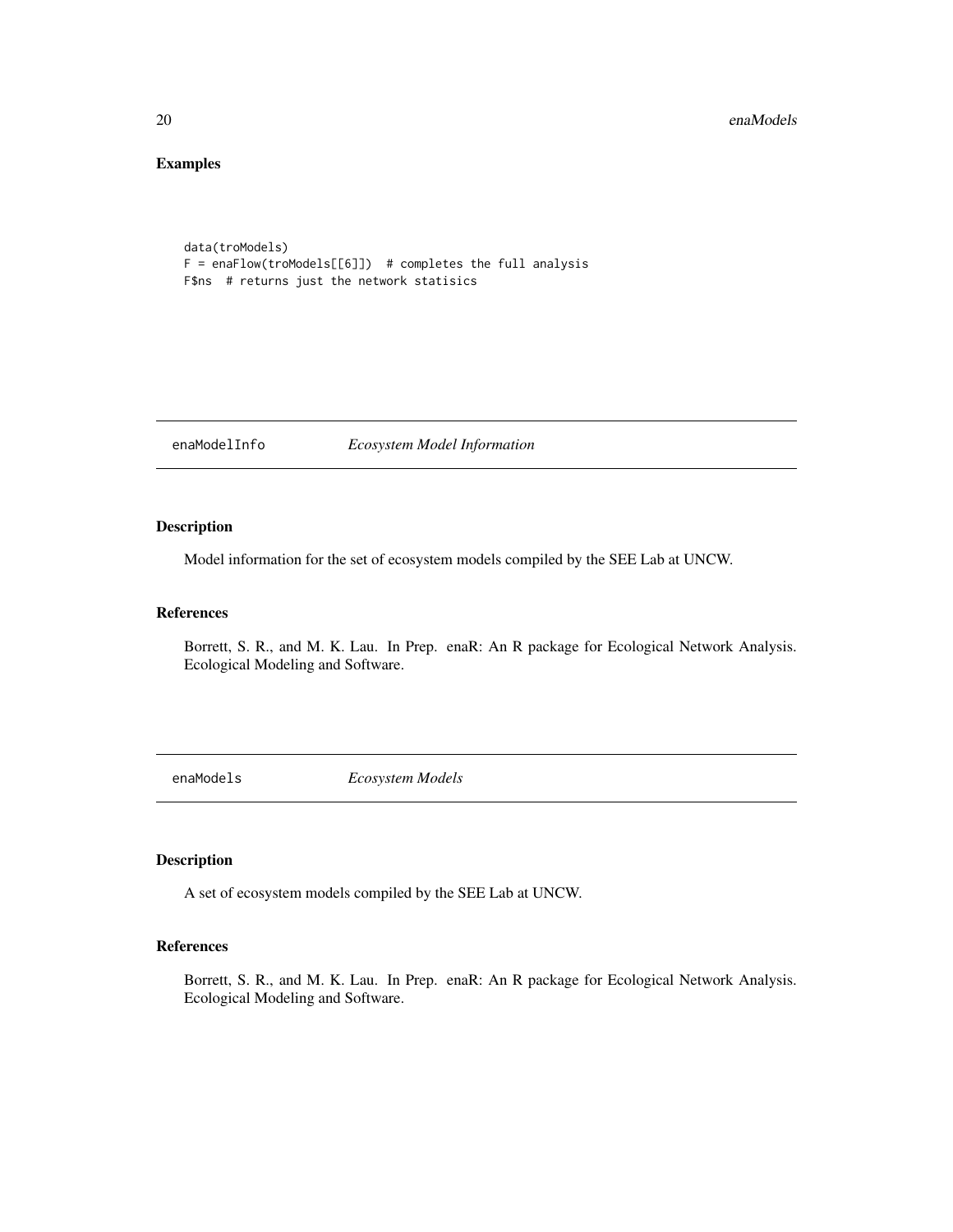## Examples

```
data(troModels)
F = enaFlow(troModels[[6]])  # completes the full analysis
F$ns  # returns just the network statisics
```

---

# enaModelInfo *Ecosystem Model Information*

---

## Description

Model information for the set of ecosystem models compiled by the SEE Lab at UNCW.

## References

Borrett, S. R., and M. K. Lau. In Prep. enaR: An R package for Ecological Network Analysis. Ecological Modeling and Software.

---

# enaModels *Ecosystem Models*

---

## Description

A set of ecosystem models compiled by the SEE Lab at UNCW.

## References

Borrett, S. R., and M. K. Lau. In Prep. enaR: An R package for Ecological Network Analysis. Ecological Modeling and Software.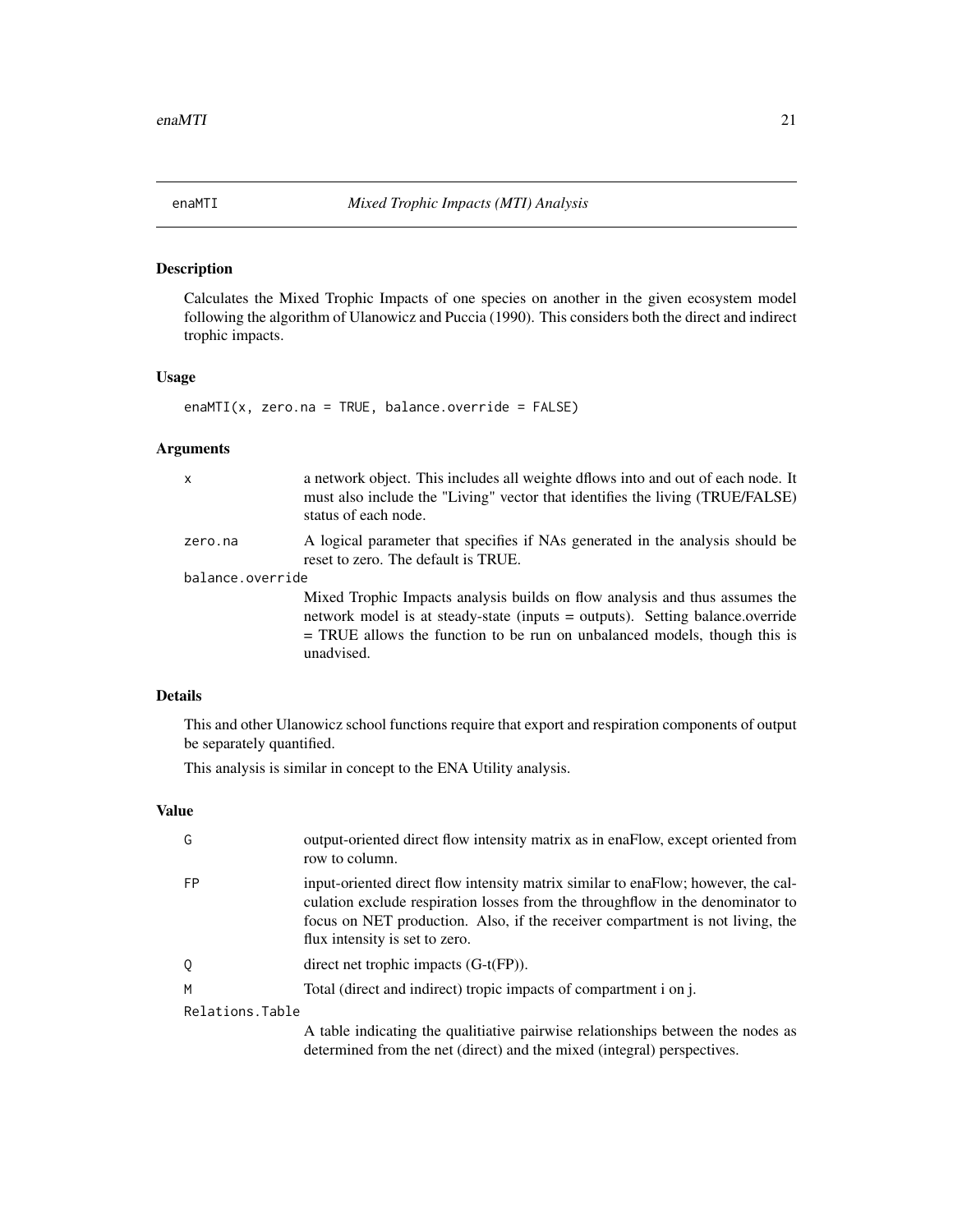## enaMTI *Mixed Trophic Impacts (MTI) Analysis*

### Description

Calculates the Mixed Trophic Impacts of one species on another in the given ecosystem model following the algorithm of Ulanowicz and Puccia (1990). This considers both the direct and indirect trophic impacts.

### Usage

```
enaMTI(x, zero.na = TRUE, balance.override = FALSE)
```

### Arguments

- `x` — a network object. This includes all weighte dflows into and out of each node. It must also include the "Living" vector that identifies the living (TRUE/FALSE) status of each node.
- `zero.na` — A logical parameter that specifies if NAs generated in the analysis should be reset to zero. The default is TRUE.
- `balance.override` — Mixed Trophic Impacts analysis builds on flow analysis and thus assumes the network model is at steady-state (inputs = outputs). Setting balance.override = TRUE allows the function to be run on unbalanced models, though this is unadvised.

### Details

This and other Ulanowicz school functions require that export and respiration components of output be separately quantified.

This analysis is similar in concept to the ENA Utility analysis.

### Value

- `G` — output-oriented direct flow intensity matrix as in enaFlow, except oriented from row to column.
- `FP` — input-oriented direct flow intensity matrix similar to enaFlow; however, the calculation exclude respiration losses from the throughflow in the denominator to focus on NET production. Also, if the receiver compartment is not living, the flux intensity is set to zero.
- `Q` — direct net trophic impacts (G-t(FP)).
- `M` — Total (direct and indirect) tropic impacts of compartment i on j.
- `Relations.Table` — A table indicating the qualitiative pairwise relationships between the nodes as determined from the net (direct) and the mixed (integral) perspectives.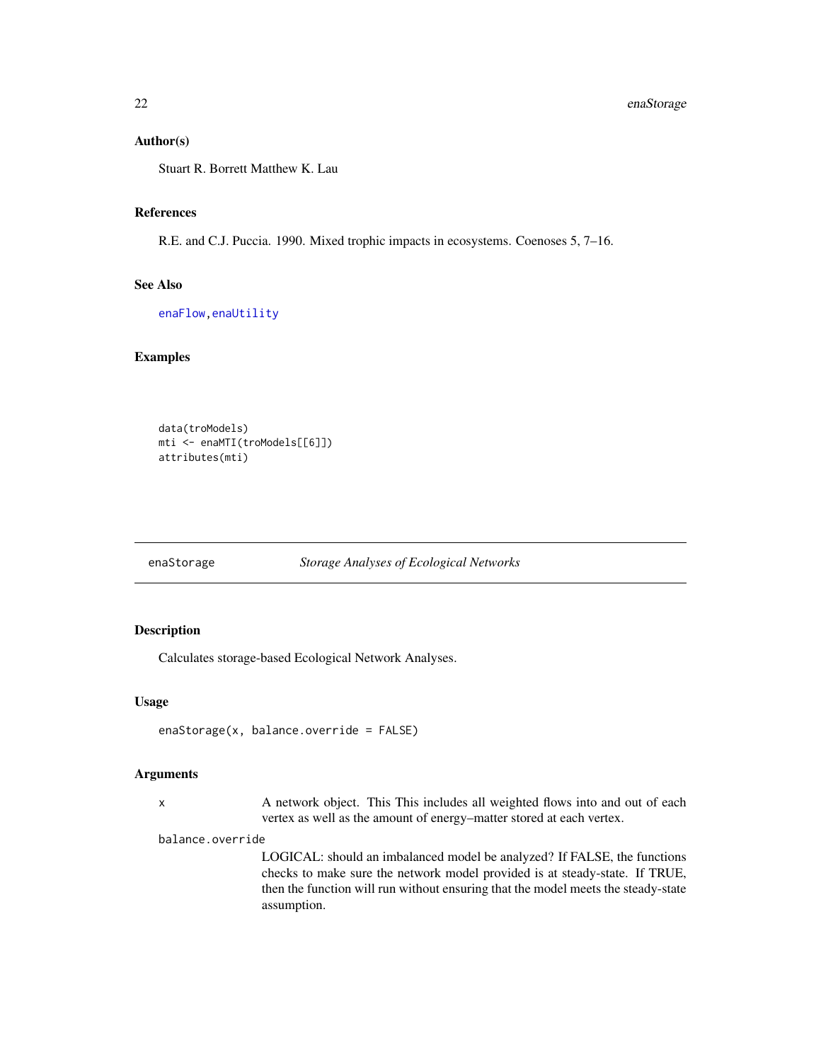### Author(s)

Stuart R. Borrett Matthew K. Lau

### References

R.E. and C.J. Puccia. 1990. Mixed trophic impacts in ecosystems. Coenoses 5, 7–16.

### See Also

enaFlow,enaUtility

### Examples

```
data(troModels)
mti <- enaMTI(troModels[[6]])
attributes(mti)
```

---

## enaStorage — *Storage Analyses of Ecological Networks*

### Description

Calculates storage-based Ecological Network Analyses.

### Usage

```
enaStorage(x, balance.override = FALSE)
```

### Arguments

| | |
|---|---|
| x | A network object. This This includes all weighted flows into and out of each vertex as well as the amount of energy–matter stored at each vertex. |
| balance.override | LOGICAL: should an imbalanced model be analyzed? If FALSE, the functions checks to make sure the network model provided is at steady-state. If TRUE, then the function will run without ensuring that the model meets the steady-state assumption. |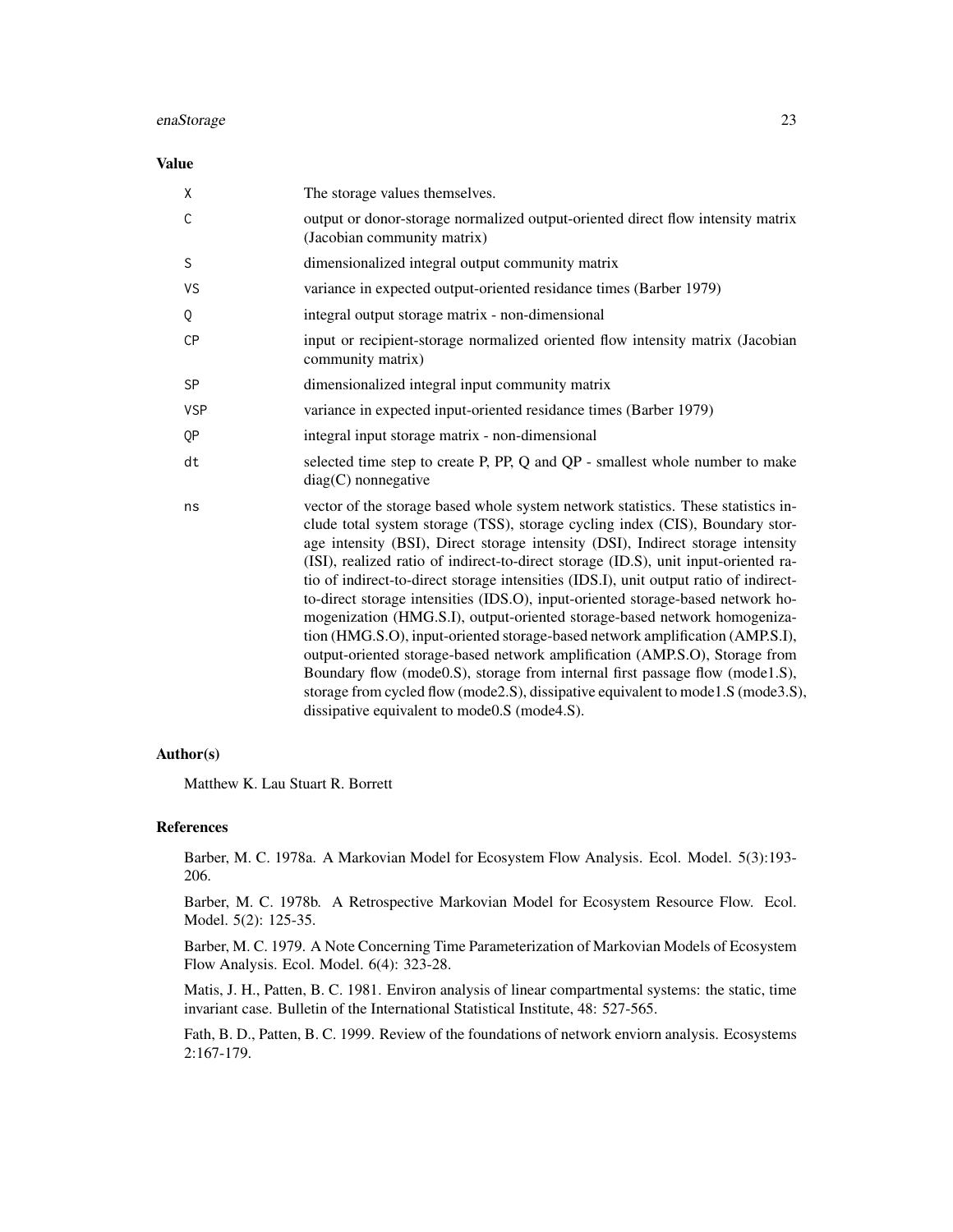### Value

| | |
|---|---|
| X | The storage values themselves. |
| C | output or donor-storage normalized output-oriented direct flow intensity matrix (Jacobian community matrix) |
| S | dimensionalized integral output community matrix |
| VS | variance in expected output-oriented residance times (Barber 1979) |
| Q | integral output storage matrix - non-dimensional |
| CP | input or recipient-storage normalized oriented flow intensity matrix (Jacobian community matrix) |
| SP | dimensionalized integral input community matrix |
| VSP | variance in expected input-oriented residance times (Barber 1979) |
| QP | integral input storage matrix - non-dimensional |
| dt | selected time step to create P, PP, Q and QP - smallest whole number to make diag(C) nonnegative |
| ns | vector of the storage based whole system network statistics. These statistics include total system storage (TSS), storage cycling index (CIS), Boundary storage intensity (BSI), Direct storage intensity (DSI), Indirect storage intensity (ISI), realized ratio of indirect-to-direct storage (ID.S), unit input-oriented ratio of indirect-to-direct storage intensities (IDS.I), unit output ratio of indirect-to-direct storage intensities (IDS.O), input-oriented storage-based network homogenization (HMG.S.I), output-oriented storage-based network homogenization (HMG.S.O), input-oriented storage-based network amplification (AMP.S.I), output-oriented storage-based network amplification (AMP.S.O), Storage from Boundary flow (mode0.S), storage from internal first passage flow (mode1.S), storage from cycled flow (mode2.S), dissipative equivalent to mode1.S (mode3.S), dissipative equivalent to mode0.S (mode4.S). |

### Author(s)

Matthew K. Lau Stuart R. Borrett

### References

Barber, M. C. 1978a. A Markovian Model for Ecosystem Flow Analysis. Ecol. Model. 5(3):193-206.

Barber, M. C. 1978b. A Retrospective Markovian Model for Ecosystem Resource Flow. Ecol. Model. 5(2): 125-35.

Barber, M. C. 1979. A Note Concerning Time Parameterization of Markovian Models of Ecosystem Flow Analysis. Ecol. Model. 6(4): 323-28.

Matis, J. H., Patten, B. C. 1981. Environ analysis of linear compartmental systems: the static, time invariant case. Bulletin of the International Statistical Institute, 48: 527-565.

Fath, B. D., Patten, B. C. 1999. Review of the foundations of network enviorn analysis. Ecosystems 2:167-179.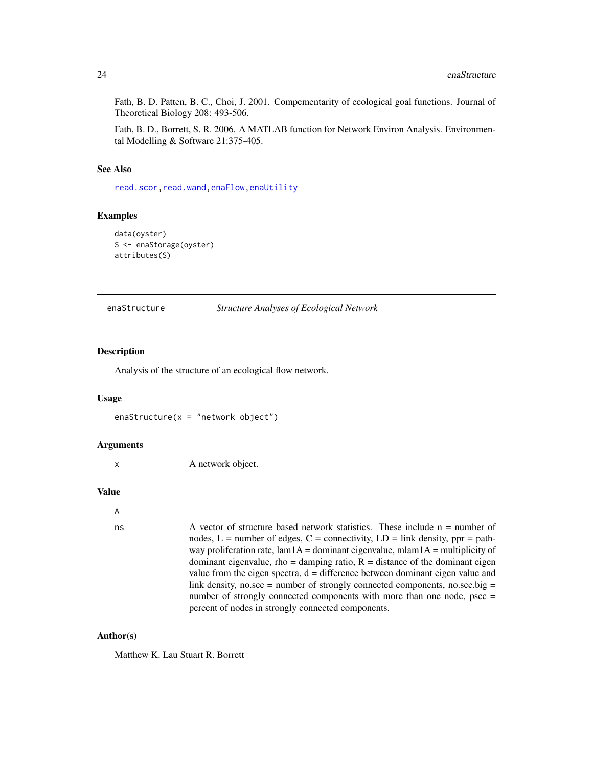Fath, B. D. Patten, B. C., Choi, J. 2001. Compementarity of ecological goal functions. Journal of Theoretical Biology 208: 493-506.

Fath, B. D., Borrett, S. R. 2006. A MATLAB function for Network Environ Analysis. Environmental Modelling & Software 21:375-405.

### See Also

read.scor, read.wand, enaFlow, enaUtility

### Examples

```
data(oyster)
S <- enaStorage(oyster)
attributes(S)
```

---

## enaStructure *Structure Analyses of Ecological Network*

### Description

Analysis of the structure of an ecological flow network.

### Usage

```
enaStructure(x = "network object")
```

### Arguments

| | |
|---|---|
| x | A network object. |

### Value

| | |
|---|---|
| A | |
| ns | A vector of structure based network statistics. These include n = number of nodes, L = number of edges, C = connectivity, LD = link density, ppr = pathway proliferation rate, lam1A = dominant eigenvalue, mlam1A = multiplicity of dominant eigenvalue, rho = damping ratio, R = distance of the dominant eigen value from the eigen spectra, d = difference between dominant eigen value and link density, no.scc = number of strongly connected components, no.scc.big = number of strongly connected components with more than one node, pscc = percent of nodes in strongly connected components. |

### Author(s)

Matthew K. Lau Stuart R. Borrett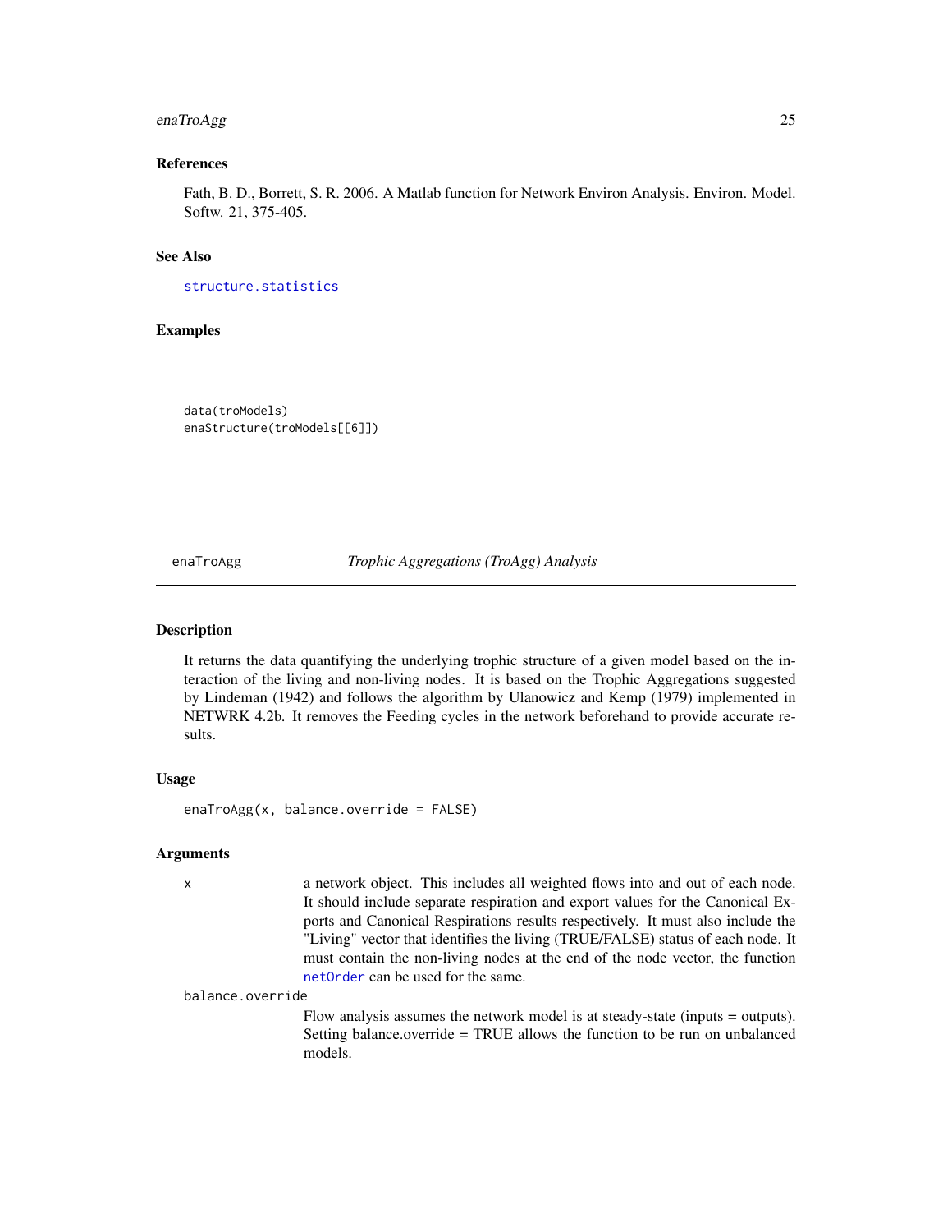## References

Fath, B. D., Borrett, S. R. 2006. A Matlab function for Network Environ Analysis. Environ. Model. Softw. 21, 375-405.

## See Also

`structure.statistics`

## Examples

```
data(troModels)
enaStructure(troModels[[6]])
```

---

# enaTroAgg *Trophic Aggregations (TroAgg) Analysis*

---

## Description

It returns the data quantifying the underlying trophic structure of a given model based on the interaction of the living and non-living nodes. It is based on the Trophic Aggregations suggested by Lindeman (1942) and follows the algorithm by Ulanowicz and Kemp (1979) implemented in NETWRK 4.2b. It removes the Feeding cycles in the network beforehand to provide accurate results.

## Usage

```
enaTroAgg(x, balance.override = FALSE)
```

## Arguments

| | |
|---|---|
| x | a network object. This includes all weighted flows into and out of each node. It should include separate respiration and export values for the Canonical Exports and Canonical Respirations results respectively. It must also include the "Living" vector that identifies the living (TRUE/FALSE) status of each node. It must contain the non-living nodes at the end of the node vector, the function `netOrder` can be used for the same. |
| balance.override | Flow analysis assumes the network model is at steady-state (inputs = outputs). Setting balance.override = TRUE allows the function to be run on unbalanced models. |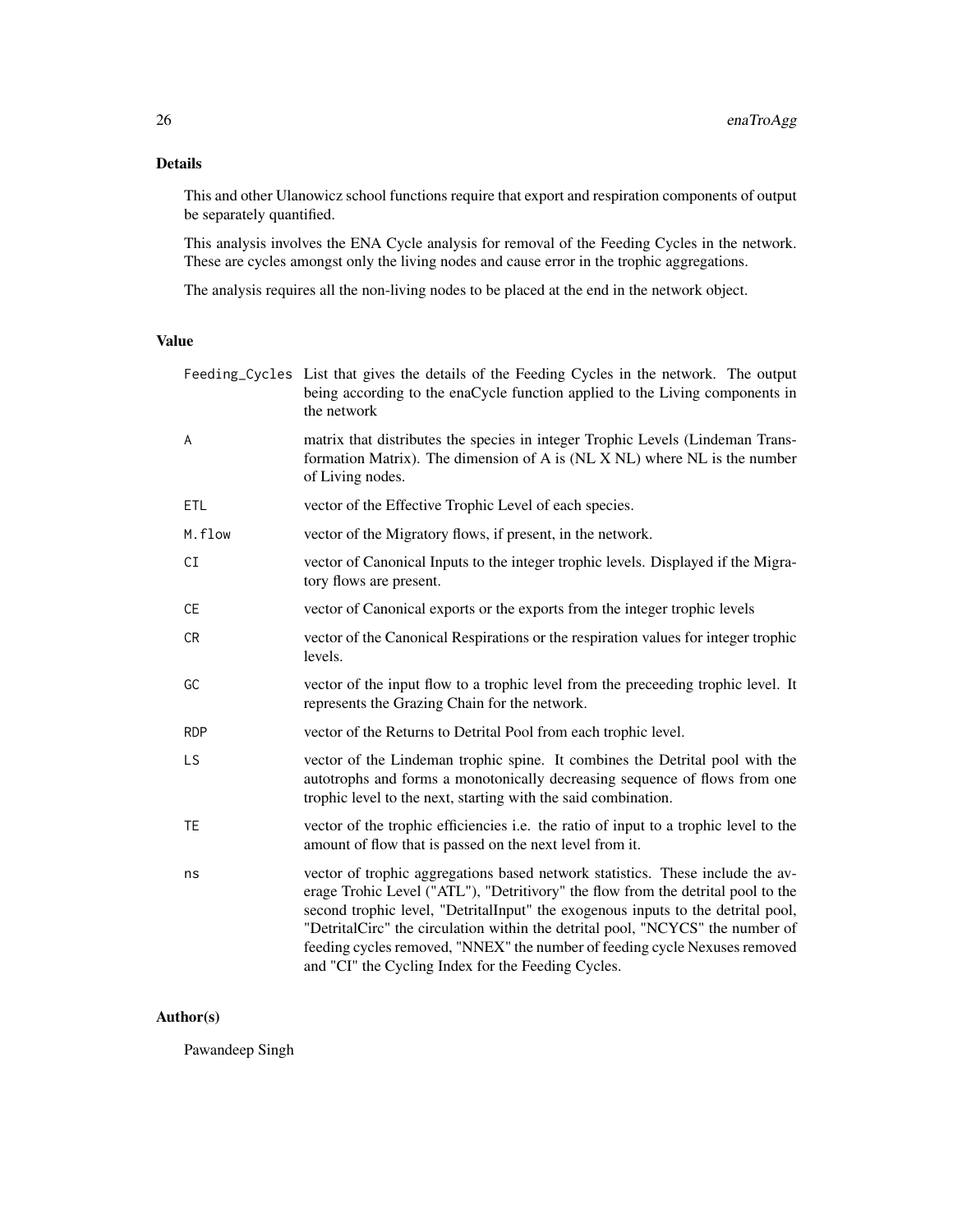### Details

This and other Ulanowicz school functions require that export and respiration components of output be separately quantified.

This analysis involves the ENA Cycle analysis for removal of the Feeding Cycles in the network. These are cycles amongst only the living nodes and cause error in the trophic aggregations.

The analysis requires all the non-living nodes to be placed at the end in the network object.

### Value

| | |
|---|---|
| `Feeding_Cycles` | List that gives the details of the Feeding Cycles in the network. The output being according to the enaCycle function applied to the Living components in the network |
| `A` | matrix that distributes the species in integer Trophic Levels (Lindeman Transformation Matrix). The dimension of A is (NL X NL) where NL is the number of Living nodes. |
| `ETL` | vector of the Effective Trophic Level of each species. |
| `M.flow` | vector of the Migratory flows, if present, in the network. |
| `CI` | vector of Canonical Inputs to the integer trophic levels. Displayed if the Migratory flows are present. |
| `CE` | vector of Canonical exports or the exports from the integer trophic levels |
| `CR` | vector of the Canonical Respirations or the respiration values for integer trophic levels. |
| `GC` | vector of the input flow to a trophic level from the preceeding trophic level. It represents the Grazing Chain for the network. |
| `RDP` | vector of the Returns to Detrital Pool from each trophic level. |
| `LS` | vector of the Lindeman trophic spine. It combines the Detrital pool with the autotrophs and forms a monotonically decreasing sequence of flows from one trophic level to the next, starting with the said combination. |
| `TE` | vector of the trophic efficiencies i.e. the ratio of input to a trophic level to the amount of flow that is passed on the next level from it. |
| `ns` | vector of trophic aggregations based network statistics. These include the average Trohic Level ("ATL"), "Detritivory" the flow from the detrital pool to the second trophic level, "DetritalInput" the exogenous inputs to the detrital pool, "DetritalCirc" the circulation within the detrital pool, "NCYCS" the number of feeding cycles removed, "NNEX" the number of feeding cycle Nexuses removed and "CI" the Cycling Index for the Feeding Cycles. |

### Author(s)

Pawandeep Singh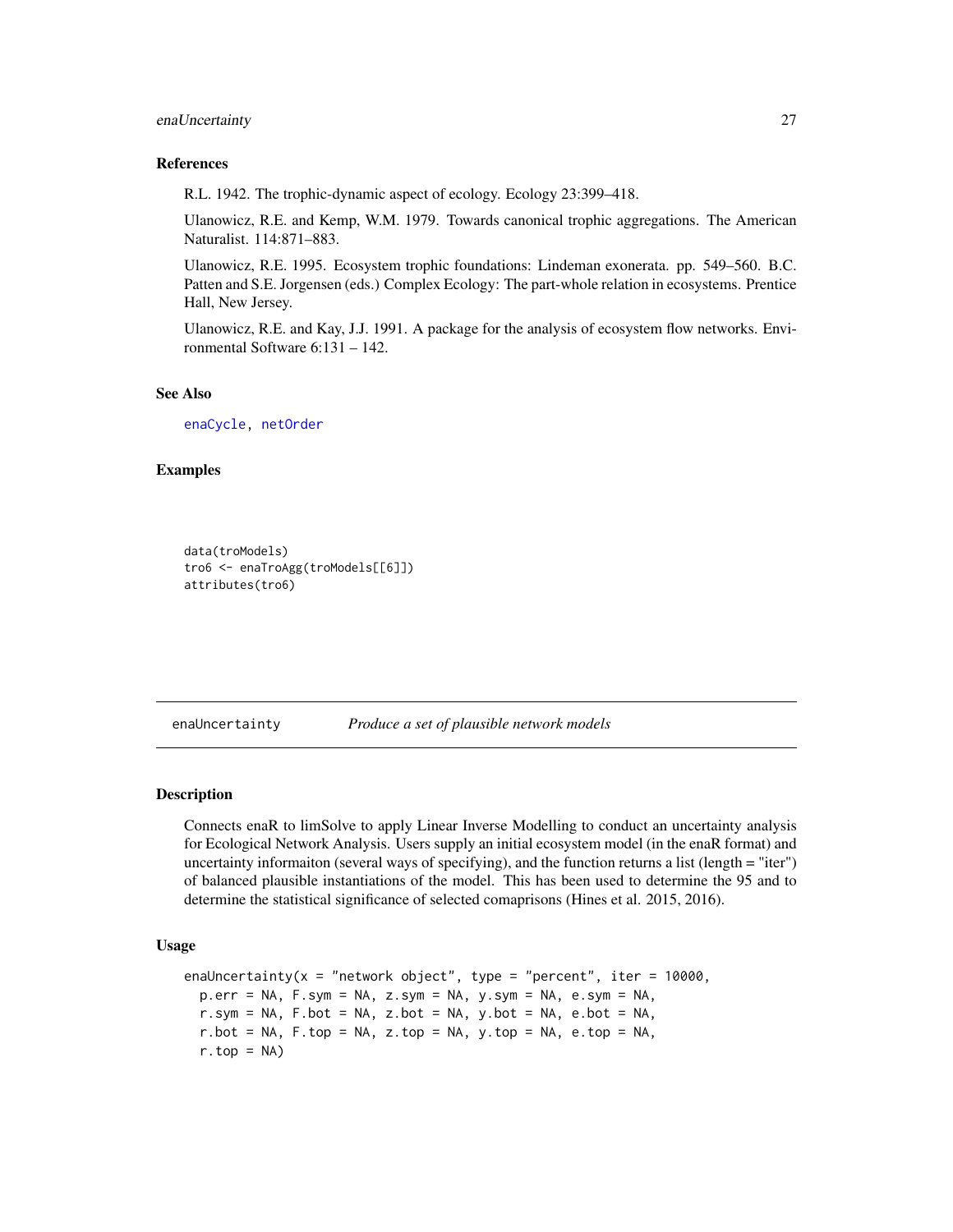## References

R.L. 1942. The trophic-dynamic aspect of ecology. Ecology 23:399–418.

Ulanowicz, R.E. and Kemp, W.M. 1979. Towards canonical trophic aggregations. The American Naturalist. 114:871–883.

Ulanowicz, R.E. 1995. Ecosystem trophic foundations: Lindeman exonerata. pp. 549–560. B.C. Patten and S.E. Jorgensen (eds.) Complex Ecology: The part-whole relation in ecosystems. Prentice Hall, New Jersey.

Ulanowicz, R.E. and Kay, J.J. 1991. A package for the analysis of ecosystem flow networks. Environmental Software 6:131 – 142.

## See Also

enaCycle, netOrder

## Examples

```
data(troModels)
tro6 <- enaTroAgg(troModels[[6]])
attributes(tro6)
```

---

# enaUncertainty *Produce a set of plausible network models*

## Description

Connects enaR to limSolve to apply Linear Inverse Modelling to conduct an uncertainty analysis for Ecological Network Analysis. Users supply an initial ecosystem model (in the enaR format) and uncertainty informaiton (several ways of specifying), and the function returns a list (length = "iter") of balanced plausible instantiations of the model. This has been used to determine the 95 and to determine the statistical significance of selected comaprisons (Hines et al. 2015, 2016).

## Usage

```
enaUncertainty(x = "network object", type = "percent", iter = 10000,
  p.err = NA, F.sym = NA, z.sym = NA, y.sym = NA, e.sym = NA,
  r.sym = NA, F.bot = NA, z.bot = NA, y.bot = NA, e.bot = NA,
  r.bot = NA, F.top = NA, z.top = NA, y.top = NA, e.top = NA,
  r.top = NA)
```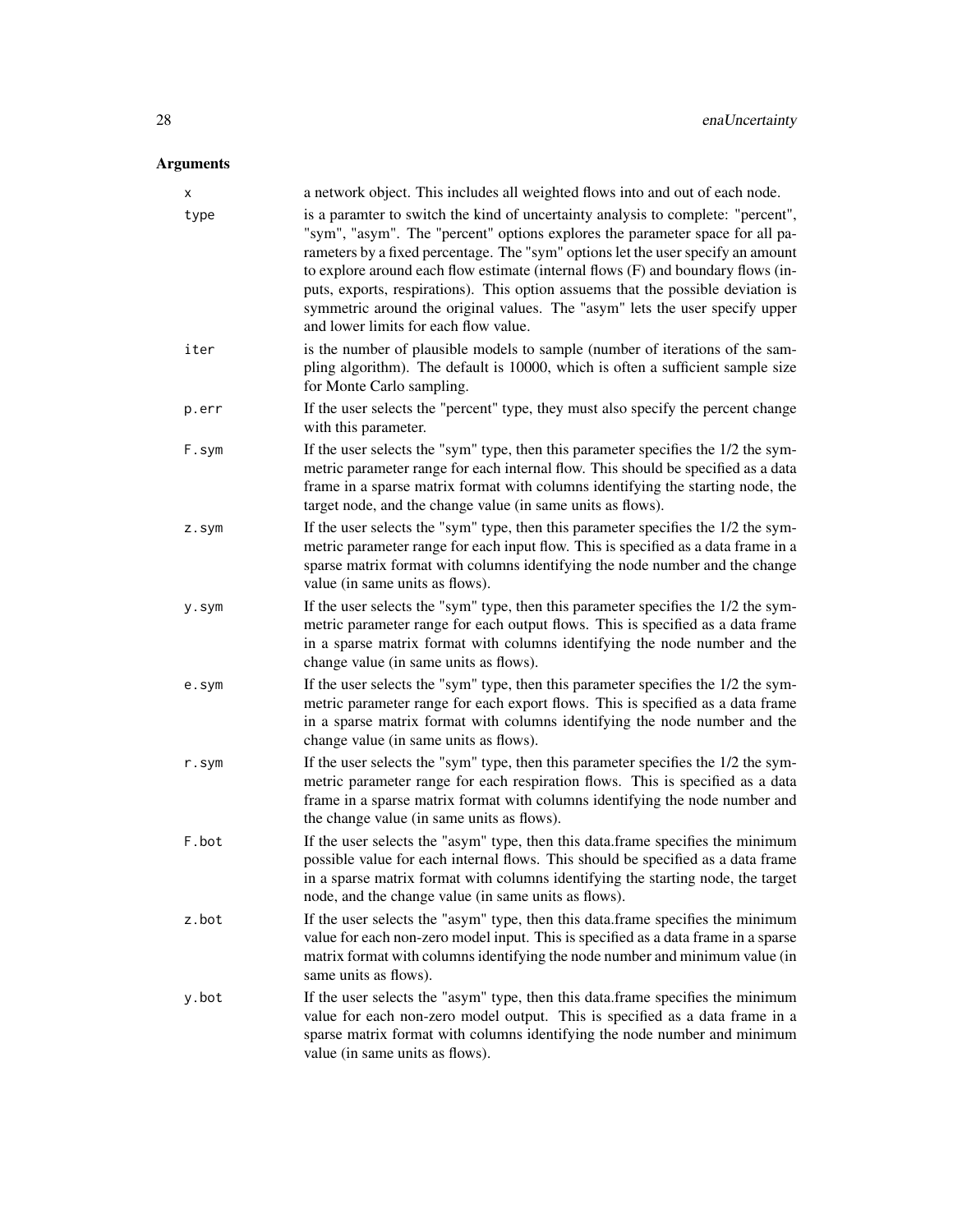## Arguments

| | |
|---|---|
| `x` | a network object. This includes all weighted flows into and out of each node. |
| `type` | is a paramter to switch the kind of uncertainty analysis to complete: "percent", "sym", "asym". The "percent" options explores the parameter space for all parameters by a fixed percentage. The "sym" options let the user specify an amount to explore around each flow estimate (internal flows (F) and boundary flows (inputs, exports, respirations). This option assuems that the possible deviation is symmetric around the original values. The "asym" lets the user specify upper and lower limits for each flow value. |
| `iter` | is the number of plausible models to sample (number of iterations of the sampling algorithm). The default is 10000, which is often a sufficient sample size for Monte Carlo sampling. |
| `p.err` | If the user selects the "percent" type, they must also specify the percent change with this parameter. |
| `F.sym` | If the user selects the "sym" type, then this parameter specifies the 1/2 the symmetric parameter range for each internal flow. This should be specified as a data frame in a sparse matrix format with columns identifying the starting node, the target node, and the change value (in same units as flows). |
| `z.sym` | If the user selects the "sym" type, then this parameter specifies the 1/2 the symmetric parameter range for each input flow. This is specified as a data frame in a sparse matrix format with columns identifying the node number and the change value (in same units as flows). |
| `y.sym` | If the user selects the "sym" type, then this parameter specifies the 1/2 the symmetric parameter range for each output flows. This is specified as a data frame in a sparse matrix format with columns identifying the node number and the change value (in same units as flows). |
| `e.sym` | If the user selects the "sym" type, then this parameter specifies the 1/2 the symmetric parameter range for each export flows. This is specified as a data frame in a sparse matrix format with columns identifying the node number and the change value (in same units as flows). |
| `r.sym` | If the user selects the "sym" type, then this parameter specifies the 1/2 the symmetric parameter range for each respiration flows. This is specified as a data frame in a sparse matrix format with columns identifying the node number and the change value (in same units as flows). |
| `F.bot` | If the user selects the "asym" type, then this data.frame specifies the minimum possible value for each internal flows. This should be specified as a data frame in a sparse matrix format with columns identifying the starting node, the target node, and the change value (in same units as flows). |
| `z.bot` | If the user selects the "asym" type, then this data.frame specifies the minimum value for each non-zero model input. This is specified as a data frame in a sparse matrix format with columns identifying the node number and minimum value (in same units as flows). |
| `y.bot` | If the user selects the "asym" type, then this data.frame specifies the minimum value for each non-zero model output. This is specified as a data frame in a sparse matrix format with columns identifying the node number and minimum value (in same units as flows). |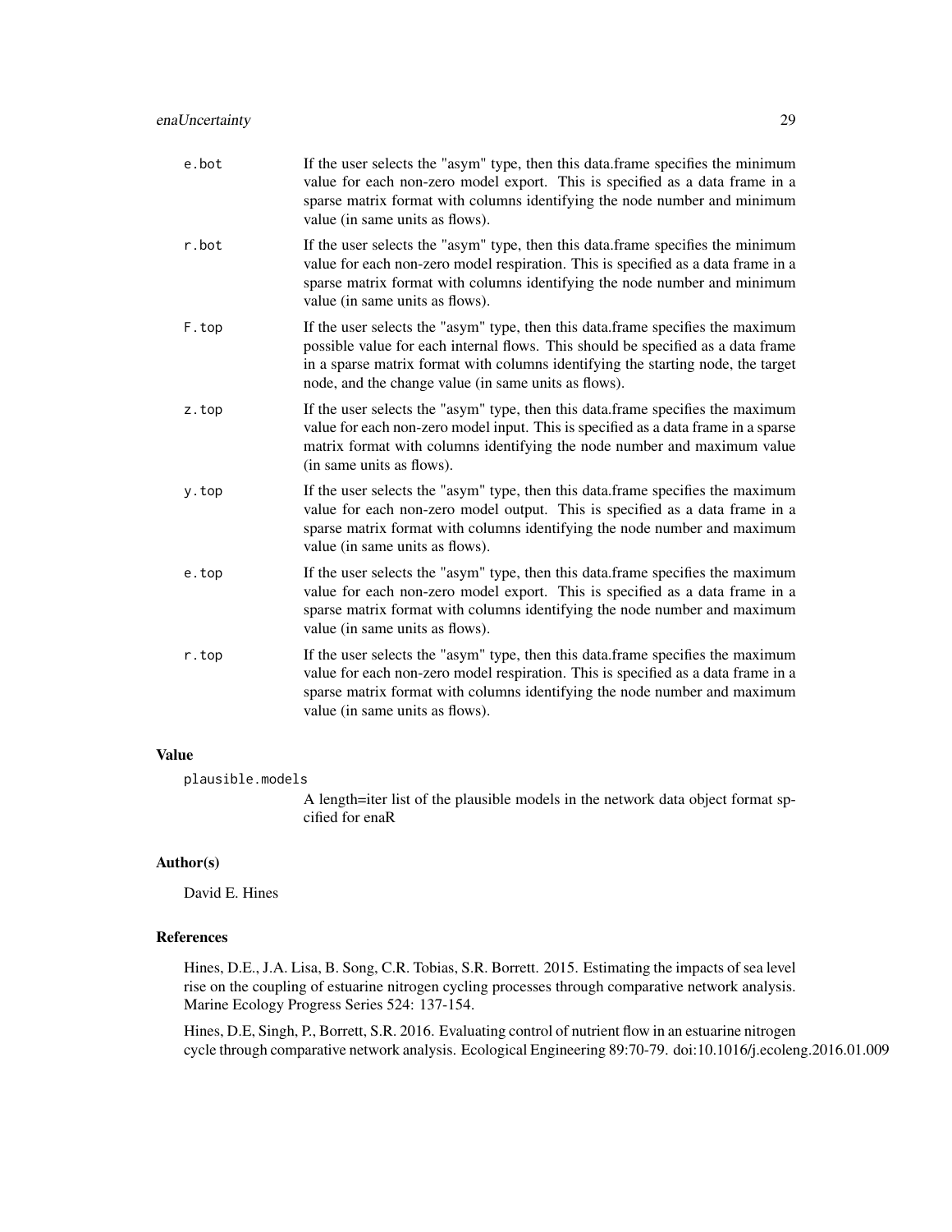| | |
|---|---|
| e.bot | If the user selects the "asym" type, then this data.frame specifies the minimum value for each non-zero model export. This is specified as a data frame in a sparse matrix format with columns identifying the node number and minimum value (in same units as flows). |
| r.bot | If the user selects the "asym" type, then this data.frame specifies the minimum value for each non-zero model respiration. This is specified as a data frame in a sparse matrix format with columns identifying the node number and minimum value (in same units as flows). |
| F.top | If the user selects the "asym" type, then this data.frame specifies the maximum possible value for each internal flows. This should be specified as a data frame in a sparse matrix format with columns identifying the starting node, the target node, and the change value (in same units as flows). |
| z.top | If the user selects the "asym" type, then this data.frame specifies the maximum value for each non-zero model input. This is specified as a data frame in a sparse matrix format with columns identifying the node number and maximum value (in same units as flows). |
| y.top | If the user selects the "asym" type, then this data.frame specifies the maximum value for each non-zero model output. This is specified as a data frame in a sparse matrix format with columns identifying the node number and maximum value (in same units as flows). |
| e.top | If the user selects the "asym" type, then this data.frame specifies the maximum value for each non-zero model export. This is specified as a data frame in a sparse matrix format with columns identifying the node number and maximum value (in same units as flows). |
| r.top | If the user selects the "asym" type, then this data.frame specifies the maximum value for each non-zero model respiration. This is specified as a data frame in a sparse matrix format with columns identifying the node number and maximum value (in same units as flows). |

## Value

plausible.models
: A length=iter list of the plausible models in the network data object format spcified for enaR

## Author(s)

David E. Hines

## References

Hines, D.E., J.A. Lisa, B. Song, C.R. Tobias, S.R. Borrett. 2015. Estimating the impacts of sea level rise on the coupling of estuarine nitrogen cycling processes through comparative network analysis. Marine Ecology Progress Series 524: 137-154.

Hines, D.E, Singh, P., Borrett, S.R. 2016. Evaluating control of nutrient flow in an estuarine nitrogen cycle through comparative network analysis. Ecological Engineering 89:70-79. doi:10.1016/j.ecoleng.2016.01.009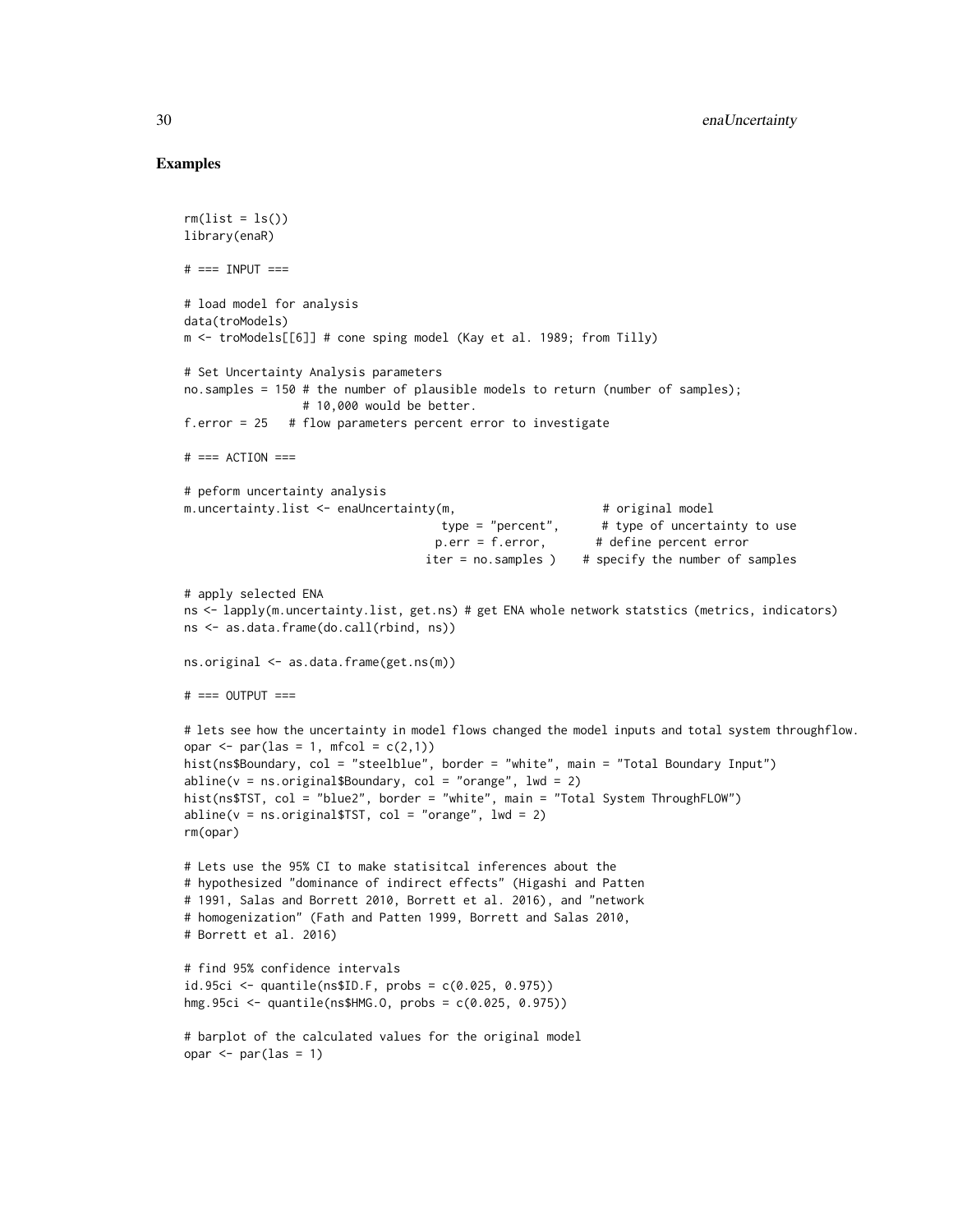## Examples

```
rm(list = ls())
library(enaR)

# === INPUT ===

# load model for analysis
data(troModels)
m <- troModels[[6]] # cone sping model (Kay et al. 1989; from Tilly)

# Set Uncertainty Analysis parameters
no.samples = 150 # the number of plausible models to return (number of samples);
                 # 10,000 would be better.
f.error = 25   # flow parameters percent error to investigate

# === ACTION ===

# peform uncertainty analysis
m.uncertainty.list <- enaUncertainty(m,                    # original model
                                     type = "percent",     # type of uncertainty to use
                                    p.err = f.error,       # define percent error
                                  iter = no.samples )   # specify the number of samples

# apply selected ENA
ns <- lapply(m.uncertainty.list, get.ns) # get ENA whole network statstics (metrics, indicators)
ns <- as.data.frame(do.call(rbind, ns))

ns.original <- as.data.frame(get.ns(m))

# === OUTPUT ===

# lets see how the uncertainty in model flows changed the model inputs and total system throughflow.
opar <- par(las = 1, mfcol = c(2,1))
hist(ns$Boundary, col = "steelblue", border = "white", main = "Total Boundary Input")
abline(v = ns.original$Boundary, col = "orange", lwd = 2)
hist(ns$TST, col = "blue2", border = "white", main = "Total System ThroughFLOW")
abline(v = ns.original$TST, col = "orange", lwd = 2)
rm(opar)

# Lets use the 95% CI to make statisitcal inferences about the
# hypothesized "dominance of indirect effects" (Higashi and Patten
# 1991, Salas and Borrett 2010, Borrett et al. 2016), and "network
# homogenization" (Fath and Patten 1999, Borrett and Salas 2010,
# Borrett et al. 2016)

# find 95% confidence intervals
id.95ci <- quantile(ns$ID.F, probs = c(0.025, 0.975))
hmg.95ci <- quantile(ns$HMG.O, probs = c(0.025, 0.975))

# barplot of the calculated values for the original model
opar <- par(las = 1)
```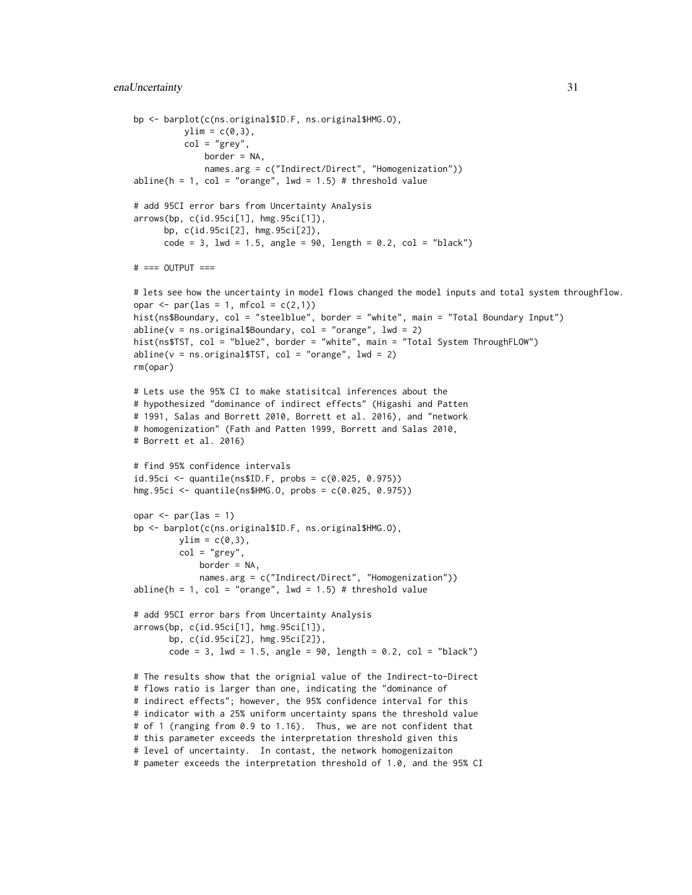```
bp <- barplot(c(ns.original$ID.F, ns.original$HMG.O),
          ylim = c(0,3),
          col = "grey",
              border = NA,
              names.arg = c("Indirect/Direct", "Homogenization"))
abline(h = 1, col = "orange", lwd = 1.5) # threshold value

# add 95CI error bars from Uncertainty Analysis
arrows(bp, c(id.95ci[1], hmg.95ci[1]),
      bp, c(id.95ci[2], hmg.95ci[2]),
      code = 3, lwd = 1.5, angle = 90, length = 0.2, col = "black")

# === OUTPUT ===

# lets see how the uncertainty in model flows changed the model inputs and total system throughflow.
opar <- par(las = 1, mfcol = c(2,1))
hist(ns$Boundary, col = "steelblue", border = "white", main = "Total Boundary Input")
abline(v = ns.original$Boundary, col = "orange", lwd = 2)
hist(ns$TST, col = "blue2", border = "white", main = "Total System ThroughFLOW")
abline(v = ns.original$TST, col = "orange", lwd = 2)
rm(opar)

# Lets use the 95% CI to make statisitcal inferences about the
# hypothesized "dominance of indirect effects" (Higashi and Patten
# 1991, Salas and Borrett 2010, Borrett et al. 2016), and "network
# homogenization" (Fath and Patten 1999, Borrett and Salas 2010,
# Borrett et al. 2016)

# find 95% confidence intervals
id.95ci <- quantile(ns$ID.F, probs = c(0.025, 0.975))
hmg.95ci <- quantile(ns$HMG.O, probs = c(0.025, 0.975))

opar <- par(las = 1)
bp <- barplot(c(ns.original$ID.F, ns.original$HMG.O),
         ylim = c(0,3),
         col = "grey",
             border = NA,
             names.arg = c("Indirect/Direct", "Homogenization"))
abline(h = 1, col = "orange", lwd = 1.5) # threshold value

# add 95CI error bars from Uncertainty Analysis
arrows(bp, c(id.95ci[1], hmg.95ci[1]),
       bp, c(id.95ci[2], hmg.95ci[2]),
       code = 3, lwd = 1.5, angle = 90, length = 0.2, col = "black")

# The results show that the orignial value of the Indirect-to-Direct
# flows ratio is larger than one, indicating the "dominance of
# indirect effects"; however, the 95% confidence interval for this
# indicator with a 25% uniform uncertainty spans the threshold value
# of 1 (ranging from 0.9 to 1.16).  Thus, we are not confident that
# this parameter exceeds the interpretation threshold given this
# level of uncertainty.  In contast, the network homogenizaiton
# pameter exceeds the interpretation threshold of 1.0, and the 95% CI
```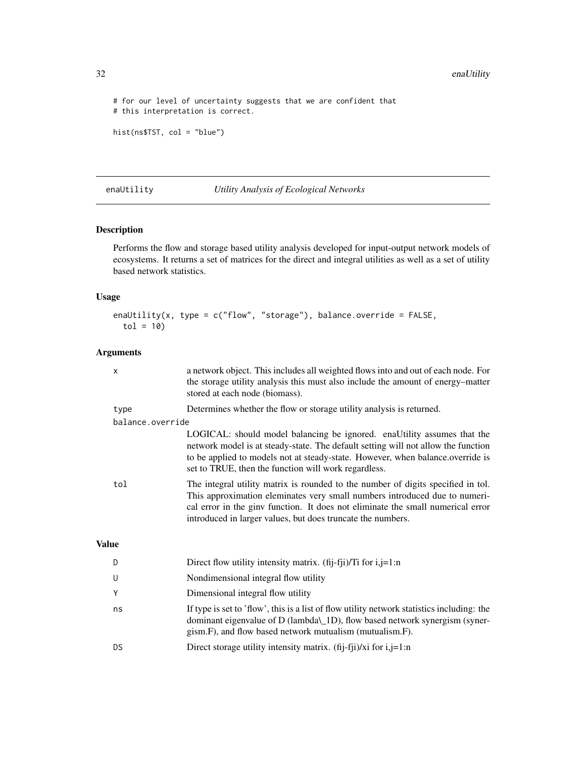```
# for our level of uncertainty suggests that we are confident that
# this interpretation is correct.

hist(ns$TST, col = "blue")
```

## enaUtility *Utility Analysis of Ecological Networks*

### Description

Performs the flow and storage based utility analysis developed for input-output network models of ecosystems. It returns a set of matrices for the direct and integral utilities as well as a set of utility based network statistics.

### Usage

```
enaUtility(x, type = c("flow", "storage"), balance.override = FALSE,
  tol = 10)
```

### Arguments

| | |
|---|---|
| x | a network object. This includes all weighted flows into and out of each node. For the storage utility analysis this must also include the amount of energy–matter stored at each node (biomass). |
| type | Determines whether the flow or storage utility analysis is returned. |
| balance.override | LOGICAL: should model balancing be ignored. enaUtility assumes that the network model is at steady-state. The default setting will not allow the function to be applied to models not at steady-state. However, when balance.override is set to TRUE, then the function will work regardless. |
| tol | The integral utility matrix is rounded to the number of digits specified in tol. This approximation eleminates very small numbers introduced due to numerical error in the ginv function. It does not eliminate the small numerical error introduced in larger values, but does truncate the numbers. |

### Value

| | |
|---|---|
| D | Direct flow utility intensity matrix. (fij-fji)/Ti for i,j=1:n |
| U | Nondimensional integral flow utility |
| Y | Dimensional integral flow utility |
| ns | If type is set to 'flow', this is a list of flow utility network statistics including: the dominant eigenvalue of D (lambda\_1D), flow based network synergism (synergism.F), and flow based network mutualism (mutualism.F). |
| DS | Direct storage utility intensity matrix. (fij-fji)/xi for i,j=1:n |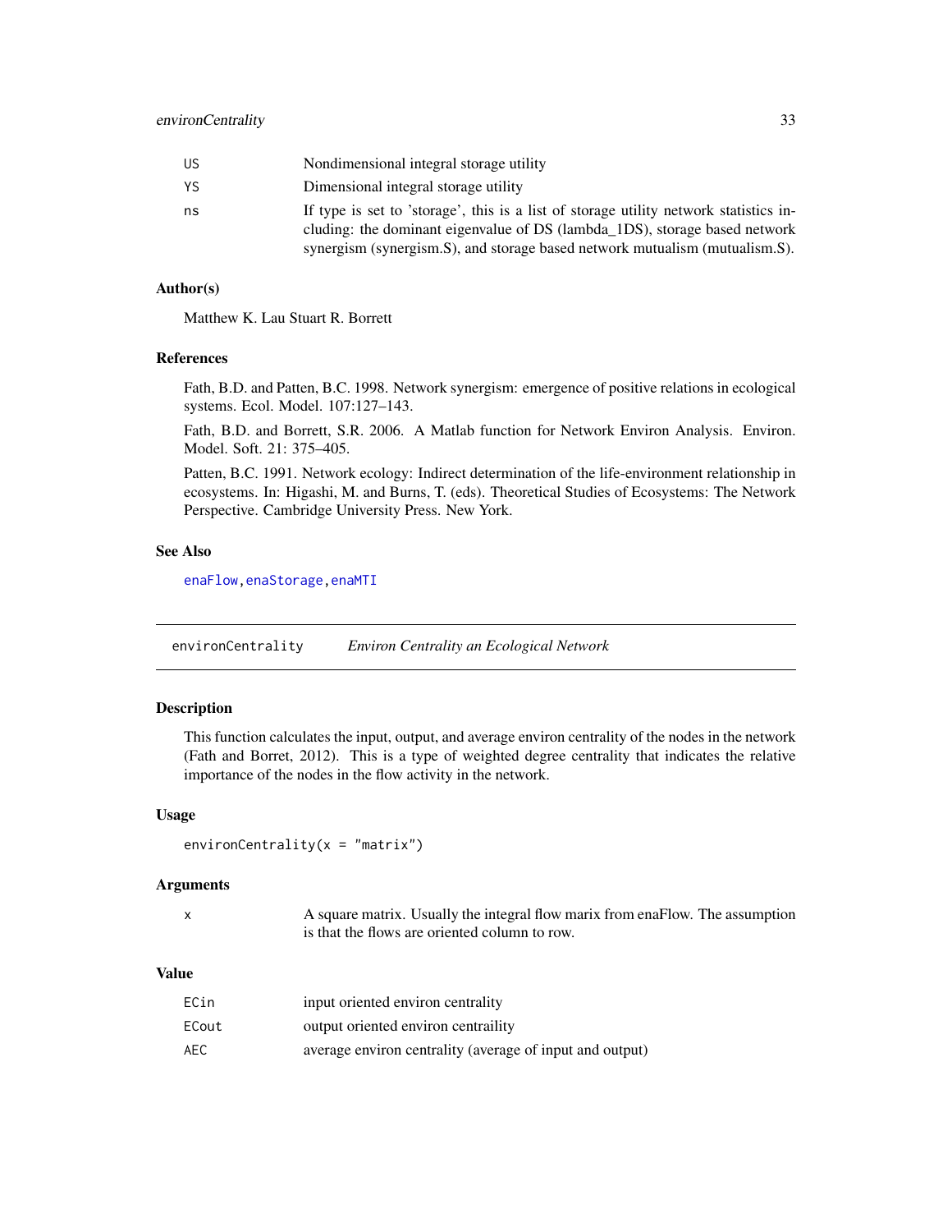| | |
|---|---|
| US | Nondimensional integral storage utility |
| YS | Dimensional integral storage utility |
| ns | If type is set to 'storage', this is a list of storage utility network statistics including: the dominant eigenvalue of DS (lambda_1DS), storage based network synergism (synergism.S), and storage based network mutualism (mutualism.S). |

### Author(s)

Matthew K. Lau Stuart R. Borrett

### References

Fath, B.D. and Patten, B.C. 1998. Network synergism: emergence of positive relations in ecological systems. Ecol. Model. 107:127–143.

Fath, B.D. and Borrett, S.R. 2006. A Matlab function for Network Environ Analysis. Environ. Model. Soft. 21: 375–405.

Patten, B.C. 1991. Network ecology: Indirect determination of the life-environment relationship in ecosystems. In: Higashi, M. and Burns, T. (eds). Theoretical Studies of Ecosystems: The Network Perspective. Cambridge University Press. New York.

### See Also

enaFlow, enaStorage, enaMTI

---

## environCentrality *Environ Centrality an Ecological Network*

### Description

This function calculates the input, output, and average environ centrality of the nodes in the network (Fath and Borret, 2012). This is a type of weighted degree centrality that indicates the relative importance of the nodes in the flow activity in the network.

### Usage

```
environCentrality(x = "matrix")
```

### Arguments

| | |
|---|---|
| x | A square matrix. Usually the integral flow marix from enaFlow. The assumption is that the flows are oriented column to row. |

### Value

| | |
|---|---|
| ECin | input oriented environ centrality |
| ECout | output oriented environ centraility |
| AEC | average environ centrality (average of input and output) |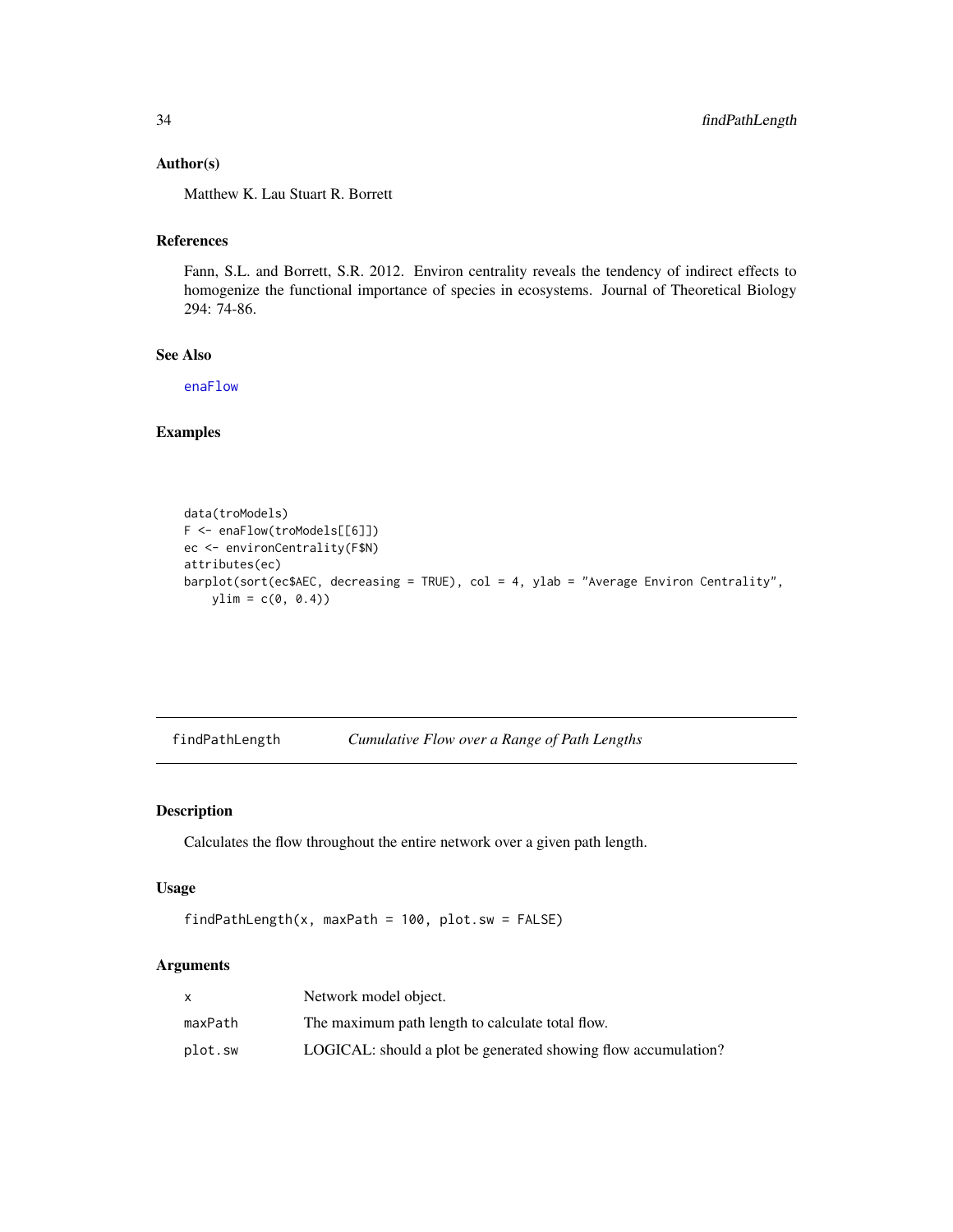### Author(s)

Matthew K. Lau Stuart R. Borrett

### References

Fann, S.L. and Borrett, S.R. 2012. Environ centrality reveals the tendency of indirect effects to homogenize the functional importance of species in ecosystems. Journal of Theoretical Biology 294: 74-86.

### See Also

enaFlow

### Examples

```
data(troModels)
F <- enaFlow(troModels[[6]])
ec <- environCentrality(F$N)
attributes(ec)
barplot(sort(ec$AEC, decreasing = TRUE), col = 4, ylab = "Average Environ Centrality",
    ylim = c(0, 0.4))
```

---

## findPathLength — *Cumulative Flow over a Range of Path Lengths*

### Description

Calculates the flow throughout the entire network over a given path length.

### Usage

```
findPathLength(x, maxPath = 100, plot.sw = FALSE)
```

### Arguments

| | |
|---|---|
| x | Network model object. |
| maxPath | The maximum path length to calculate total flow. |
| plot.sw | LOGICAL: should a plot be generated showing flow accumulation? |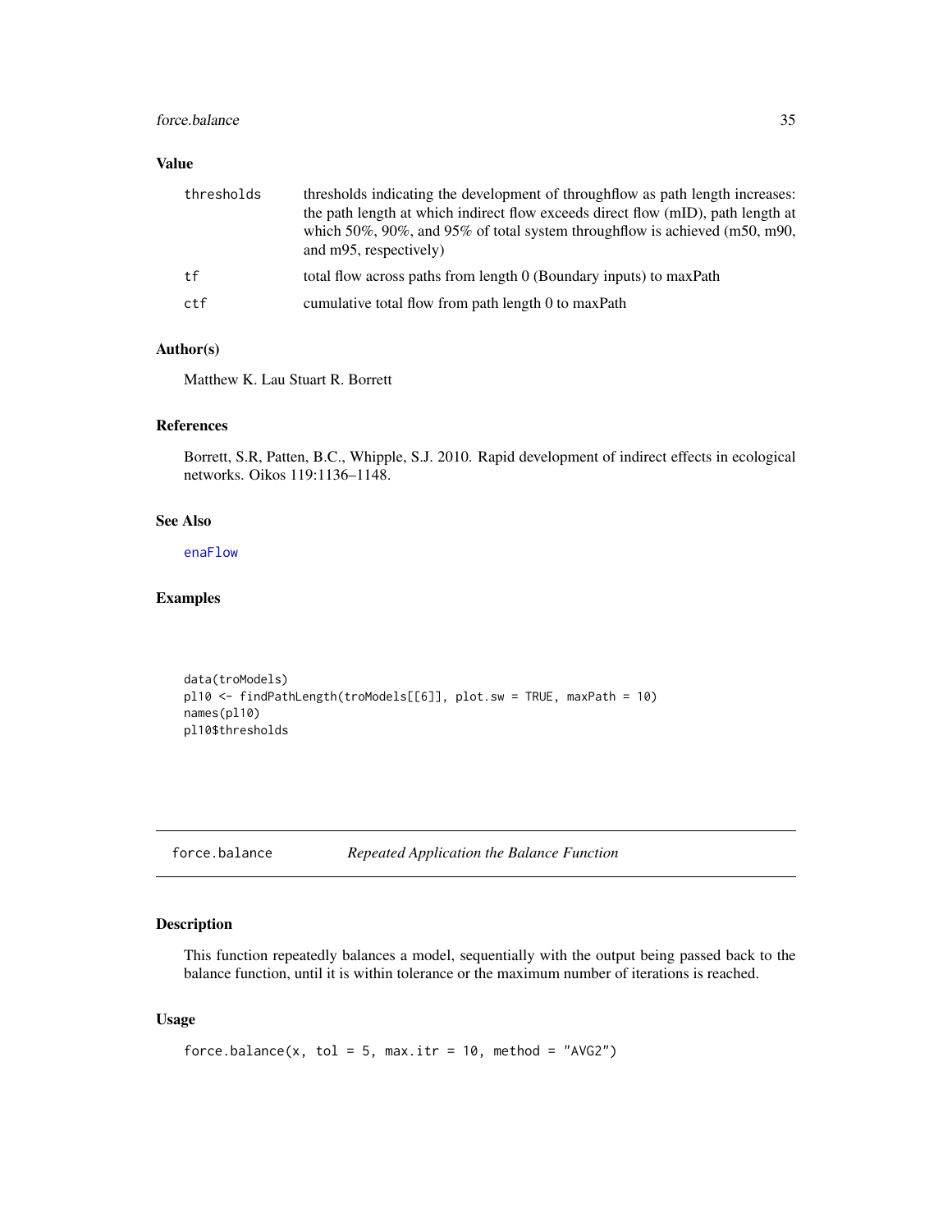### Value

| | |
|---|---|
| thresholds | thresholds indicating the development of throughflow as path length increases: the path length at which indirect flow exceeds direct flow (mID), path length at which 50%, 90%, and 95% of total system throughflow is achieved (m50, m90, and m95, respectively) |
| tf | total flow across paths from length 0 (Boundary inputs) to maxPath |
| ctf | cumulative total flow from path length 0 to maxPath |

### Author(s)

Matthew K. Lau Stuart R. Borrett

### References

Borrett, S.R, Patten, B.C., Whipple, S.J. 2010. Rapid development of indirect effects in ecological networks. Oikos 119:1136–1148.

### See Also

enaFlow

### Examples

```
data(troModels)
pl10 <- findPathLength(troModels[[6]], plot.sw = TRUE, maxPath = 10)
names(pl10)
pl10$thresholds
```

---

## force.balance — *Repeated Application the Balance Function*

### Description

This function repeatedly balances a model, sequentially with the output being passed back to the balance function, until it is within tolerance or the maximum number of iterations is reached.

### Usage

```
force.balance(x, tol = 5, max.itr = 10, method = "AVG2")
```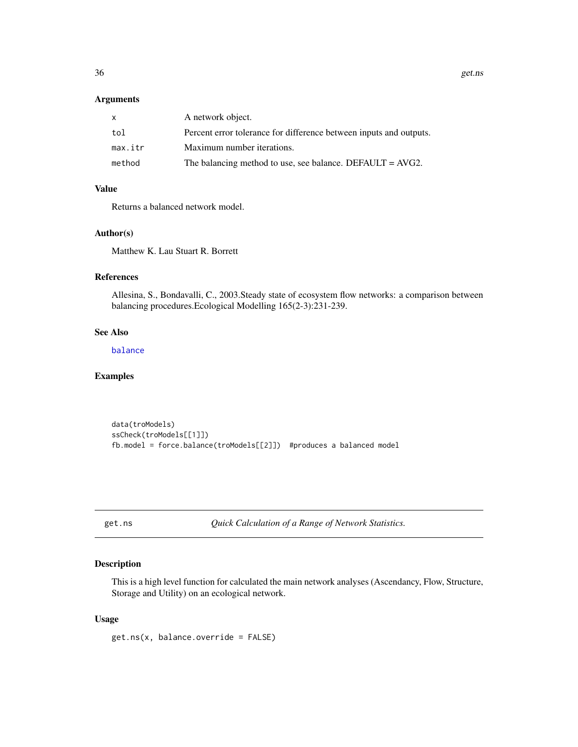## Arguments

| | |
|---|---|
| x | A network object. |
| tol | Percent error tolerance for difference between inputs and outputs. |
| max.itr | Maximum number iterations. |
| method | The balancing method to use, see balance. DEFAULT = AVG2. |

## Value

Returns a balanced network model.

## Author(s)

Matthew K. Lau Stuart R. Borrett

## References

Allesina, S., Bondavalli, C., 2003.Steady state of ecosystem flow networks: a comparison between balancing procedures.Ecological Modelling 165(2-3):231-239.

## See Also

balance

## Examples

```
data(troModels)
ssCheck(troModels[[1]])
fb.model = force.balance(troModels[[2]])  #produces a balanced model
```

---

# get.ns — *Quick Calculation of a Range of Network Statistics.*

## Description

This is a high level function for calculated the main network analyses (Ascendancy, Flow, Structure, Storage and Utility) on an ecological network.

## Usage

```
get.ns(x, balance.override = FALSE)
```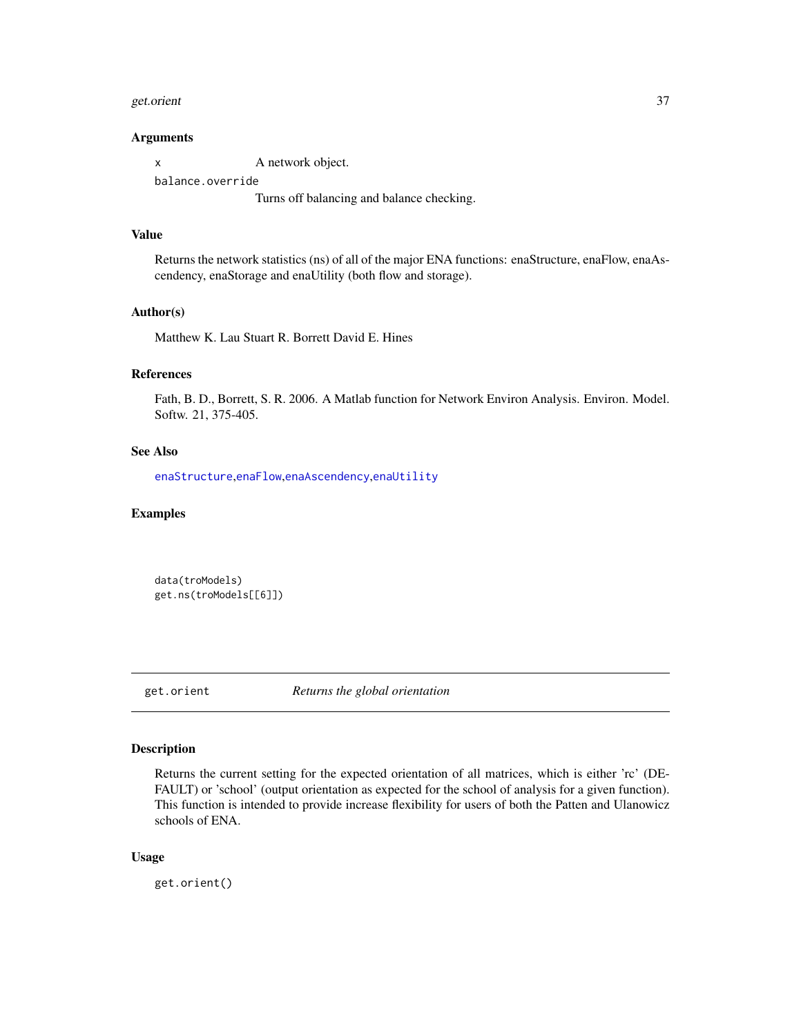### Arguments

`x` A network object.

`balance.override`
Turns off balancing and balance checking.

### Value

Returns the network statistics (ns) of all of the major ENA functions: enaStructure, enaFlow, enaAscendency, enaStorage and enaUtility (both flow and storage).

### Author(s)

Matthew K. Lau Stuart R. Borrett David E. Hines

### References

Fath, B. D., Borrett, S. R. 2006. A Matlab function for Network Environ Analysis. Environ. Model. Softw. 21, 375-405.

### See Also

`enaStructure`,`enaFlow`,`enaAscendency`,`enaUtility`

### Examples

```
data(troModels)
get.ns(troModels[[6]])
```

---

## get.orient *Returns the global orientation*

### Description

Returns the current setting for the expected orientation of all matrices, which is either 'rc' (DEFAULT) or 'school' (output orientation as expected for the school of analysis for a given function). This function is intended to provide increase flexibility for users of both the Patten and Ulanowicz schools of ENA.

### Usage

```
get.orient()
```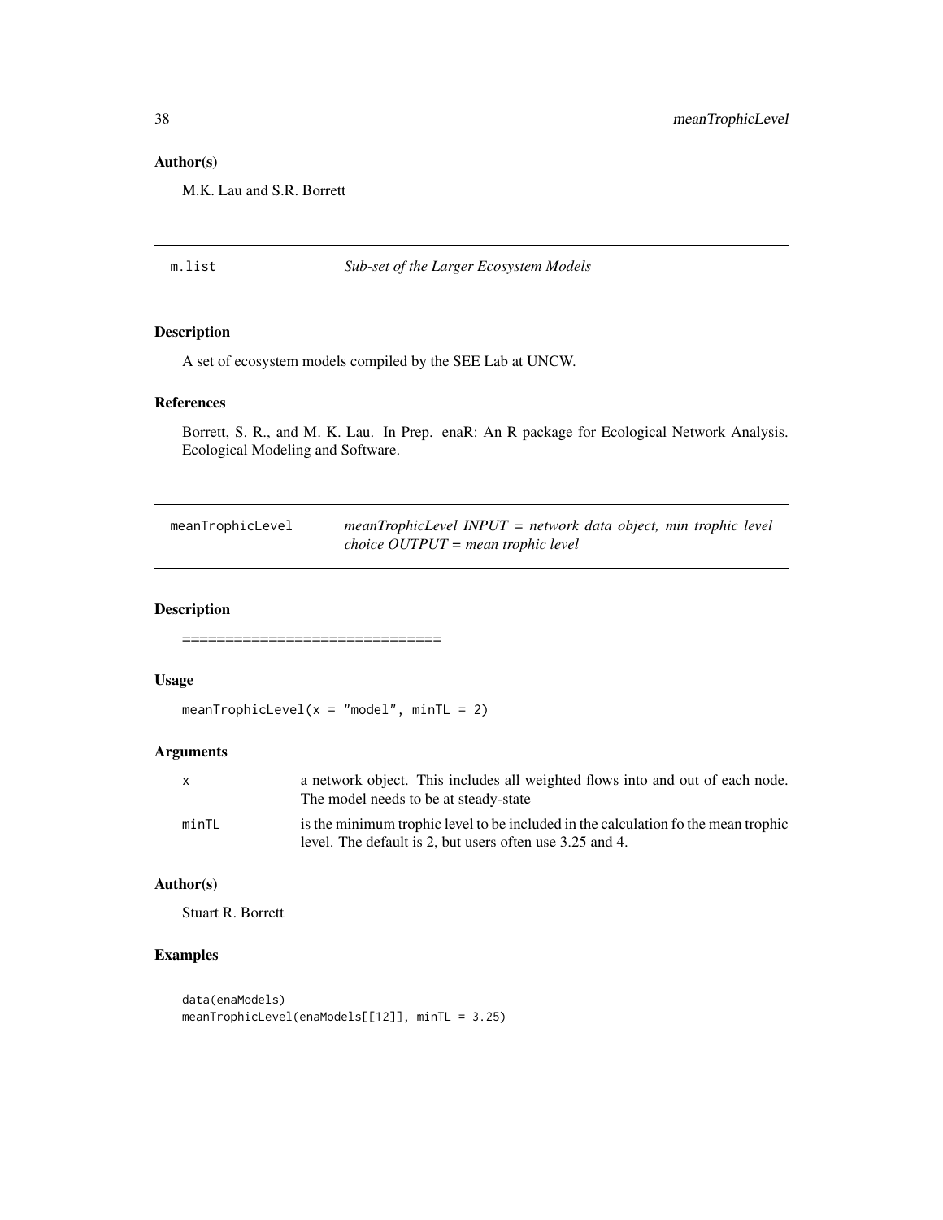## Author(s)

M.K. Lau and S.R. Borrett

---

m.list *Sub-set of the Larger Ecosystem Models*

---

## Description

A set of ecosystem models compiled by the SEE Lab at UNCW.

## References

Borrett, S. R., and M. K. Lau. In Prep. enaR: An R package for Ecological Network Analysis. Ecological Modeling and Software.

---

meanTrophicLevel *meanTrophicLevel INPUT = network data object, min trophic level choice OUTPUT = mean trophic level*

---

## Description

==============================

## Usage

```
meanTrophicLevel(x = "model", minTL = 2)
```

## Arguments

| | |
|---|---|
| x | a network object. This includes all weighted flows into and out of each node. The model needs to be at steady-state |
| minTL | is the minimum trophic level to be included in the calculation fo the mean trophic level. The default is 2, but users often use 3.25 and 4. |

## Author(s)

Stuart R. Borrett

## Examples

```
data(enaModels)
meanTrophicLevel(enaModels[[12]], minTL = 3.25)
```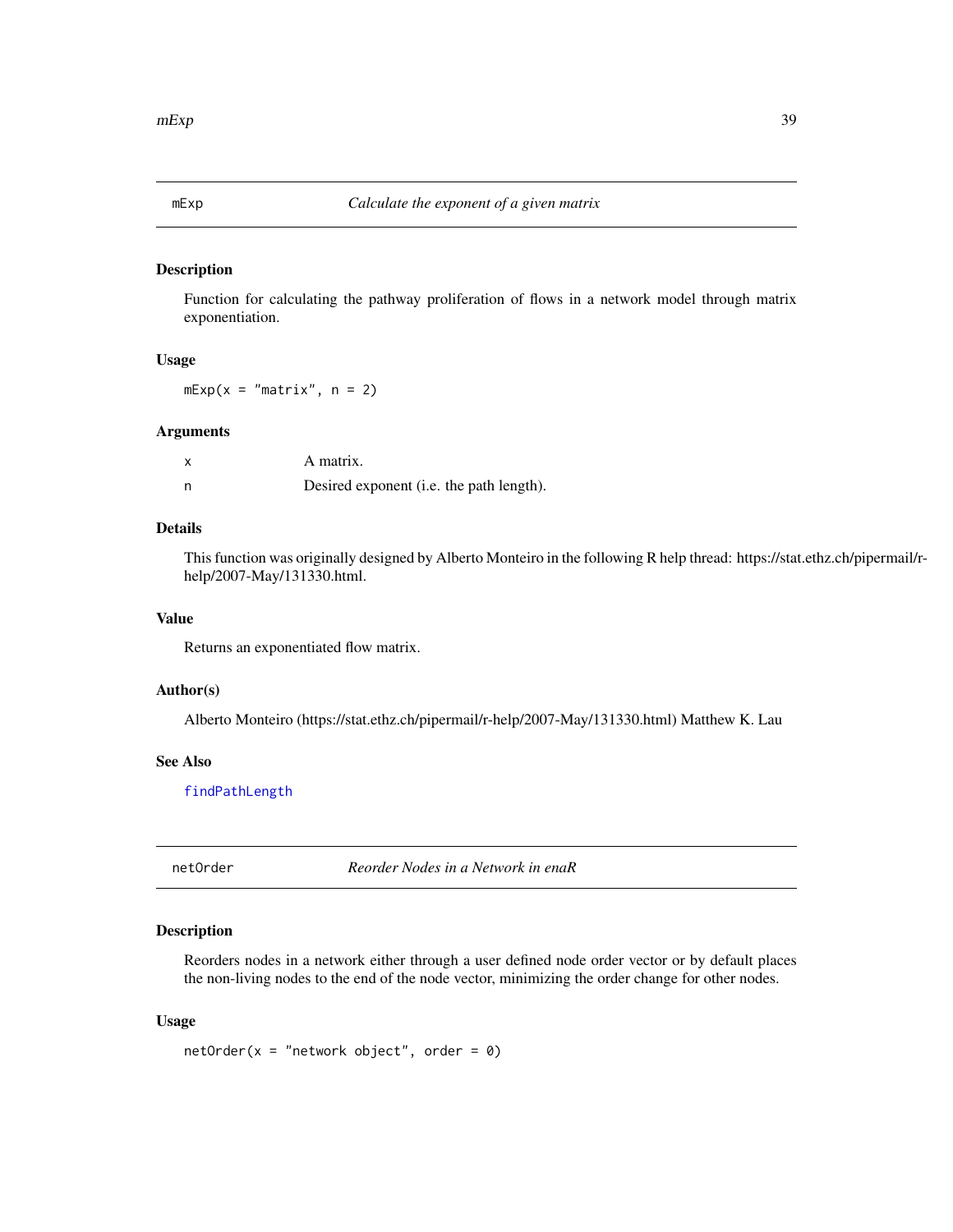## mExp — *Calculate the exponent of a given matrix*

### Description

Function for calculating the pathway proliferation of flows in a network model through matrix exponentiation.

### Usage

```
mExp(x = "matrix", n = 2)
```

### Arguments

| | |
|---|---|
| x | A matrix. |
| n | Desired exponent (i.e. the path length). |

### Details

This function was originally designed by Alberto Monteiro in the following R help thread: https://stat.ethz.ch/pipermail/r-help/2007-May/131330.html.

### Value

Returns an exponentiated flow matrix.

### Author(s)

Alberto Monteiro (https://stat.ethz.ch/pipermail/r-help/2007-May/131330.html) Matthew K. Lau

### See Also

findPathLength

## netOrder — *Reorder Nodes in a Network in enaR*

### Description

Reorders nodes in a network either through a user defined node order vector or by default places the non-living nodes to the end of the node vector, minimizing the order change for other nodes.

### Usage

```
netOrder(x = "network object", order = 0)
```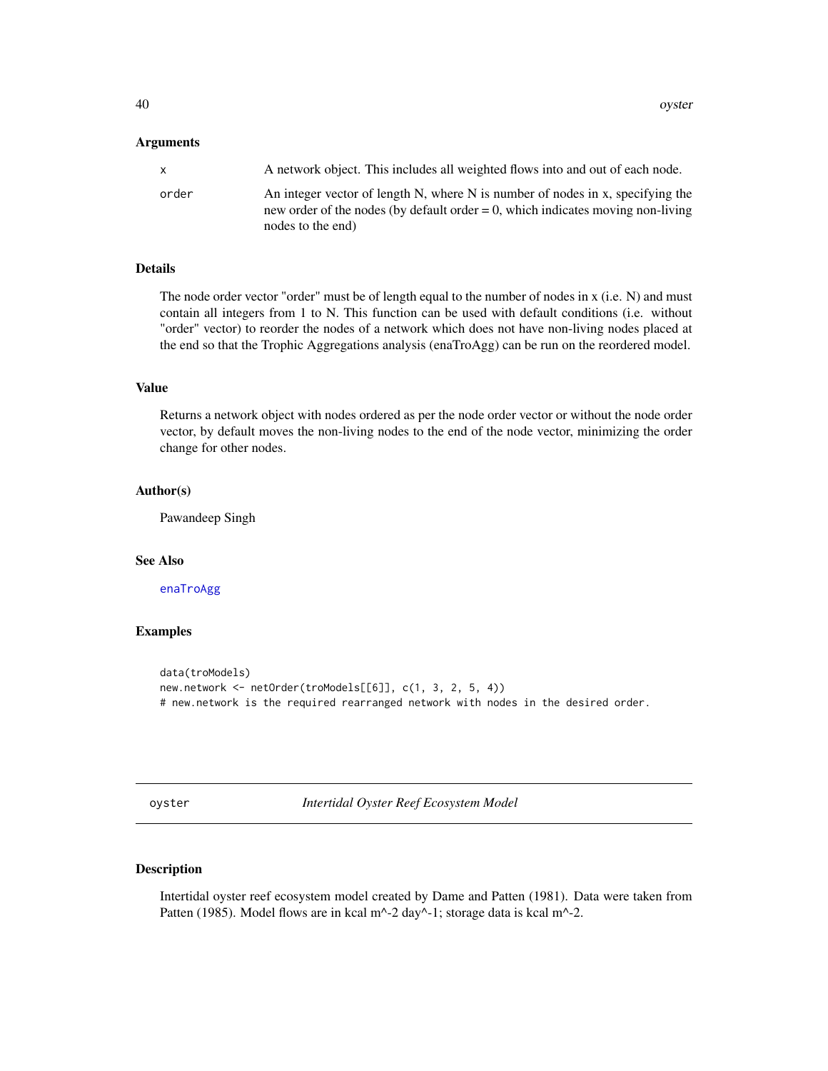### Arguments

| | |
|---|---|
| x | A network object. This includes all weighted flows into and out of each node. |
| order | An integer vector of length N, where N is number of nodes in x, specifying the new order of the nodes (by default order = 0, which indicates moving non-living nodes to the end) |

### Details

The node order vector "order" must be of length equal to the number of nodes in x (i.e. N) and must contain all integers from 1 to N. This function can be used with default conditions (i.e. without "order" vector) to reorder the nodes of a network which does not have non-living nodes placed at the end so that the Trophic Aggregations analysis (enaTroAgg) can be run on the reordered model.

### Value

Returns a network object with nodes ordered as per the node order vector or without the node order vector, by default moves the non-living nodes to the end of the node vector, minimizing the order change for other nodes.

### Author(s)

Pawandeep Singh

### See Also

enaTroAgg

### Examples

```
data(troModels)
new.network <- netOrder(troModels[[6]], c(1, 3, 2, 5, 4))
# new.network is the required rearranged network with nodes in the desired order.
```

---

## oyster *Intertidal Oyster Reef Ecosystem Model*

### Description

Intertidal oyster reef ecosystem model created by Dame and Patten (1981). Data were taken from Patten (1985). Model flows are in kcal m^-2 day^-1; storage data is kcal m^-2.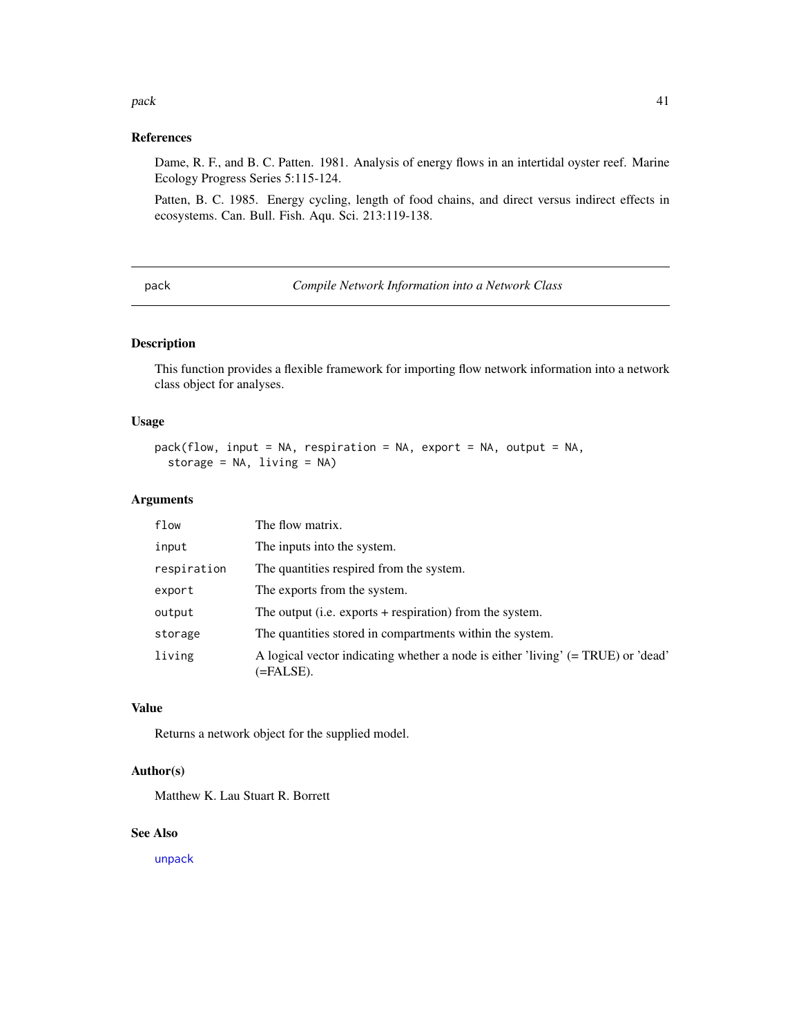### References

Dame, R. F., and B. C. Patten. 1981. Analysis of energy flows in an intertidal oyster reef. Marine Ecology Progress Series 5:115-124.

Patten, B. C. 1985. Energy cycling, length of food chains, and direct versus indirect effects in ecosystems. Can. Bull. Fish. Aqu. Sci. 213:119-138.

---

## pack — *Compile Network Information into a Network Class*

### Description

This function provides a flexible framework for importing flow network information into a network class object for analyses.

### Usage

```
pack(flow, input = NA, respiration = NA, export = NA, output = NA,
  storage = NA, living = NA)
```

### Arguments

| | |
|---|---|
| `flow` | The flow matrix. |
| `input` | The inputs into the system. |
| `respiration` | The quantities respired from the system. |
| `export` | The exports from the system. |
| `output` | The output (i.e. exports + respiration) from the system. |
| `storage` | The quantities stored in compartments within the system. |
| `living` | A logical vector indicating whether a node is either 'living' (= TRUE) or 'dead' (=FALSE). |

### Value

Returns a network object for the supplied model.

### Author(s)

Matthew K. Lau Stuart R. Borrett

### See Also

unpack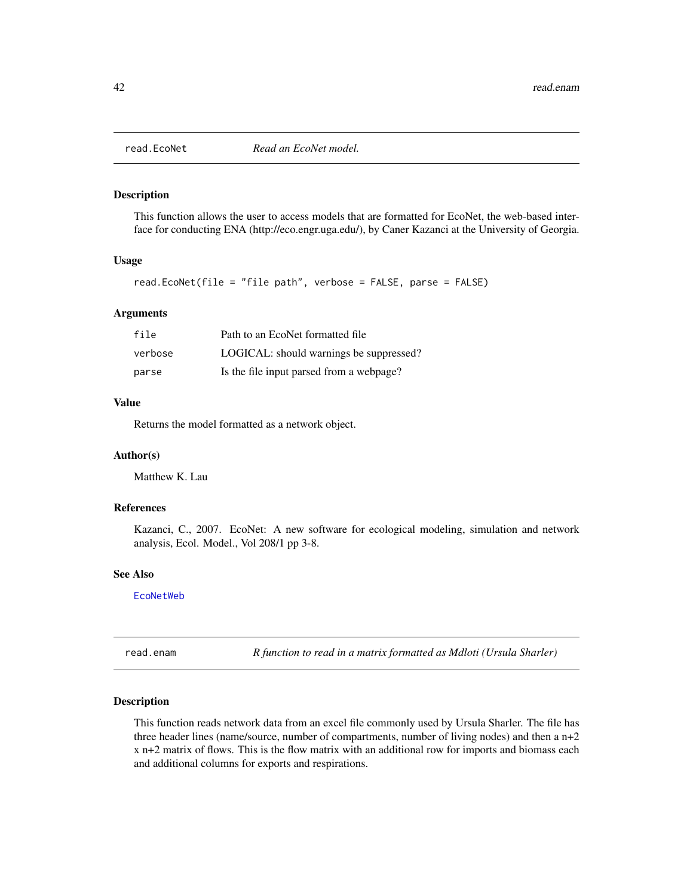## read.EcoNet *Read an EcoNet model.*

### Description

This function allows the user to access models that are formatted for EcoNet, the web-based interface for conducting ENA (http://eco.engr.uga.edu/), by Caner Kazanci at the University of Georgia.

### Usage

```
read.EcoNet(file = "file path", verbose = FALSE, parse = FALSE)
```

### Arguments

| | |
|---|---|
| `file` | Path to an EcoNet formatted file |
| `verbose` | LOGICAL: should warnings be suppressed? |
| `parse` | Is the file input parsed from a webpage? |

### Value

Returns the model formatted as a network object.

### Author(s)

Matthew K. Lau

### References

Kazanci, C., 2007. EcoNet: A new software for ecological modeling, simulation and network analysis, Ecol. Model., Vol 208/1 pp 3-8.

### See Also

`EcoNetWeb`

## read.enam *R function to read in a matrix formatted as Mdloti (Ursula Sharler)*

### Description

This function reads network data from an excel file commonly used by Ursula Sharler. The file has three header lines (name/source, number of compartments, number of living nodes) and then a n+2 x n+2 matrix of flows. This is the flow matrix with an additional row for imports and biomass each and additional columns for exports and respirations.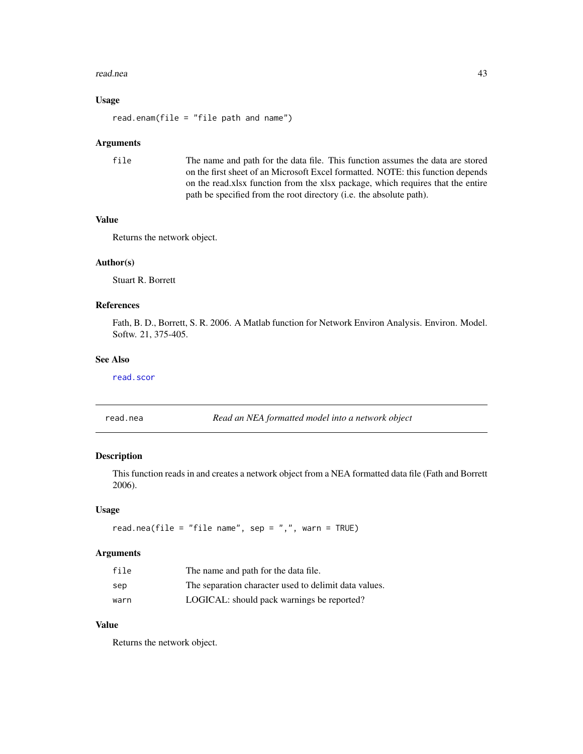### Usage

```
read.enam(file = "file path and name")
```

### Arguments

| | |
|---|---|
| `file` | The name and path for the data file. This function assumes the data are stored on the first sheet of an Microsoft Excel formatted. NOTE: this function depends on the read.xlsx function from the xlsx package, which requires that the entire path be specified from the root directory (i.e. the absolute path). |

### Value

Returns the network object.

### Author(s)

Stuart R. Borrett

### References

Fath, B. D., Borrett, S. R. 2006. A Matlab function for Network Environ Analysis. Environ. Model. Softw. 21, 375-405.

### See Also

read.scor

---

## read.nea — *Read an NEA formatted model into a network object*

### Description

This function reads in and creates a network object from a NEA formatted data file (Fath and Borrett 2006).

### Usage

```
read.nea(file = "file name", sep = ",", warn = TRUE)
```

### Arguments

| | |
|---|---|
| `file` | The name and path for the data file. |
| `sep` | The separation character used to delimit data values. |
| `warn` | LOGICAL: should pack warnings be reported? |

### Value

Returns the network object.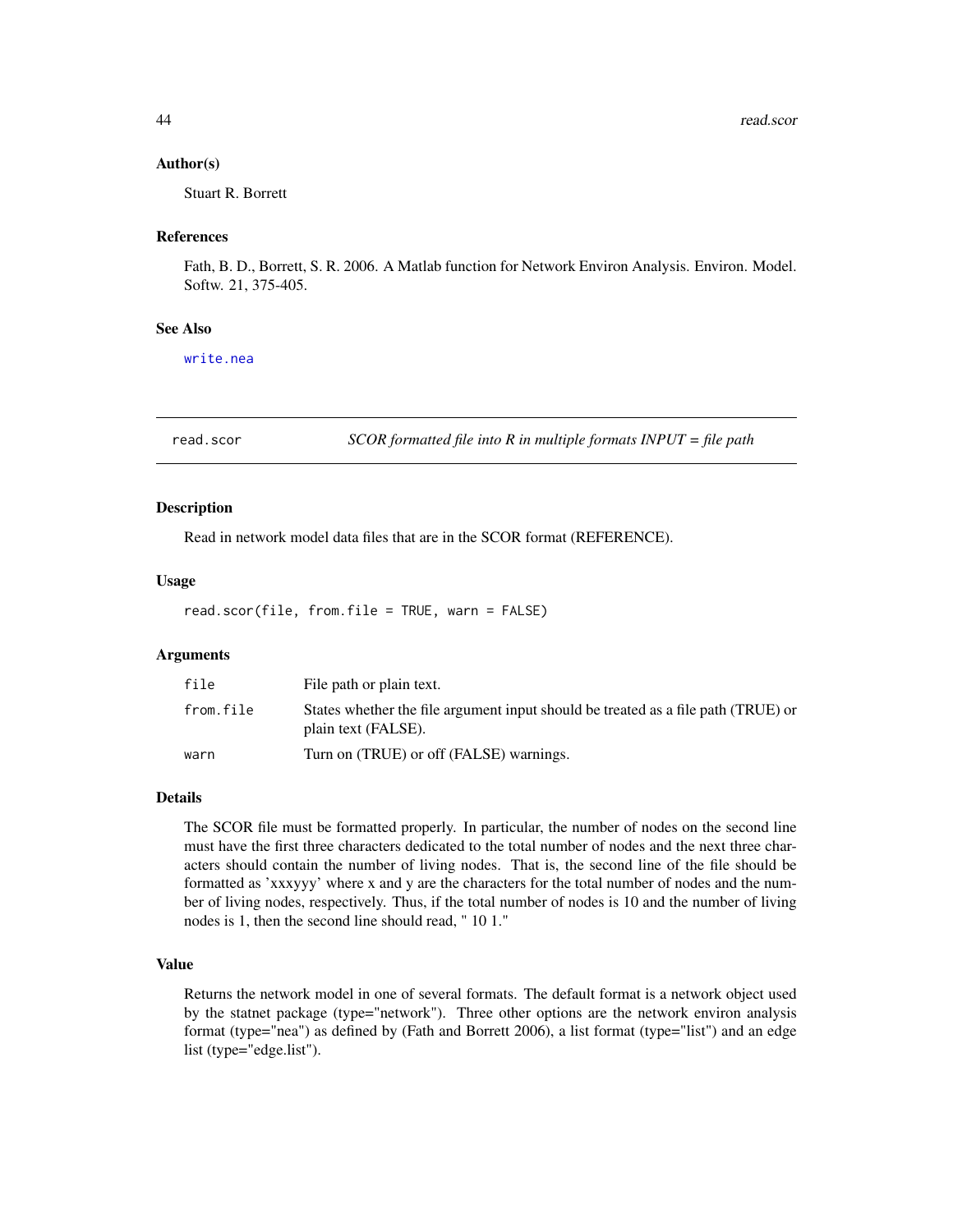### Author(s)

Stuart R. Borrett

### References

Fath, B. D., Borrett, S. R. 2006. A Matlab function for Network Environ Analysis. Environ. Model. Softw. 21, 375-405.

### See Also

write.nea

---

## read.scor — *SCOR formatted file into R in multiple formats INPUT = file path*

### Description

Read in network model data files that are in the SCOR format (REFERENCE).

### Usage

```
read.scor(file, from.file = TRUE, warn = FALSE)
```

### Arguments

| | |
|---|---|
| file | File path or plain text. |
| from.file | States whether the file argument input should be treated as a file path (TRUE) or plain text (FALSE). |
| warn | Turn on (TRUE) or off (FALSE) warnings. |

### Details

The SCOR file must be formatted properly. In particular, the number of nodes on the second line must have the first three characters dedicated to the total number of nodes and the next three characters should contain the number of living nodes. That is, the second line of the file should be formatted as 'xxxyyy' where x and y are the characters for the total number of nodes and the number of living nodes, respectively. Thus, if the total number of nodes is 10 and the number of living nodes is 1, then the second line should read, " 10 1."

### Value

Returns the network model in one of several formats. The default format is a network object used by the statnet package (type="network"). Three other options are the network environ analysis format (type="nea") as defined by (Fath and Borrett 2006), a list format (type="list") and an edge list (type="edge.list").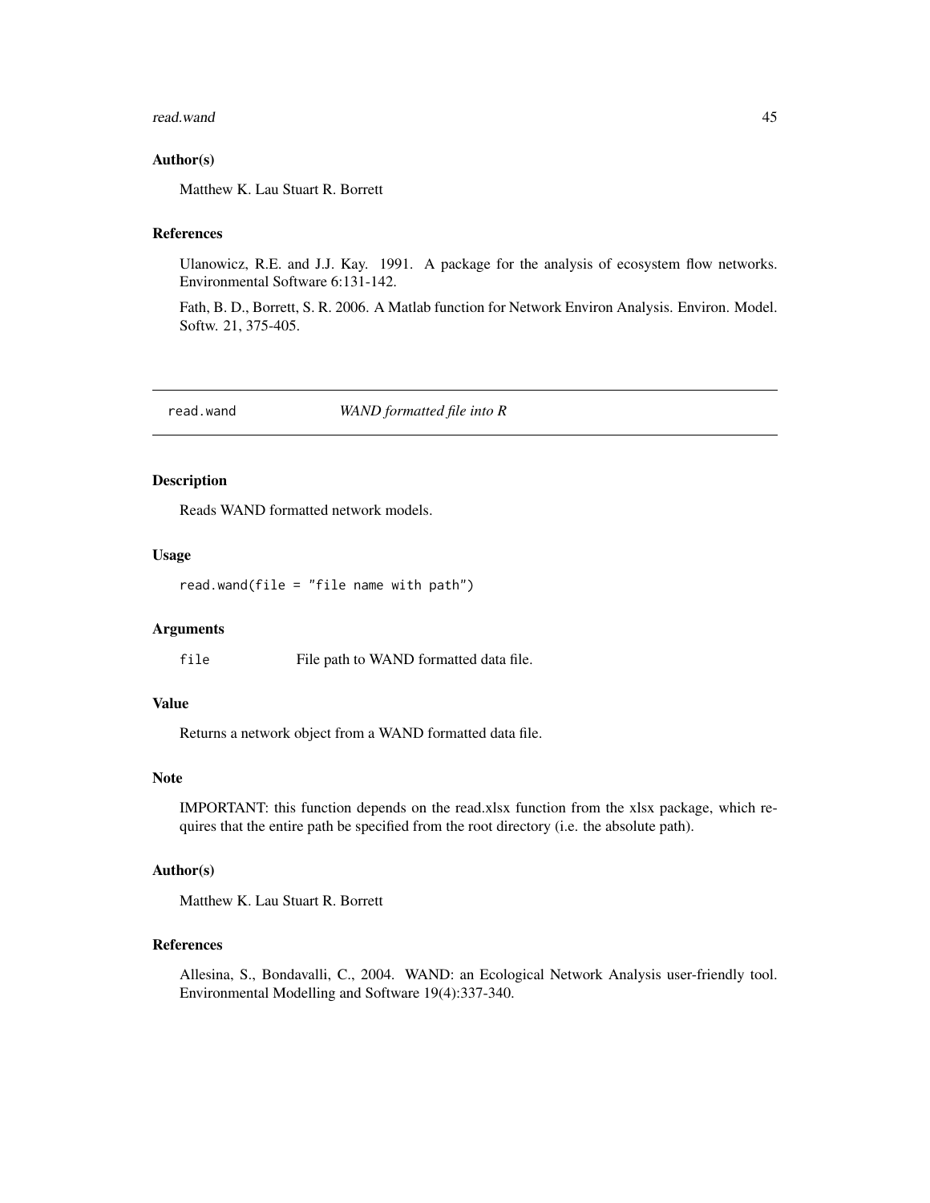### Author(s)

Matthew K. Lau Stuart R. Borrett

### References

Ulanowicz, R.E. and J.J. Kay. 1991. A package for the analysis of ecosystem flow networks. Environmental Software 6:131-142.

Fath, B. D., Borrett, S. R. 2006. A Matlab function for Network Environ Analysis. Environ. Model. Softw. 21, 375-405.

---

## read.wand *WAND formatted file into R*

---

### Description

Reads WAND formatted network models.

### Usage

```
read.wand(file = "file name with path")
```

### Arguments

| | |
|---|---|
| `file` | File path to WAND formatted data file. |

### Value

Returns a network object from a WAND formatted data file.

### Note

IMPORTANT: this function depends on the read.xlsx function from the xlsx package, which requires that the entire path be specified from the root directory (i.e. the absolute path).

### Author(s)

Matthew K. Lau Stuart R. Borrett

### References

Allesina, S., Bondavalli, C., 2004. WAND: an Ecological Network Analysis user-friendly tool. Environmental Modelling and Software 19(4):337-340.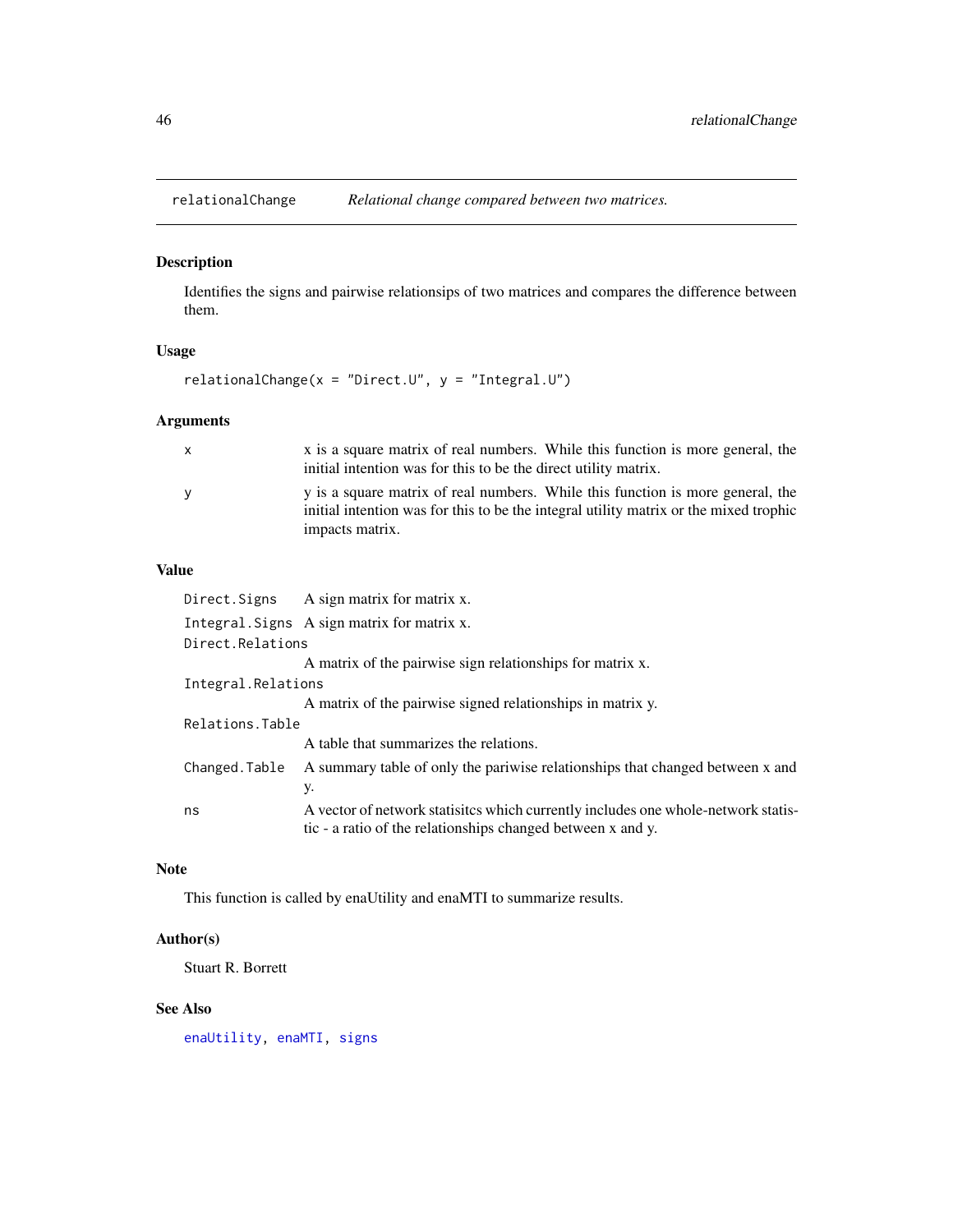# relationalChange — *Relational change compared between two matrices.*

## Description

Identifies the signs and pairwise relationsips of two matrices and compares the difference between them.

## Usage

```
relationalChange(x = "Direct.U", y = "Integral.U")
```

## Arguments

| | |
|---|---|
| x | x is a square matrix of real numbers. While this function is more general, the initial intention was for this to be the direct utility matrix. |
| y | y is a square matrix of real numbers. While this function is more general, the initial intention was for this to be the integral utility matrix or the mixed trophic impacts matrix. |

## Value

| | |
|---|---|
| Direct.Signs | A sign matrix for matrix x. |
| Integral.Signs | A sign matrix for matrix x. |
| Direct.Relations | A matrix of the pairwise sign relationships for matrix x. |
| Integral.Relations | A matrix of the pairwise signed relationships in matrix y. |
| Relations.Table | A table that summarizes the relations. |
| Changed.Table | A summary table of only the pariwise relationships that changed between x and y. |
| ns | A vector of network statisitcs which currently includes one whole-network statistic - a ratio of the relationships changed between x and y. |

## Note

This function is called by enaUtility and enaMTI to summarize results.

## Author(s)

Stuart R. Borrett

## See Also

enaUtility, enaMTI, signs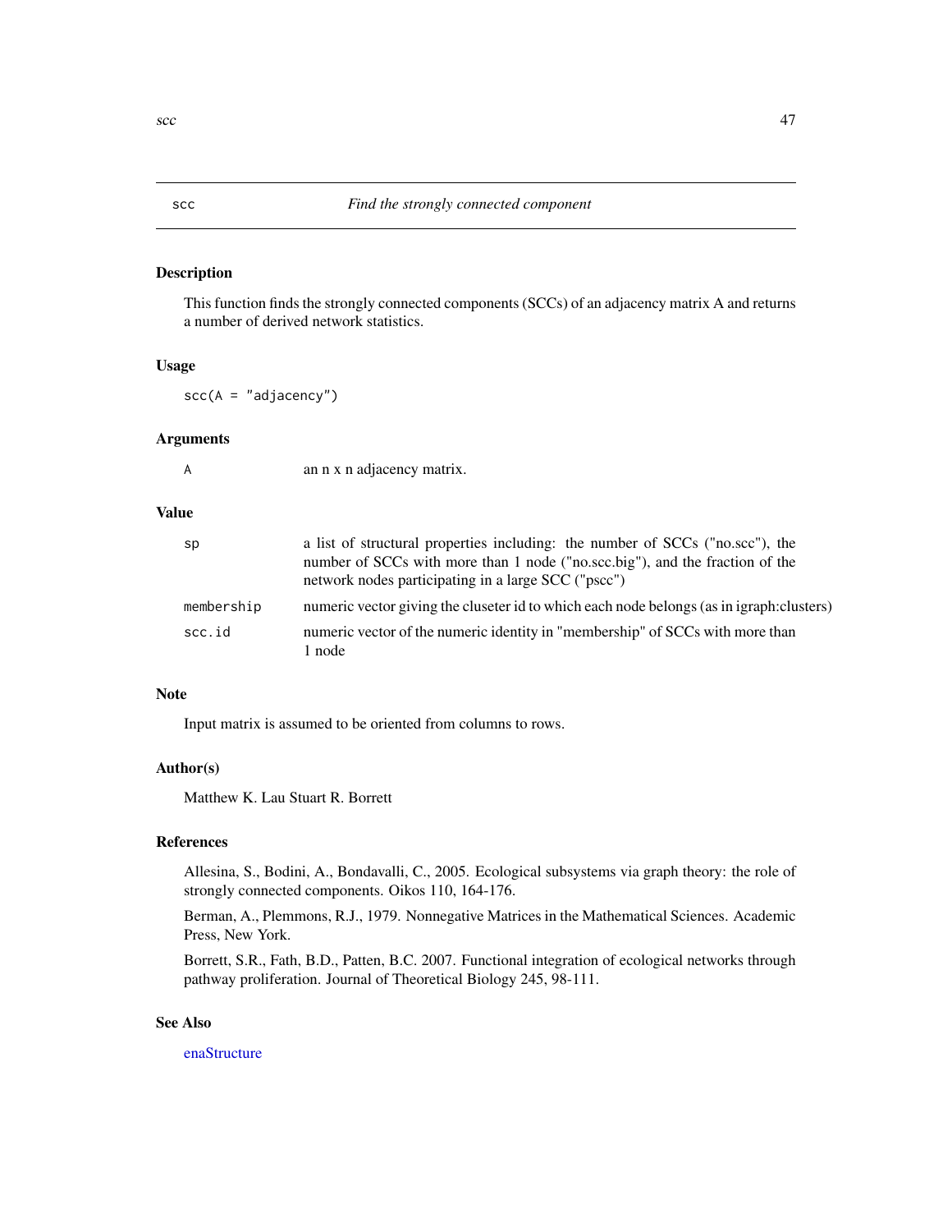## scc *Find the strongly connected component*

### Description

This function finds the strongly connected components (SCCs) of an adjacency matrix A and returns a number of derived network statistics.

### Usage

```
scc(A = "adjacency")
```

### Arguments

| | |
|---|---|
| A | an n x n adjacency matrix. |

### Value

| | |
|---|---|
| sp | a list of structural properties including: the number of SCCs ("no.scc"), the number of SCCs with more than 1 node ("no.scc.big"), and the fraction of the network nodes participating in a large SCC ("pscc") |
| membership | numeric vector giving the cluseter id to which each node belongs (as in igraph:clusters) |
| scc.id | numeric vector of the numeric identity in "membership" of SCCs with more than 1 node |

### Note

Input matrix is assumed to be oriented from columns to rows.

### Author(s)

Matthew K. Lau Stuart R. Borrett

### References

Allesina, S., Bodini, A., Bondavalli, C., 2005. Ecological subsystems via graph theory: the role of strongly connected components. Oikos 110, 164-176.

Berman, A., Plemmons, R.J., 1979. Nonnegative Matrices in the Mathematical Sciences. Academic Press, New York.

Borrett, S.R., Fath, B.D., Patten, B.C. 2007. Functional integration of ecological networks through pathway proliferation. Journal of Theoretical Biology 245, 98-111.

### See Also

enaStructure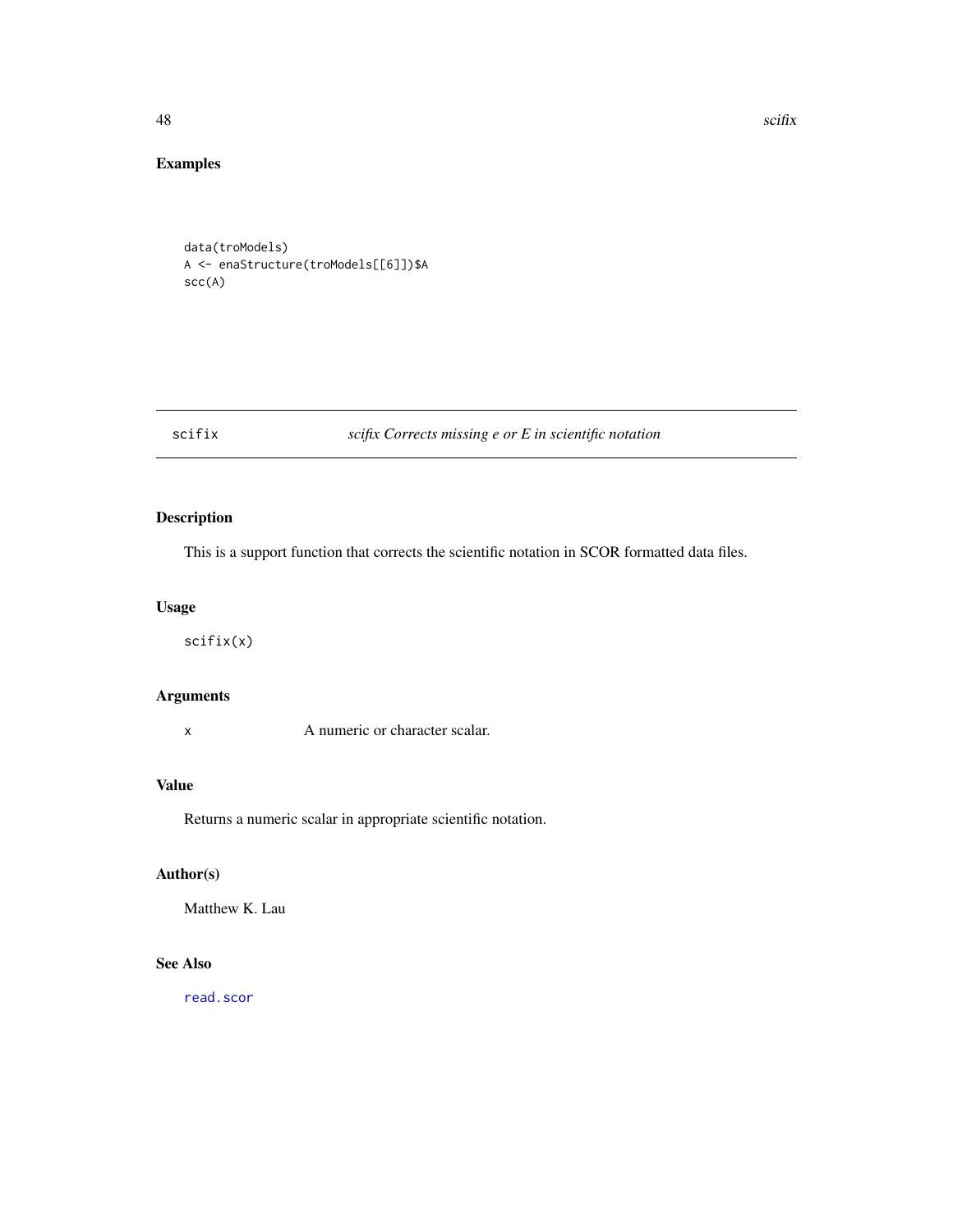## Examples

```
data(troModels)
A <- enaStructure(troModels[[6]])$A
scc(A)
```

---

## scifix — *scifix Corrects missing e or E in scientific notation*

### Description

This is a support function that corrects the scientific notation in SCOR formatted data files.

### Usage

```
scifix(x)
```

### Arguments

| | |
|---|---|
| x | A numeric or character scalar. |

### Value

Returns a numeric scalar in appropriate scientific notation.

### Author(s)

Matthew K. Lau

### See Also

read.scor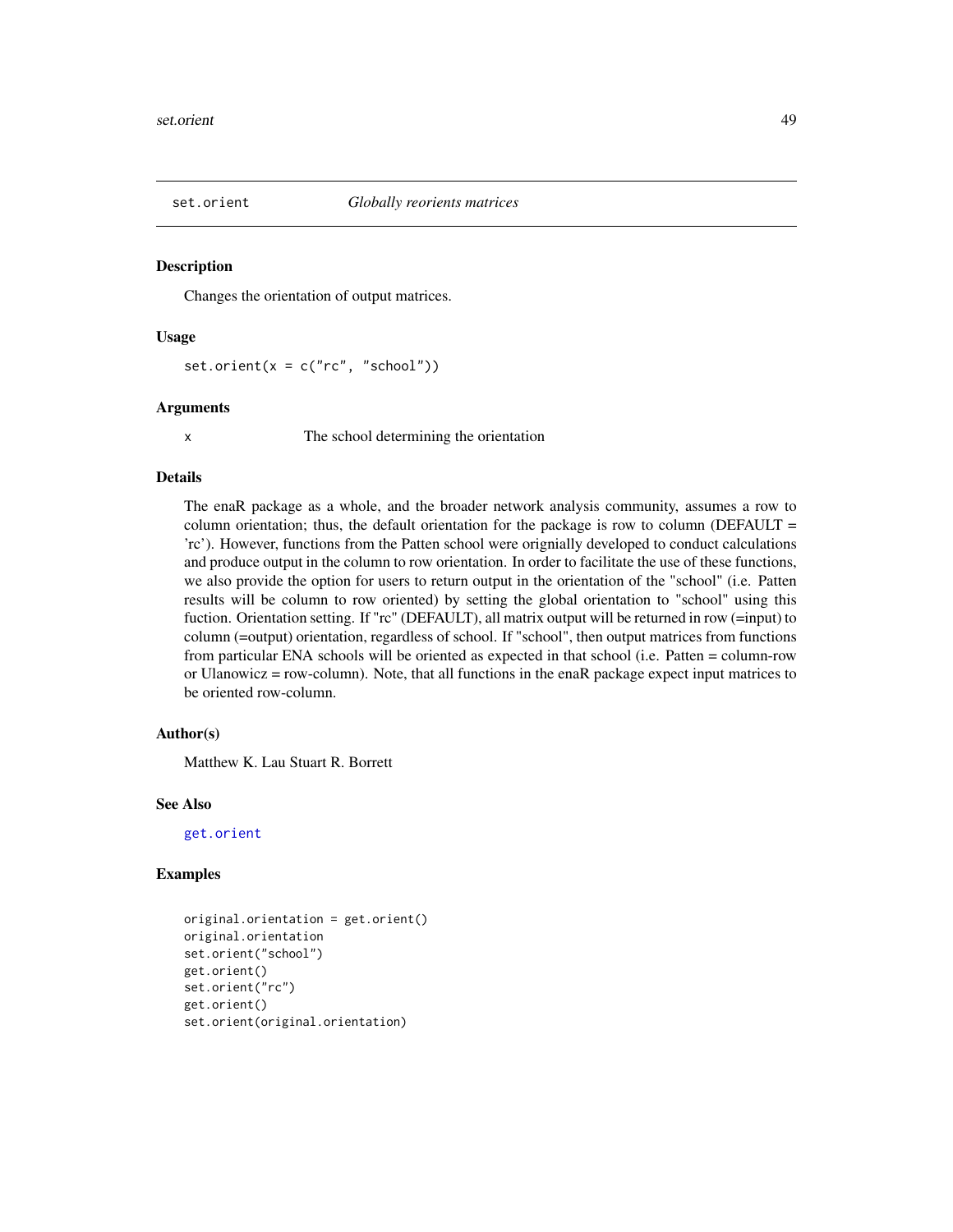## set.orient — *Globally reorients matrices*

### Description

Changes the orientation of output matrices.

### Usage

```
set.orient(x = c("rc", "school"))
```

### Arguments

x — The school determining the orientation

### Details

The enaR package as a whole, and the broader network analysis community, assumes a row to column orientation; thus, the default orientation for the package is row to column (DEFAULT = 'rc'). However, functions from the Patten school were orignially developed to conduct calculations and produce output in the column to row orientation. In order to facilitate the use of these functions, we also provide the option for users to return output in the orientation of the "school" (i.e. Patten results will be column to row oriented) by setting the global orientation to "school" using this fuction. Orientation setting. If "rc" (DEFAULT), all matrix output will be returned in row (=input) to column (=output) orientation, regardless of school. If "school", then output matrices from functions from particular ENA schools will be oriented as expected in that school (i.e. Patten = column-row or Ulanowicz = row-column). Note, that all functions in the enaR package expect input matrices to be oriented row-column.

### Author(s)

Matthew K. Lau Stuart R. Borrett

### See Also

get.orient

### Examples

```
original.orientation = get.orient()
original.orientation
set.orient("school")
get.orient()
set.orient("rc")
get.orient()
set.orient(original.orientation)
```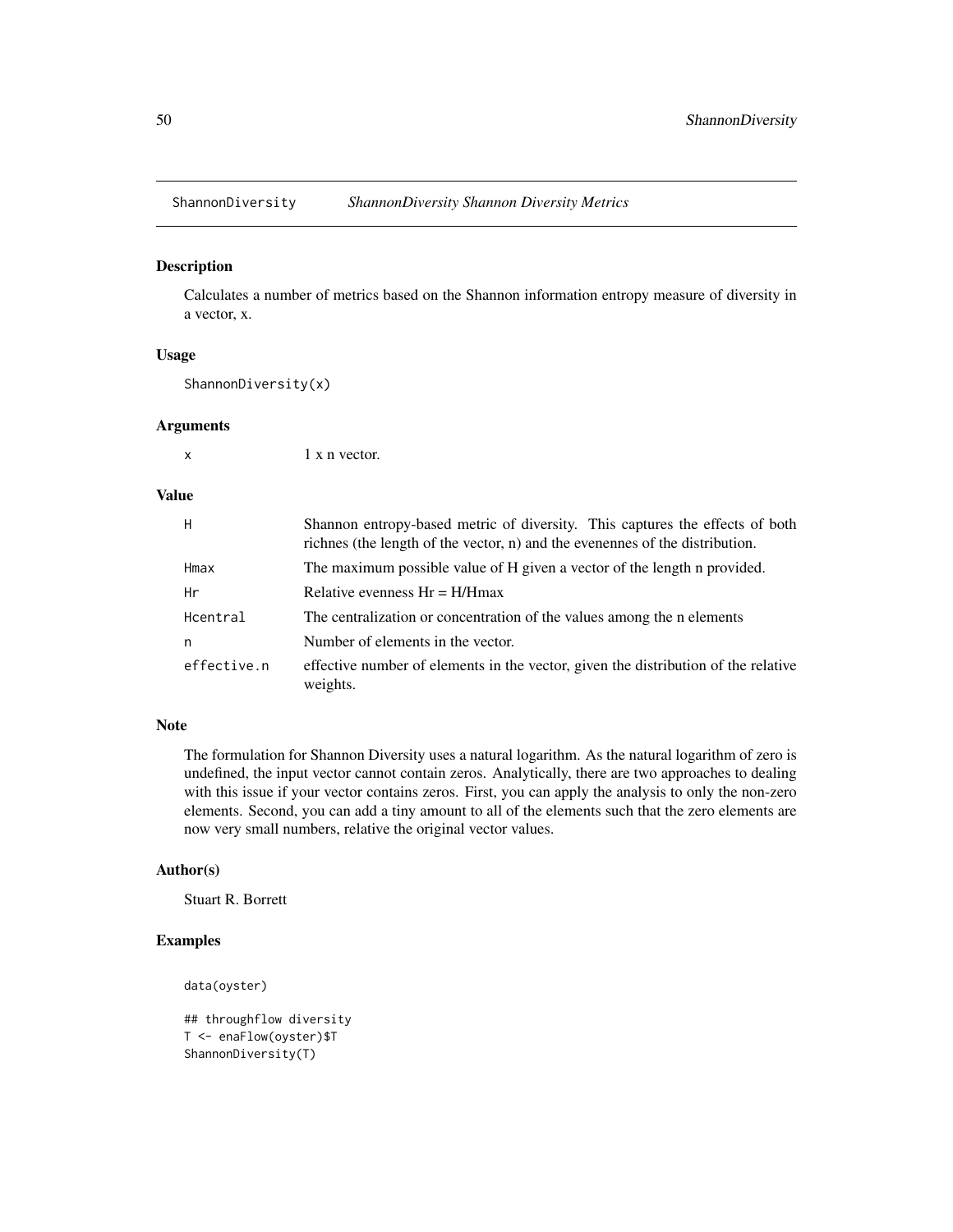## ShannonDiversity *ShannonDiversity Shannon Diversity Metrics*

### Description

Calculates a number of metrics based on the Shannon information entropy measure of diversity in a vector, x.

### Usage

```
ShannonDiversity(x)
```

### Arguments

| | |
|---|---|
| x | 1 x n vector. |

### Value

| | |
|---|---|
| H | Shannon entropy-based metric of diversity. This captures the effects of both richnes (the length of the vector, n) and the evenennes of the distribution. |
| Hmax | The maximum possible value of H given a vector of the length n provided. |
| Hr | Relative evenness Hr = H/Hmax |
| Hcentral | The centralization or concentration of the values among the n elements |
| n | Number of elements in the vector. |
| effective.n | effective number of elements in the vector, given the distribution of the relative weights. |

### Note

The formulation for Shannon Diversity uses a natural logarithm. As the natural logarithm of zero is undefined, the input vector cannot contain zeros. Analytically, there are two approaches to dealing with this issue if your vector contains zeros. First, you can apply the analysis to only the non-zero elements. Second, you can add a tiny amount to all of the elements such that the zero elements are now very small numbers, relative the original vector values.

### Author(s)

Stuart R. Borrett

### Examples

```
data(oyster)

## throughflow diversity
T <- enaFlow(oyster)$T
ShannonDiversity(T)
```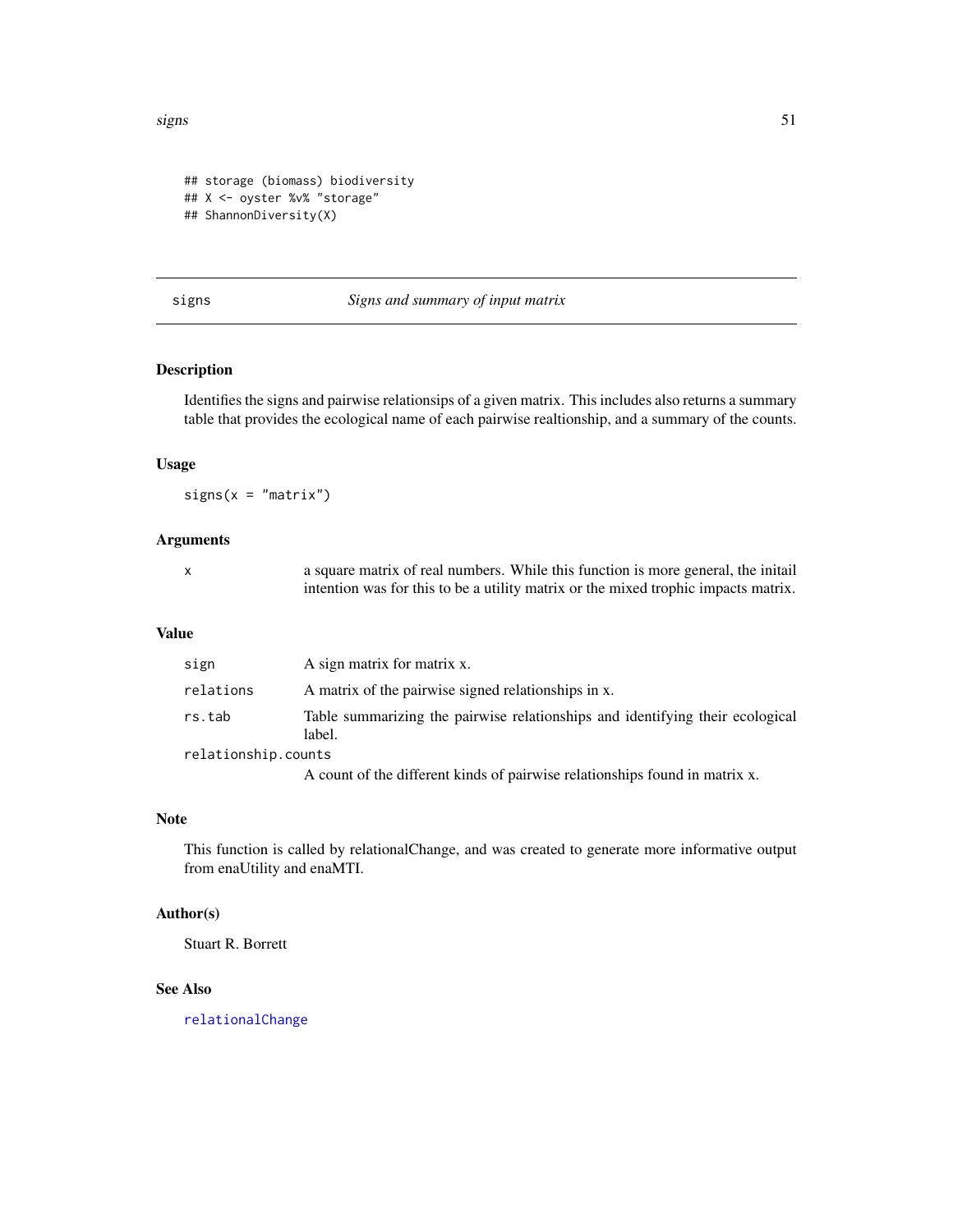```
## storage (biomass) biodiversity
## X <- oyster %v% "storage"
## ShannonDiversity(X)
```

---

## signs — *Signs and summary of input matrix*

### Description

Identifies the signs and pairwise relationsips of a given matrix. This includes also returns a summary table that provides the ecological name of each pairwise realtionship, and a summary of the counts.

### Usage

```
signs(x = "matrix")
```

### Arguments

| | |
|---|---|
| x | a square matrix of real numbers. While this function is more general, the initail intention was for this to be a utility matrix or the mixed trophic impacts matrix. |

### Value

| | |
|---|---|
| sign | A sign matrix for matrix x. |
| relations | A matrix of the pairwise signed relationships in x. |
| rs.tab | Table summarizing the pairwise relationships and identifying their ecological label. |
| relationship.counts | A count of the different kinds of pairwise relationships found in matrix x. |

### Note

This function is called by relationalChange, and was created to generate more informative output from enaUtility and enaMTI.

### Author(s)

Stuart R. Borrett

### See Also

relationalChange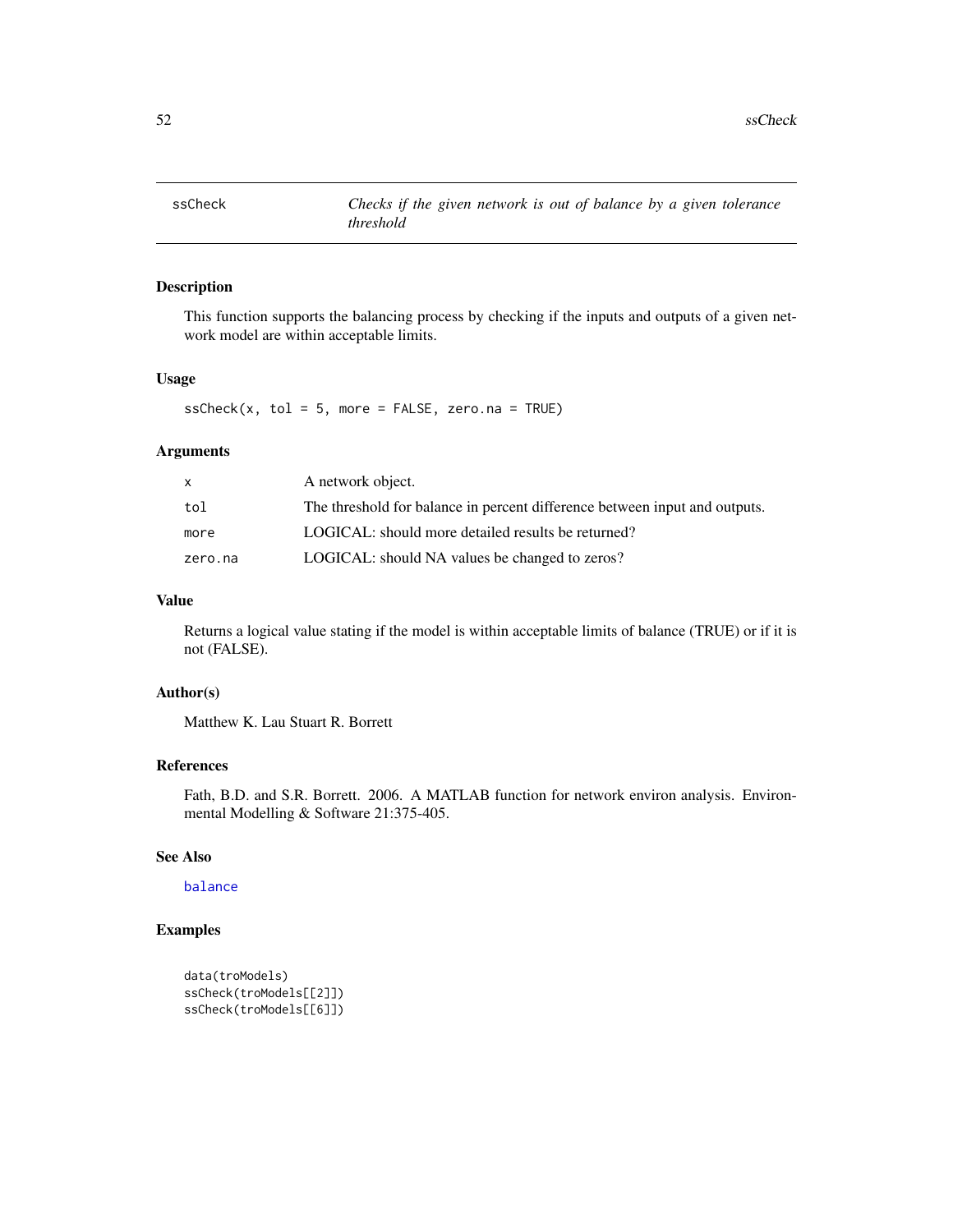# ssCheck

*Checks if the given network is out of balance by a given tolerance threshold*

## Description

This function supports the balancing process by checking if the inputs and outputs of a given network model are within acceptable limits.

## Usage

```
ssCheck(x, tol = 5, more = FALSE, zero.na = TRUE)
```

## Arguments

| | |
|---|---|
| x | A network object. |
| tol | The threshold for balance in percent difference between input and outputs. |
| more | LOGICAL: should more detailed results be returned? |
| zero.na | LOGICAL: should NA values be changed to zeros? |

## Value

Returns a logical value stating if the model is within acceptable limits of balance (TRUE) or if it is not (FALSE).

## Author(s)

Matthew K. Lau Stuart R. Borrett

## References

Fath, B.D. and S.R. Borrett. 2006. A MATLAB function for network environ analysis. Environmental Modelling & Software 21:375-405.

## See Also

balance

## Examples

```
data(troModels)
ssCheck(troModels[[2]])
ssCheck(troModels[[6]])
```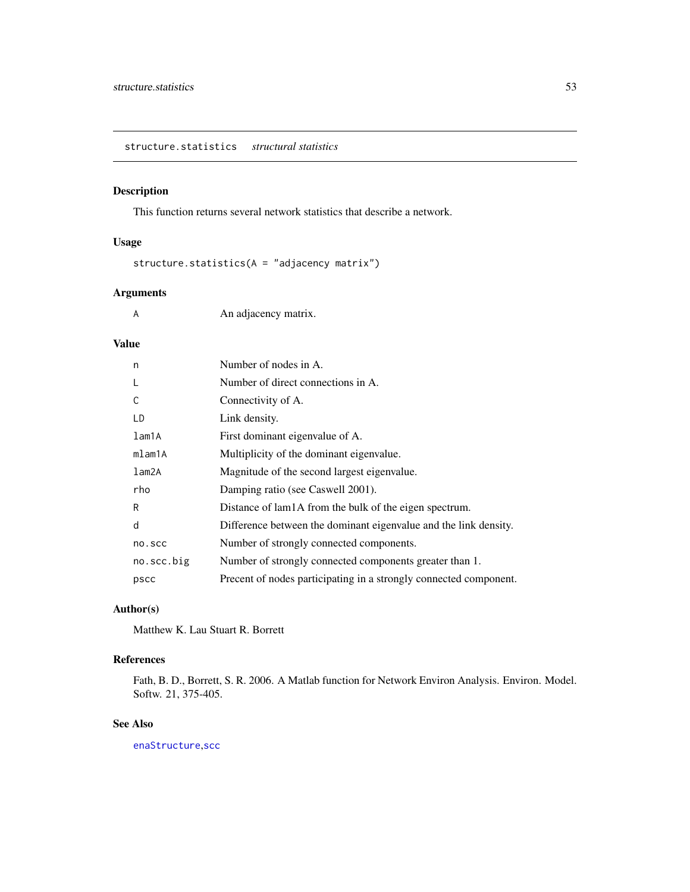## structure.statistics    *structural statistics*

### Description

This function returns several network statistics that describe a network.

### Usage

```
structure.statistics(A = "adjacency matrix")
```

### Arguments

| | |
|---|---|
| A | An adjacency matrix. |

### Value

| | |
|---|---|
| n | Number of nodes in A. |
| L | Number of direct connections in A. |
| C | Connectivity of A. |
| LD | Link density. |
| lam1A | First dominant eigenvalue of A. |
| mlam1A | Multiplicity of the dominant eigenvalue. |
| lam2A | Magnitude of the second largest eigenvalue. |
| rho | Damping ratio (see Caswell 2001). |
| R | Distance of lam1A from the bulk of the eigen spectrum. |
| d | Difference between the dominant eigenvalue and the link density. |
| no.scc | Number of strongly connected components. |
| no.scc.big | Number of strongly connected components greater than 1. |
| pscc | Precent of nodes participating in a strongly connected component. |

### Author(s)

Matthew K. Lau Stuart R. Borrett

### References

Fath, B. D., Borrett, S. R. 2006. A Matlab function for Network Environ Analysis. Environ. Model. Softw. 21, 375-405.

### See Also

enaStructure,scc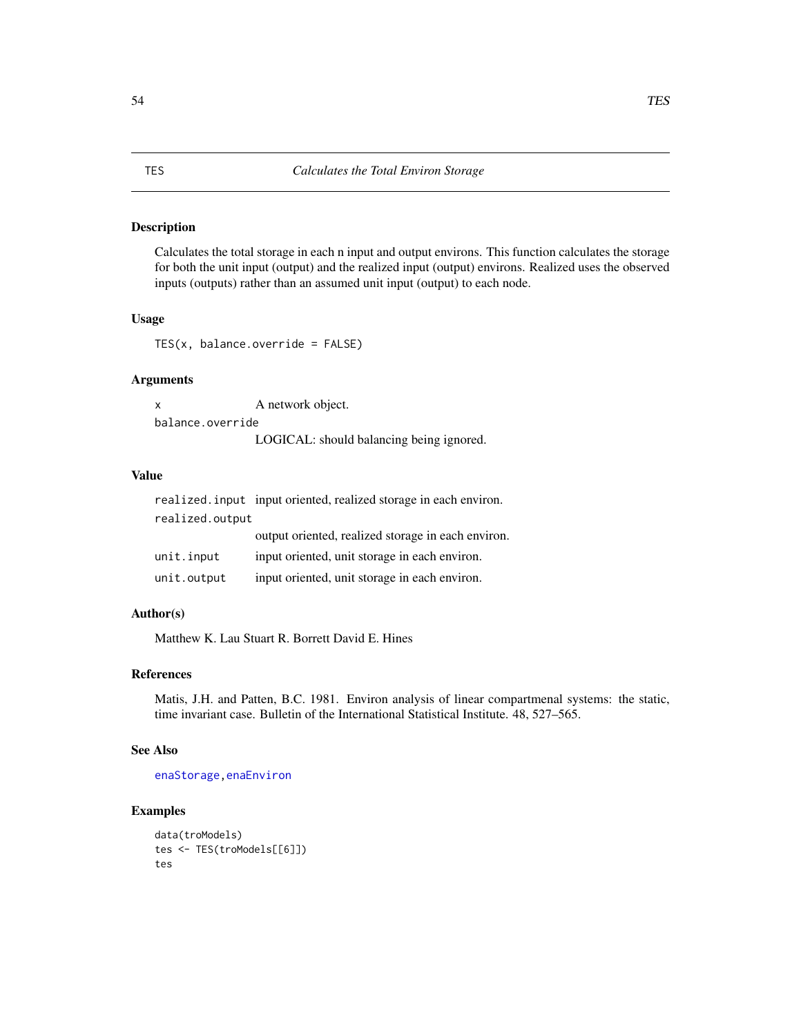TES *Calculates the Total Environ Storage*

## Description

Calculates the total storage in each n input and output environs. This function calculates the storage for both the unit input (output) and the realized input (output) environs. Realized uses the observed inputs (outputs) rather than an assumed unit input (output) to each node.

## Usage

```
TES(x, balance.override = FALSE)
```

## Arguments

`x` A network object.

`balance.override` LOGICAL: should balancing being ignored.

## Value

`realized.input` input oriented, realized storage in each environ.

`realized.output` output oriented, realized storage in each environ.

`unit.input` input oriented, unit storage in each environ.

`unit.output` input oriented, unit storage in each environ.

## Author(s)

Matthew K. Lau Stuart R. Borrett David E. Hines

## References

Matis, J.H. and Patten, B.C. 1981. Environ analysis of linear compartmenal systems: the static, time invariant case. Bulletin of the International Statistical Institute. 48, 527–565.

## See Also

enaStorage, enaEnviron

## Examples

```
data(troModels)
tes <- TES(troModels[[6]])
tes
```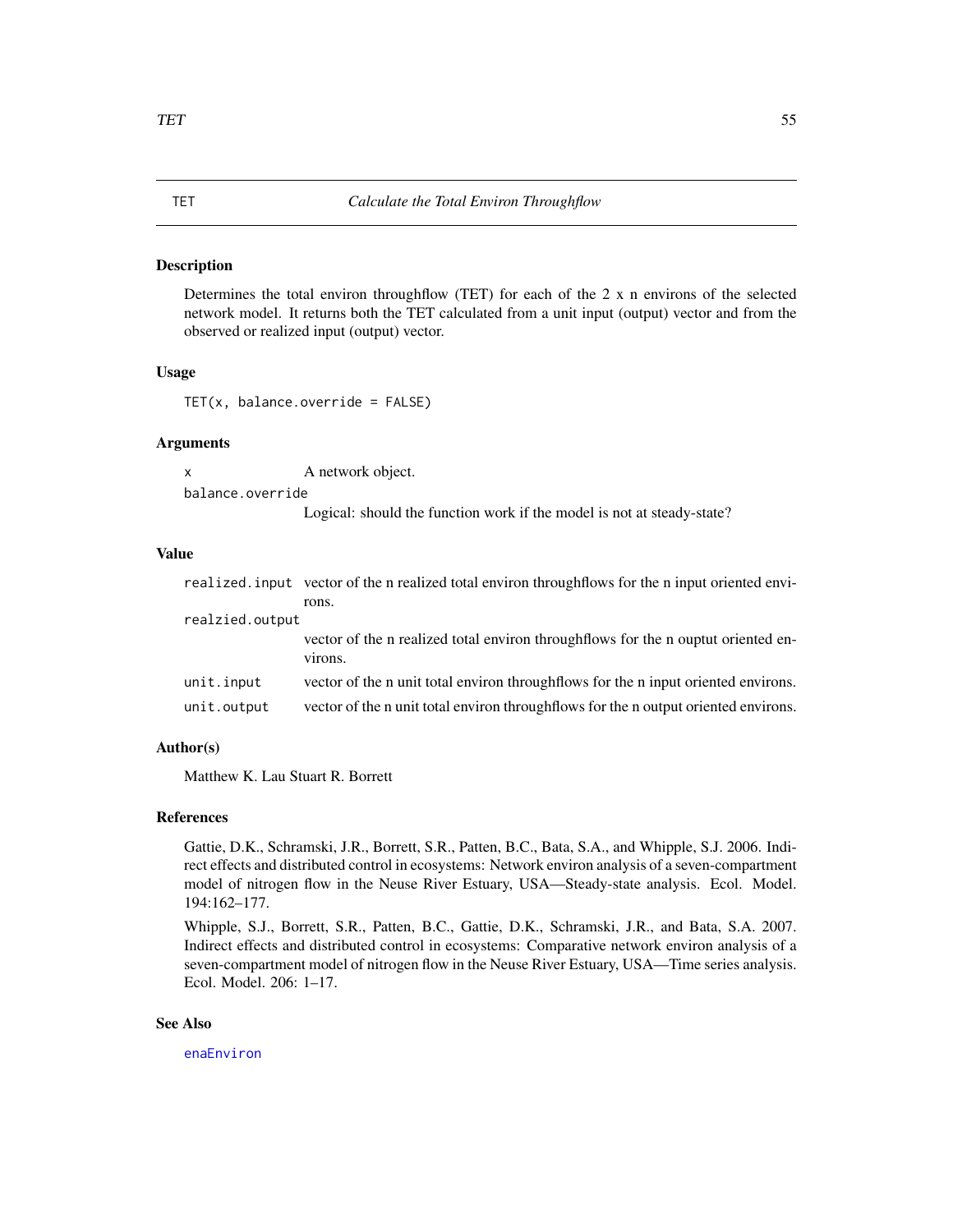# TET — *Calculate the Total Environ Throughflow*

## Description

Determines the total environ throughflow (TET) for each of the 2 x n environs of the selected network model. It returns both the TET calculated from a unit input (output) vector and from the observed or realized input (output) vector.

## Usage

```
TET(x, balance.override = FALSE)
```

## Arguments

| | |
|---|---|
| `x` | A network object. |
| `balance.override` | Logical: should the function work if the model is not at steady-state? |

## Value

| | |
|---|---|
| `realized.input` | vector of the n realized total environ throughflows for the n input oriented environs. |
| `realzied.output` | vector of the n realized total environ throughflows for the n ouptut oriented environs. |
| `unit.input` | vector of the n unit total environ throughflows for the n input oriented environs. |
| `unit.output` | vector of the n unit total environ throughflows for the n output oriented environs. |

## Author(s)

Matthew K. Lau Stuart R. Borrett

## References

Gattie, D.K., Schramski, J.R., Borrett, S.R., Patten, B.C., Bata, S.A., and Whipple, S.J. 2006. Indirect effects and distributed control in ecosystems: Network environ analysis of a seven-compartment model of nitrogen flow in the Neuse River Estuary, USA—Steady-state analysis. Ecol. Model. 194:162–177.

Whipple, S.J., Borrett, S.R., Patten, B.C., Gattie, D.K., Schramski, J.R., and Bata, S.A. 2007. Indirect effects and distributed control in ecosystems: Comparative network environ analysis of a seven-compartment model of nitrogen flow in the Neuse River Estuary, USA—Time series analysis. Ecol. Model. 206: 1–17.

## See Also

enaEnviron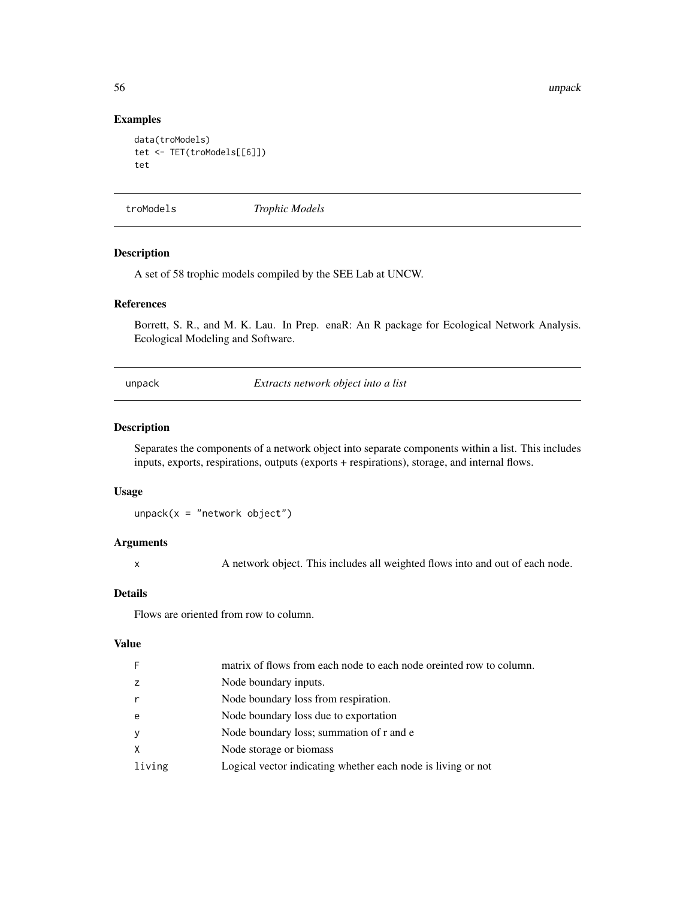## Examples

```
data(troModels)
tet <- TET(troModels[[6]])
tet
```

---

## troModels — *Trophic Models*

### Description

A set of 58 trophic models compiled by the SEE Lab at UNCW.

### References

Borrett, S. R., and M. K. Lau. In Prep. enaR: An R package for Ecological Network Analysis. Ecological Modeling and Software.

---

## unpack — *Extracts network object into a list*

### Description

Separates the components of a network object into separate components within a list. This includes inputs, exports, respirations, outputs (exports + respirations), storage, and internal flows.

### Usage

```
unpack(x = "network object")
```

### Arguments

| | |
|---|---|
| x | A network object. This includes all weighted flows into and out of each node. |

### Details

Flows are oriented from row to column.

### Value

| | |
|---|---|
| F | matrix of flows from each node to each node oreinted row to column. |
| z | Node boundary inputs. |
| r | Node boundary loss from respiration. |
| e | Node boundary loss due to exportation |
| y | Node boundary loss; summation of r and e |
| X | Node storage or biomass |
| living | Logical vector indicating whether each node is living or not |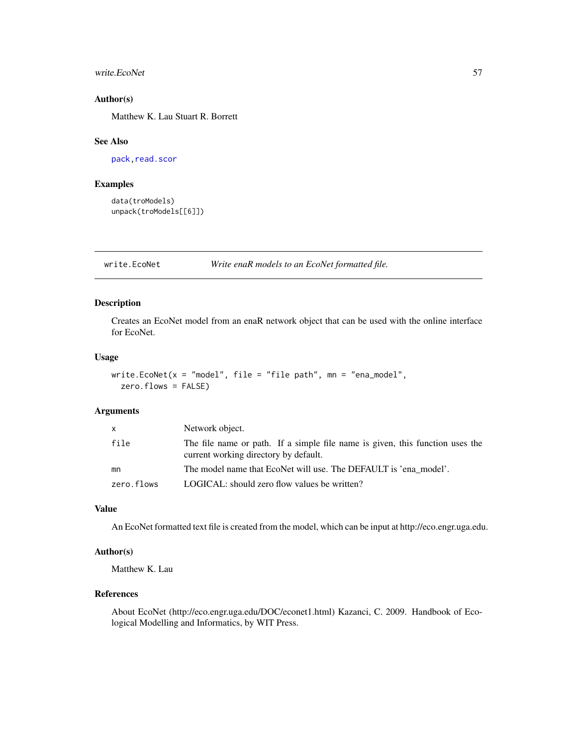### Author(s)

Matthew K. Lau Stuart R. Borrett

### See Also

pack, read.scor

### Examples

```
data(troModels)
unpack(troModels[[6]])
```

---

## write.EcoNet — *Write enaR models to an EcoNet formatted file.*

---

### Description

Creates an EcoNet model from an enaR network object that can be used with the online interface for EcoNet.

### Usage

```
write.EcoNet(x = "model", file = "file path", mn = "ena_model",
  zero.flows = FALSE)
```

### Arguments

| | |
|---|---|
| x | Network object. |
| file | The file name or path. If a simple file name is given, this function uses the current working directory by default. |
| mn | The model name that EcoNet will use. The DEFAULT is 'ena_model'. |
| zero.flows | LOGICAL: should zero flow values be written? |

### Value

An EcoNet formatted text file is created from the model, which can be input at http://eco.engr.uga.edu.

### Author(s)

Matthew K. Lau

### References

About EcoNet (http://eco.engr.uga.edu/DOC/econet1.html) Kazanci, C. 2009. Handbook of Ecological Modelling and Informatics, by WIT Press.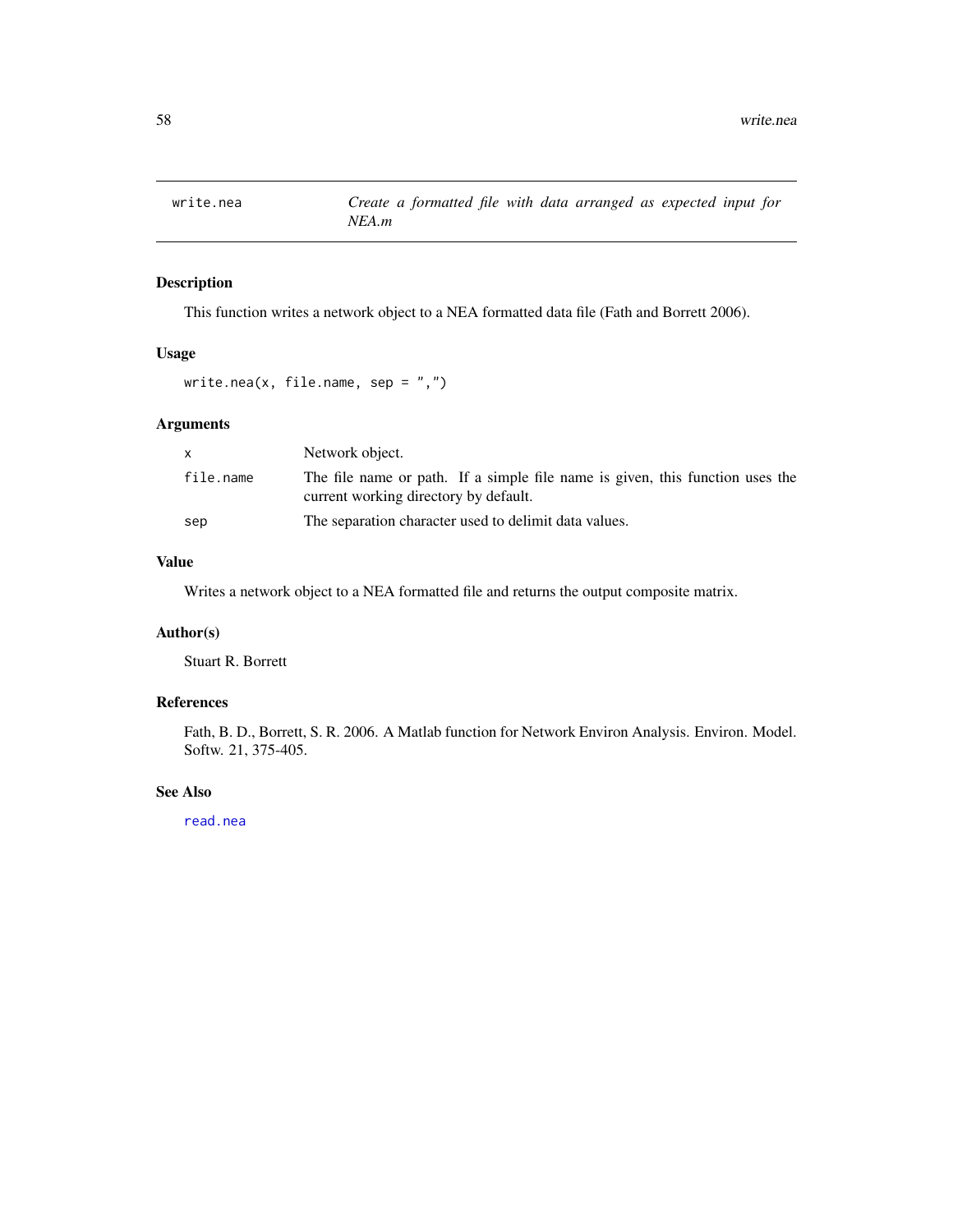## write.nea — *Create a formatted file with data arranged as expected input for NEA.m*

### Description

This function writes a network object to a NEA formatted data file (Fath and Borrett 2006).

### Usage

```
write.nea(x, file.name, sep = ",")
```

### Arguments

| | |
|---|---|
| `x` | Network object. |
| `file.name` | The file name or path. If a simple file name is given, this function uses the current working directory by default. |
| `sep` | The separation character used to delimit data values. |

### Value

Writes a network object to a NEA formatted file and returns the output composite matrix.

### Author(s)

Stuart R. Borrett

### References

Fath, B. D., Borrett, S. R. 2006. A Matlab function for Network Environ Analysis. Environ. Model. Softw. 21, 375-405.

### See Also

`read.nea`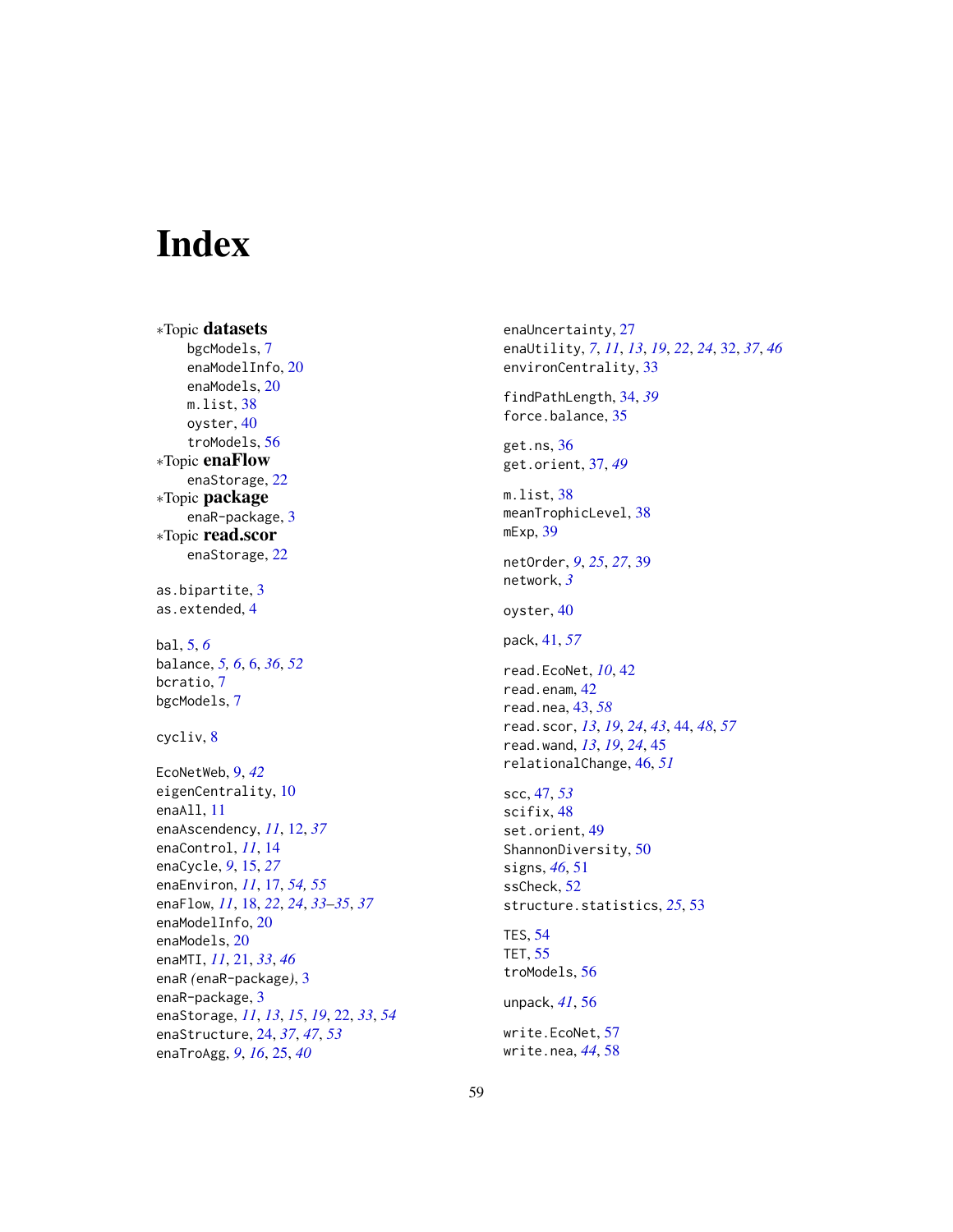# Index

∗Topic **datasets**

bgcModels, 7
enaModelInfo, 20
enaModels, 20
m.list, 38
oyster, 40
troModels, 56

∗Topic **enaFlow**

enaStorage, 22

∗Topic **package**

enaR-package, 3

∗Topic **read.scor**

enaStorage, 22

as.bipartite, 3
as.extended, 4

bal, 5, *6*
balance, *5, 6*, 6, *36*, *52*
bcratio, 7
bgcModels, 7

cycliv, 8

EcoNetWeb, 9, *42*
eigenCentrality, 10
enaAll, 11
enaAscendency, *11*, 12, *37*
enaControl, *11*, 14
enaCycle, *9*, 15, *27*
enaEnviron, *11*, 17, *54, 55*
enaFlow, *11*, 18, *22*, *24*, *33–35*, *37*
enaModelInfo, 20
enaModels, 20
enaMTI, *11*, 21, *33*, *46*
enaR *(*enaR-package*)*, 3
enaR-package, 3
enaStorage, *11*, *13*, *15*, *19*, 22, *33*, *54*
enaStructure, 24, *37*, *47*, *53*
enaTroAgg, *9*, *16*, 25, *40*
enaUncertainty, 27
enaUtility, *7*, *11*, *13*, *19*, *22*, *24*, 32, *37*, *46*
environCentrality, 33

findPathLength, 34, *39*
force.balance, 35

get.ns, 36
get.orient, 37, *49*

m.list, 38
meanTrophicLevel, 38
mExp, 39

netOrder, *9*, *25*, *27*, 39
network, *3*

oyster, 40

pack, 41, *57*

read.EcoNet, *10*, 42
read.enam, 42
read.nea, 43, *58*
read.scor, *13*, *19*, *24*, *43*, 44, *48*, *57*
read.wand, *13*, *19*, *24*, 45
relationalChange, 46, *51*

scc, 47, *53*
scifix, 48
set.orient, 49
ShannonDiversity, 50
signs, *46*, 51
ssCheck, 52
structure.statistics, *25*, 53

TES, 54
TET, 55
troModels, 56

unpack, *41*, 56

write.EcoNet, 57
write.nea, *44*, 58